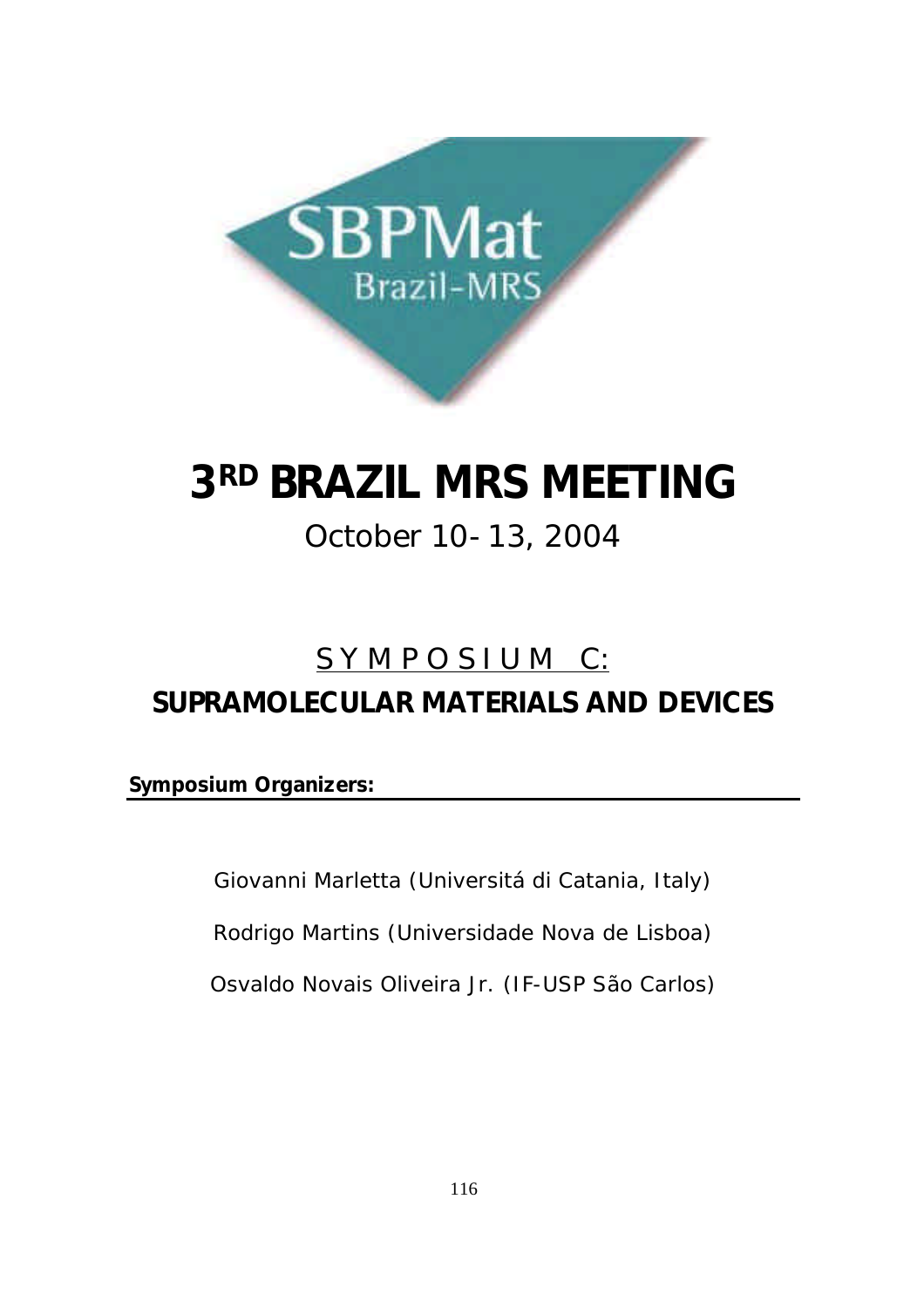SBPMat
Brazil-MRS

# 3[RD] BRAZIL MRS MEETING

October 10-13, 2004

## SYMPOSIUM C:
## SUPRAMOLECULAR MATERIALS AND DEVICES

**Symposium Organizers:**

Giovanni Marletta (Universitá di Catania, Italy)

Rodrigo Martins (Universidade Nova de Lisboa)

Osvaldo Novais Oliveira Jr. (IF-USP São Carlos)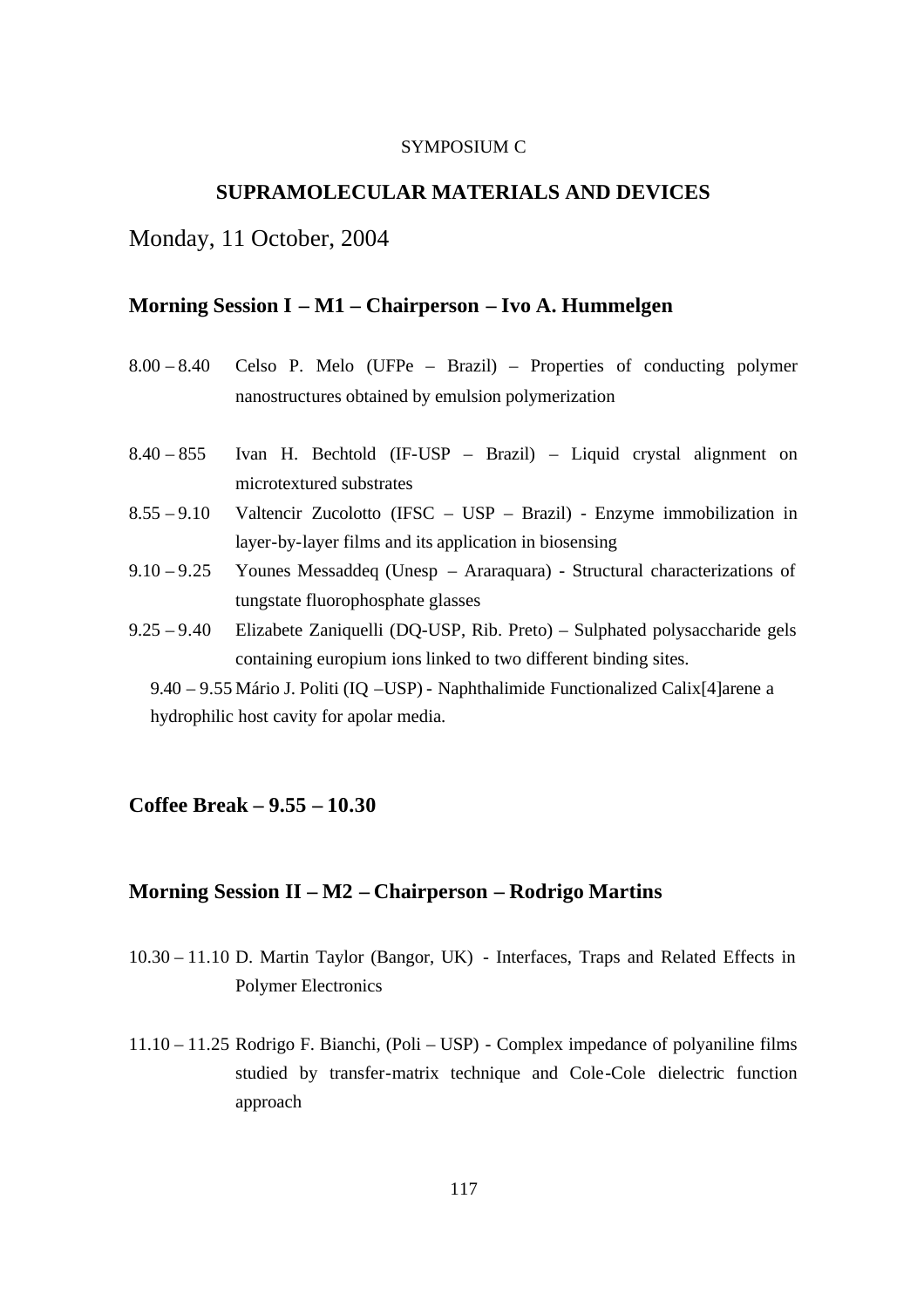SYMPOSIUM C

# SUPRAMOLECULAR MATERIALS AND DEVICES

## Monday, 11 October, 2004

### Morning Session I – M1 – Chairperson – Ivo A. Hummelgen

8.00 – 8.40 Celso P. Melo (UFPe – Brazil) – Properties of conducting polymer nanostructures obtained by emulsion polymerization

8.40 – 855 Ivan H. Bechtold (IF-USP – Brazil) – Liquid crystal alignment on microtextured substrates

8.55 – 9.10 Valtencir Zucolotto (IFSC – USP – Brazil) - Enzyme immobilization in layer-by-layer films and its application in biosensing

9.10 – 9.25 Younes Messaddeq (Unesp – Araraquara) - Structural characterizations of tungstate fluorophosphate glasses

9.25 – 9.40 Elizabete Zaniquelli (DQ-USP, Rib. Preto) – Sulphated polysaccharide gels containing europium ions linked to two different binding sites.

9.40 – 9.55 Mário J. Politi (IQ –USP) - Naphthalimide Functionalized Calix[4]arene a hydrophilic host cavity for apolar media.

### Coffee Break – 9.55 – 10.30

### Morning Session II – M2 – Chairperson – Rodrigo Martins

10.30 – 11.10 D. Martin Taylor (Bangor, UK) - Interfaces, Traps and Related Effects in Polymer Electronics

11.10 – 11.25 Rodrigo F. Bianchi, (Poli – USP) - Complex impedance of polyaniline films studied by transfer-matrix technique and Cole-Cole dielectric function approach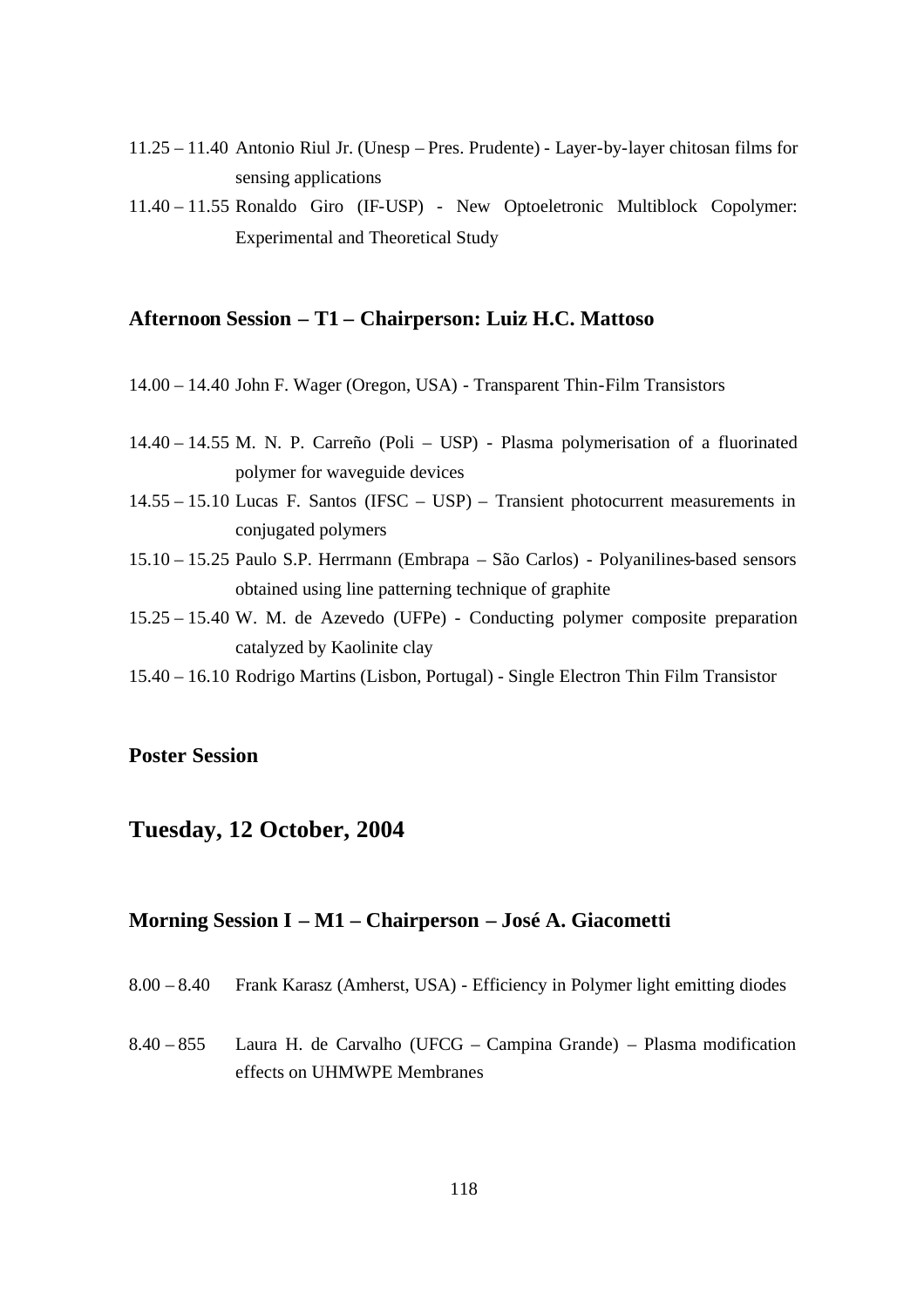11.25 – 11.40 Antonio Riul Jr. (Unesp – Pres. Prudente) - Layer-by-layer chitosan films for sensing applications

11.40 – 11.55 Ronaldo Giro (IF-USP) - New Optoeletronic Multiblock Copolymer: Experimental and Theoretical Study

### Afternoon Session – T1 – Chairperson: Luiz H.C. Mattoso

14.00 – 14.40 John F. Wager (Oregon, USA) - Transparent Thin-Film Transistors

14.40 – 14.55 M. N. P. Carreño (Poli – USP) - Plasma polymerisation of a fluorinated polymer for waveguide devices

14.55 – 15.10 Lucas F. Santos (IFSC – USP) – Transient photocurrent measurements in conjugated polymers

15.10 – 15.25 Paulo S.P. Herrmann (Embrapa – São Carlos) - Polyanilines-based sensors obtained using line patterning technique of graphite

15.25 – 15.40 W. M. de Azevedo (UFPe) - Conducting polymer composite preparation catalyzed by Kaolinite clay

15.40 – 16.10 Rodrigo Martins (Lisbon, Portugal) - Single Electron Thin Film Transistor

### Poster Session

## Tuesday, 12 October, 2004

### Morning Session I – M1 – Chairperson – José A. Giacometti

8.00 – 8.40 Frank Karasz (Amherst, USA) - Efficiency in Polymer light emitting diodes

8.40 – 855 Laura H. de Carvalho (UFCG – Campina Grande) – Plasma modification effects on UHMWPE Membranes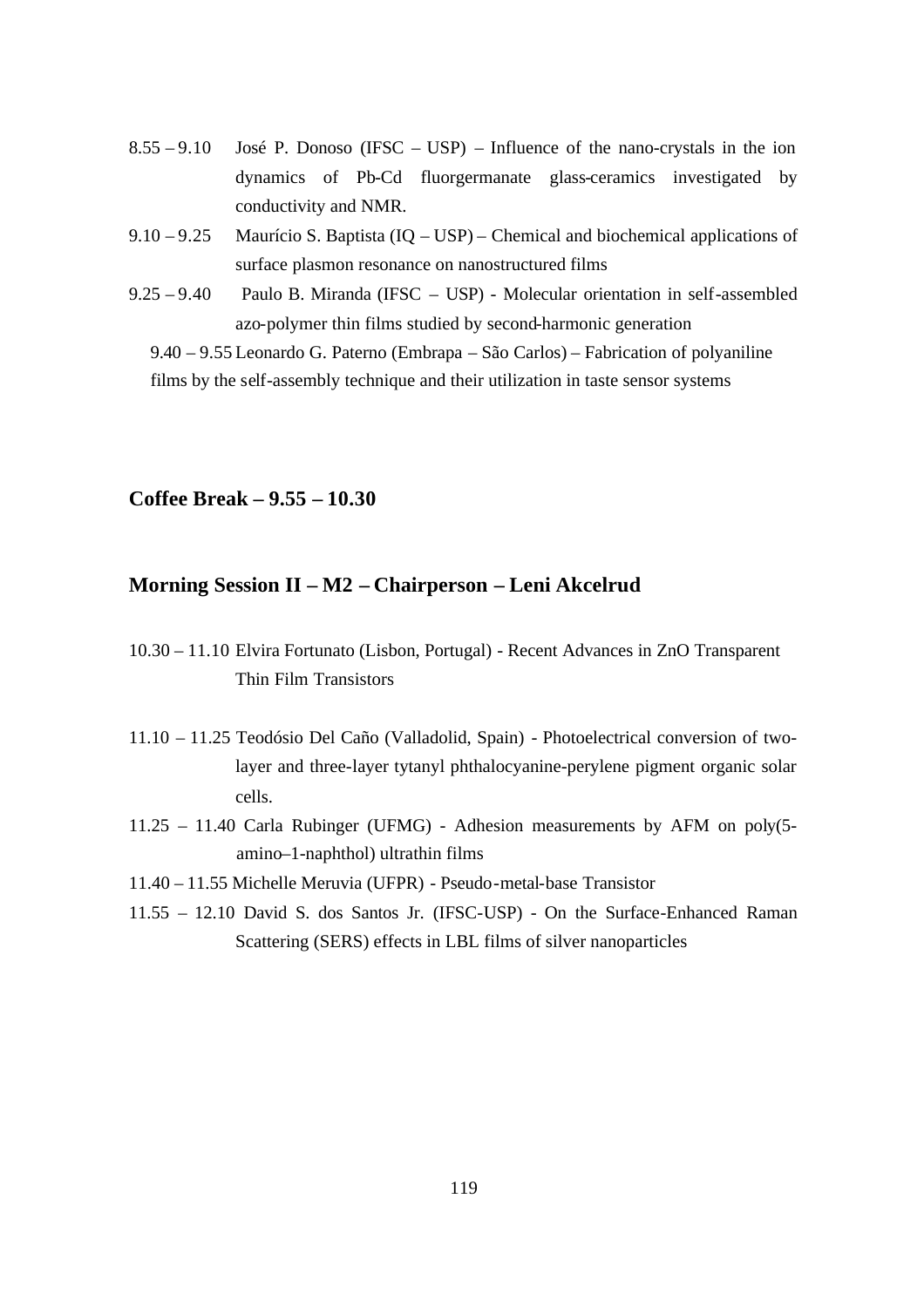8.55 – 9.10 José P. Donoso (IFSC – USP) – Influence of the nano-crystals in the ion dynamics of Pb-Cd fluorgermanate glass-ceramics investigated by conductivity and NMR.

9.10 – 9.25 Maurício S. Baptista (IQ – USP) – Chemical and biochemical applications of surface plasmon resonance on nanostructured films

9.25 – 9.40 Paulo B. Miranda (IFSC – USP) - Molecular orientation in self-assembled azo-polymer thin films studied by second-harmonic generation

9.40 – 9.55 Leonardo G. Paterno (Embrapa – São Carlos) – Fabrication of polyaniline films by the self-assembly technique and their utilization in taste sensor systems

## Coffee Break – 9.55 – 10.30

## Morning Session II – M2 – Chairperson – Leni Akcelrud

10.30 – 11.10 Elvira Fortunato (Lisbon, Portugal) - Recent Advances in ZnO Transparent Thin Film Transistors

11.10 – 11.25 Teodósio Del Caño (Valladolid, Spain) - Photoelectrical conversion of two-layer and three-layer tytanyl phthalocyanine-perylene pigment organic solar cells.

11.25 – 11.40 Carla Rubinger (UFMG) - Adhesion measurements by AFM on poly(5-amino–1-naphthol) ultrathin films

11.40 – 11.55 Michelle Meruvia (UFPR) - Pseudo-metal-base Transistor

11.55 – 12.10 David S. dos Santos Jr. (IFSC-USP) - On the Surface-Enhanced Raman Scattering (SERS) effects in LBL films of silver nanoparticles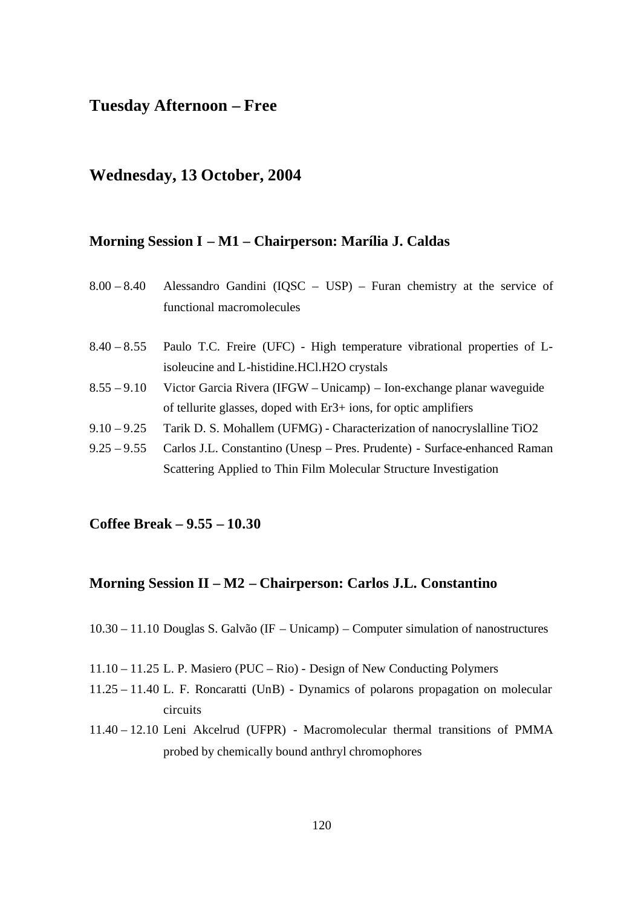## Tuesday Afternoon – Free

## Wednesday, 13 October, 2004

### Morning Session I – M1 – Chairperson: Marília J. Caldas

8.00 – 8.40 Alessandro Gandini (IQSC – USP) – Furan chemistry at the service of functional macromolecules

8.40 – 8.55 Paulo T.C. Freire (UFC) - High temperature vibrational properties of L-isoleucine and L-histidine.HCl.H2O crystals

8.55 – 9.10 Victor Garcia Rivera (IFGW – Unicamp) – Ion-exchange planar waveguide of tellurite glasses, doped with Er3+ ions, for optic amplifiers

9.10 – 9.25 Tarik D. S. Mohallem (UFMG) - Characterization of nanocryslalline TiO2

9.25 – 9.55 Carlos J.L. Constantino (Unesp – Pres. Prudente) - Surface-enhanced Raman Scattering Applied to Thin Film Molecular Structure Investigation

### Coffee Break – 9.55 – 10.30

### Morning Session II – M2 – Chairperson: Carlos J.L. Constantino

10.30 – 11.10 Douglas S. Galvão (IF – Unicamp) – Computer simulation of nanostructures

11.10 – 11.25 L. P. Masiero (PUC – Rio) - Design of New Conducting Polymers

11.25 – 11.40 L. F. Roncaratti (UnB) - Dynamics of polarons propagation on molecular circuits

11.40 – 12.10 Leni Akcelrud (UFPR) - Macromolecular thermal transitions of PMMA probed by chemically bound anthryl chromophores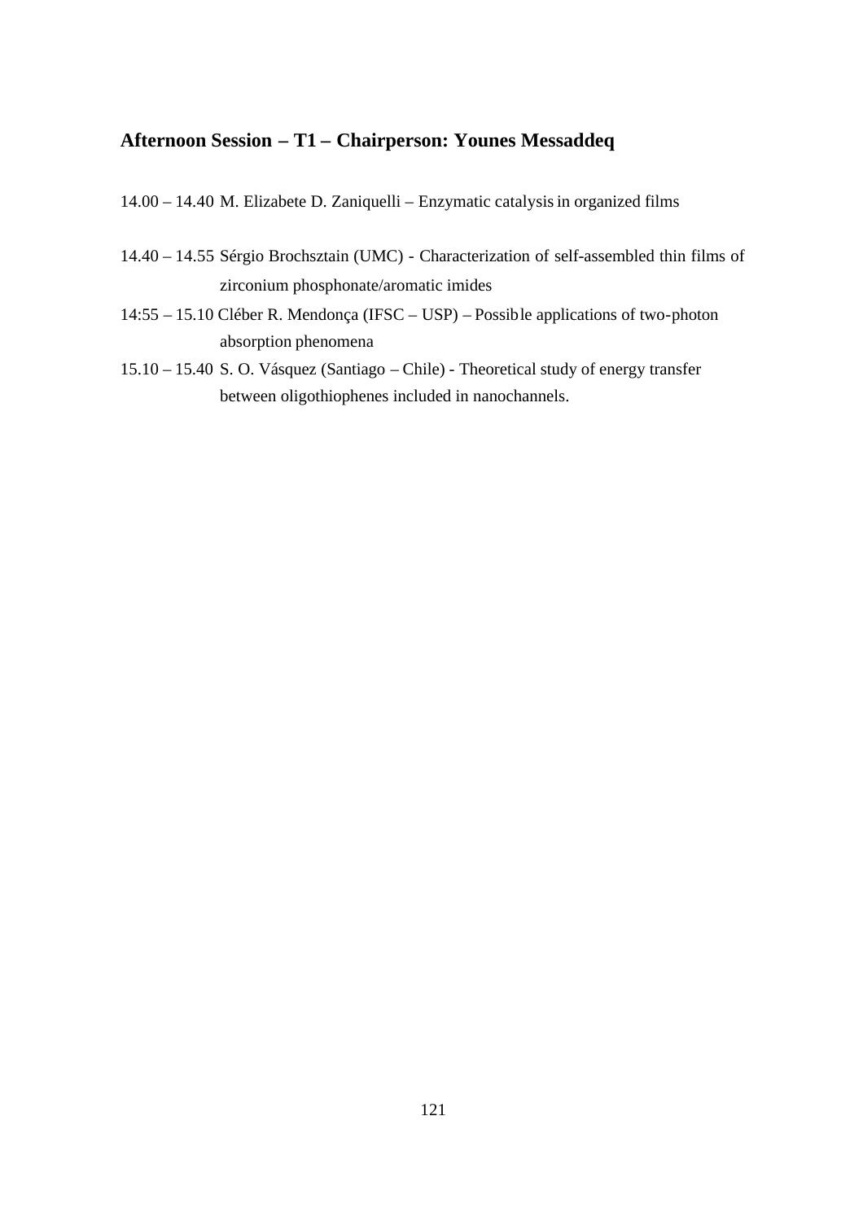## Afternoon Session – T1 – Chairperson: Younes Messaddeq

14.00 – 14.40 M. Elizabete D. Zaniquelli – Enzymatic catalysis in organized films

14.40 – 14.55 Sérgio Brochsztain (UMC) - Characterization of self-assembled thin films of zirconium phosphonate/aromatic imides

14:55 – 15.10 Cléber R. Mendonça (IFSC – USP) – Possible applications of two-photon absorption phenomena

15.10 – 15.40 S. O. Vásquez (Santiago – Chile) - Theoretical study of energy transfer between oligothiophenes included in nanochannels.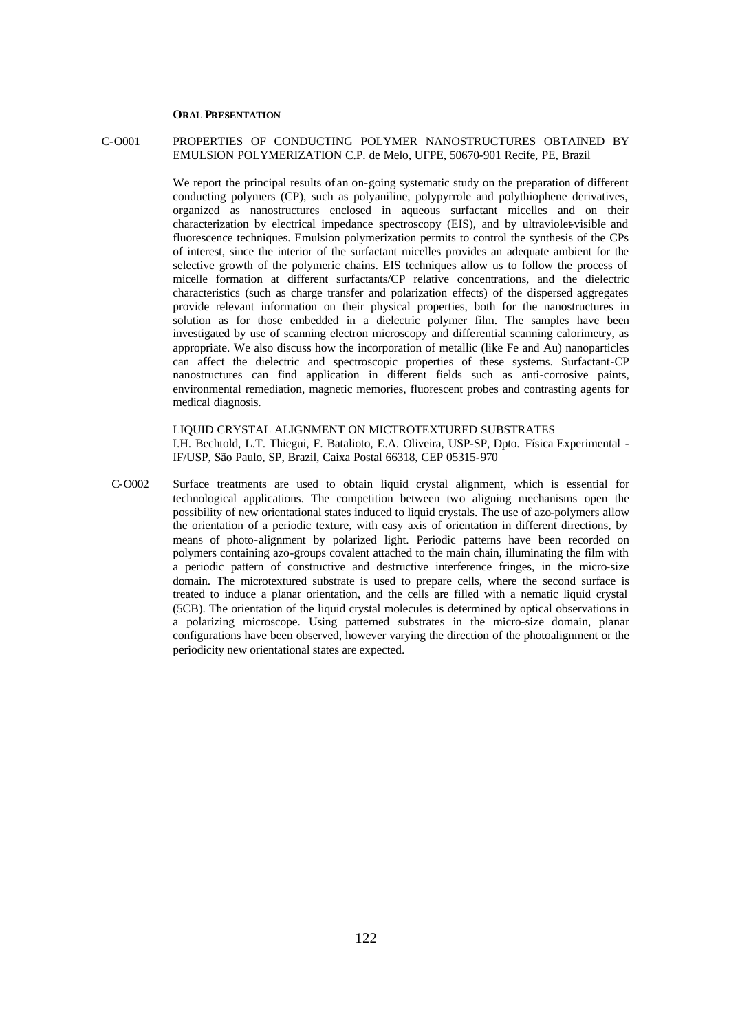**ORAL PRESENTATION**

C-O001 PROPERTIES OF CONDUCTING POLYMER NANOSTRUCTURES OBTAINED BY EMULSION POLYMERIZATION C.P. de Melo, UFPE, 50670-901 Recife, PE, Brazil

We report the principal results of an on-going systematic study on the preparation of different conducting polymers (CP), such as polyaniline, polypyrrole and polythiophene derivatives, organized as nanostructures enclosed in aqueous surfactant micelles and on their characterization by electrical impedance spectroscopy (EIS), and by ultraviolet-visible and fluorescence techniques. Emulsion polymerization permits to control the synthesis of the CPs of interest, since the interior of the surfactant micelles provides an adequate ambient for the selective growth of the polymeric chains. EIS techniques allow us to follow the process of micelle formation at different surfactants/CP relative concentrations, and the dielectric characteristics (such as charge transfer and polarization effects) of the dispersed aggregates provide relevant information on their physical properties, both for the nanostructures in solution as for those embedded in a dielectric polymer film. The samples have been investigated by use of scanning electron microscopy and differential scanning calorimetry, as appropriate. We also discuss how the incorporation of metallic (like Fe and Au) nanoparticles can affect the dielectric and spectroscopic properties of these systems. Surfactant-CP nanostructures can find application in different fields such as anti-corrosive paints, environmental remediation, magnetic memories, fluorescent probes and contrasting agents for medical diagnosis.

C-O002 LIQUID CRYSTAL ALIGNMENT ON MICTROTEXTURED SUBSTRATES
I.H. Bechtold, L.T. Thiegui, F. Batalioto, E.A. Oliveira, USP-SP, Dpto. Física Experimental - IF/USP, São Paulo, SP, Brazil, Caixa Postal 66318, CEP 05315-970

Surface treatments are used to obtain liquid crystal alignment, which is essential for technological applications. The competition between two aligning mechanisms open the possibility of new orientational states induced to liquid crystals. The use of azo-polymers allow the orientation of a periodic texture, with easy axis of orientation in different directions, by means of photo-alignment by polarized light. Periodic patterns have been recorded on polymers containing azo-groups covalent attached to the main chain, illuminating the film with a periodic pattern of constructive and destructive interference fringes, in the micro-size domain. The microtextured substrate is used to prepare cells, where the second surface is treated to induce a planar orientation, and the cells are filled with a nematic liquid crystal (5CB). The orientation of the liquid crystal molecules is determined by optical observations in a polarizing microscope. Using patterned substrates in the micro-size domain, planar configurations have been observed, however varying the direction of the photoalignment or the periodicity new orientational states are expected.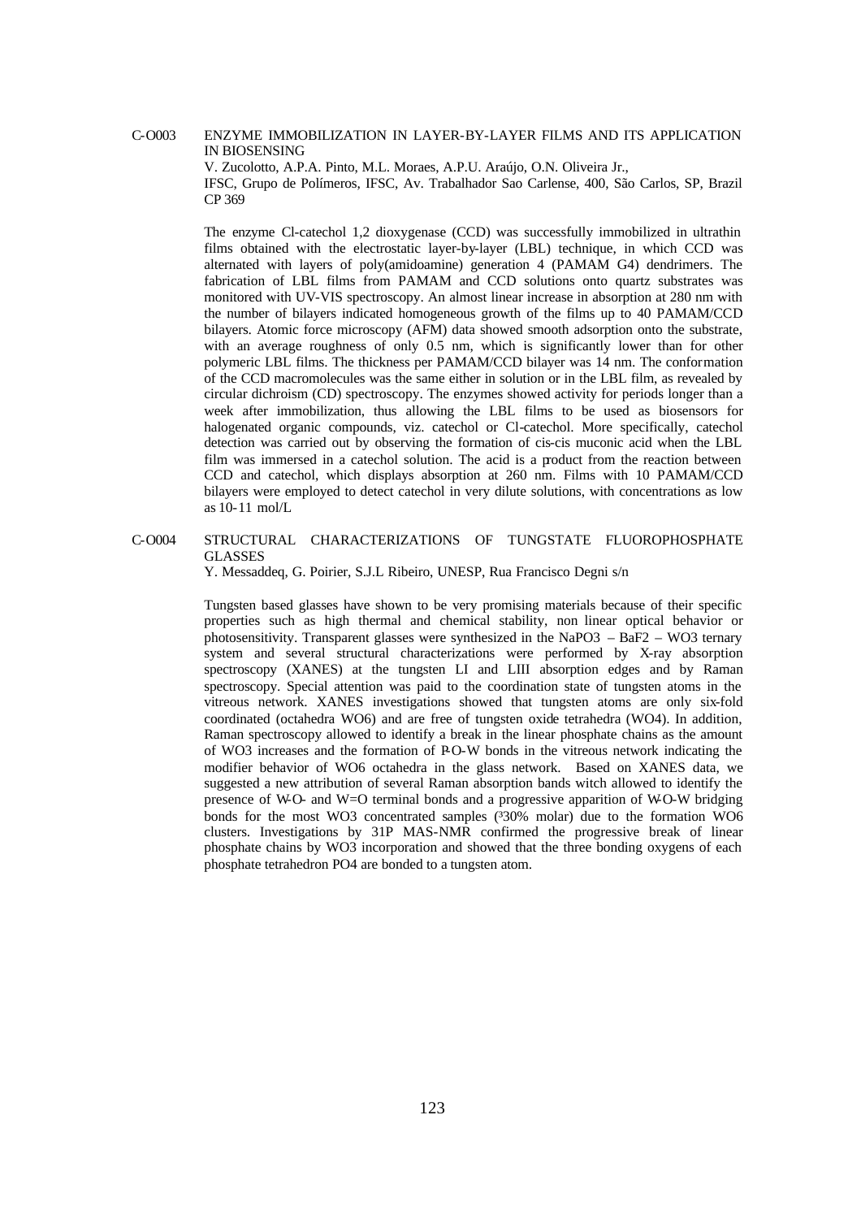C-O003 ENZYME IMMOBILIZATION IN LAYER-BY-LAYER FILMS AND ITS APPLICATION IN BIOSENSING

V. Zucolotto, A.P.A. Pinto, M.L. Moraes, A.P.U. Araújo, O.N. Oliveira Jr.,
IFSC, Grupo de Polímeros, IFSC, Av. Trabalhador Sao Carlense, 400, São Carlos, SP, Brazil CP 369

The enzyme Cl-catechol 1,2 dioxygenase (CCD) was successfully immobilized in ultrathin films obtained with the electrostatic layer-by-layer (LBL) technique, in which CCD was alternated with layers of poly(amidoamine) generation 4 (PAMAM G4) dendrimers. The fabrication of LBL films from PAMAM and CCD solutions onto quartz substrates was monitored with UV-VIS spectroscopy. An almost linear increase in absorption at 280 nm with the number of bilayers indicated homogeneous growth of the films up to 40 PAMAM/CCD bilayers. Atomic force microscopy (AFM) data showed smooth adsorption onto the substrate, with an average roughness of only 0.5 nm, which is significantly lower than for other polymeric LBL films. The thickness per PAMAM/CCD bilayer was 14 nm. The conformation of the CCD macromolecules was the same either in solution or in the LBL film, as revealed by circular dichroism (CD) spectroscopy. The enzymes showed activity for periods longer than a week after immobilization, thus allowing the LBL films to be used as biosensors for halogenated organic compounds, viz. catechol or Cl-catechol. More specifically, catechol detection was carried out by observing the formation of cis-cis muconic acid when the LBL film was immersed in a catechol solution. The acid is a product from the reaction between CCD and catechol, which displays absorption at 260 nm. Films with 10 PAMAM/CCD bilayers were employed to detect catechol in very dilute solutions, with concentrations as low as 10-11 mol/L

C-O004 STRUCTURAL CHARACTERIZATIONS OF TUNGSTATE FLUOROPHOSPHATE GLASSES

Y. Messaddeq, G. Poirier, S.J.L Ribeiro, UNESP, Rua Francisco Degni s/n

Tungsten based glasses have shown to be very promising materials because of their specific properties such as high thermal and chemical stability, non linear optical behavior or photosensitivity. Transparent glasses were synthesized in the $NaPO_3$ – $BaF_2$ – $WO_3$ ternary system and several structural characterizations were performed by X-ray absorption spectroscopy (XANES) at the tungsten LI and LIII absorption edges and by Raman spectroscopy. Special attention was paid to the coordination state of tungsten atoms in the vitreous network. XANES investigations showed that tungsten atoms are only six-fold coordinated (octahedra $WO_6$) and are free of tungsten oxide tetrahedra ($WO_4$). In addition, Raman spectroscopy allowed to identify a break in the linear phosphate chains as the amount of $WO_3$ increases and the formation of P-O-W bonds in the vitreous network indicating the modifier behavior of $WO_6$ octahedra in the glass network. Based on XANES data, we suggested a new attribution of several Raman absorption bands witch allowed to identify the presence of W-O- and W=O terminal bonds and a progressive apparition of W-O-W bridging bonds for the most $WO_3$ concentrated samples ($\geq$30% molar) due to the formation $WO_6$ clusters. Investigations by 31P MAS-NMR confirmed the progressive break of linear phosphate chains by $WO_3$ incorporation and showed that the three bonding oxygens of each phosphate tetrahedron $PO_4$ are bonded to a tungsten atom.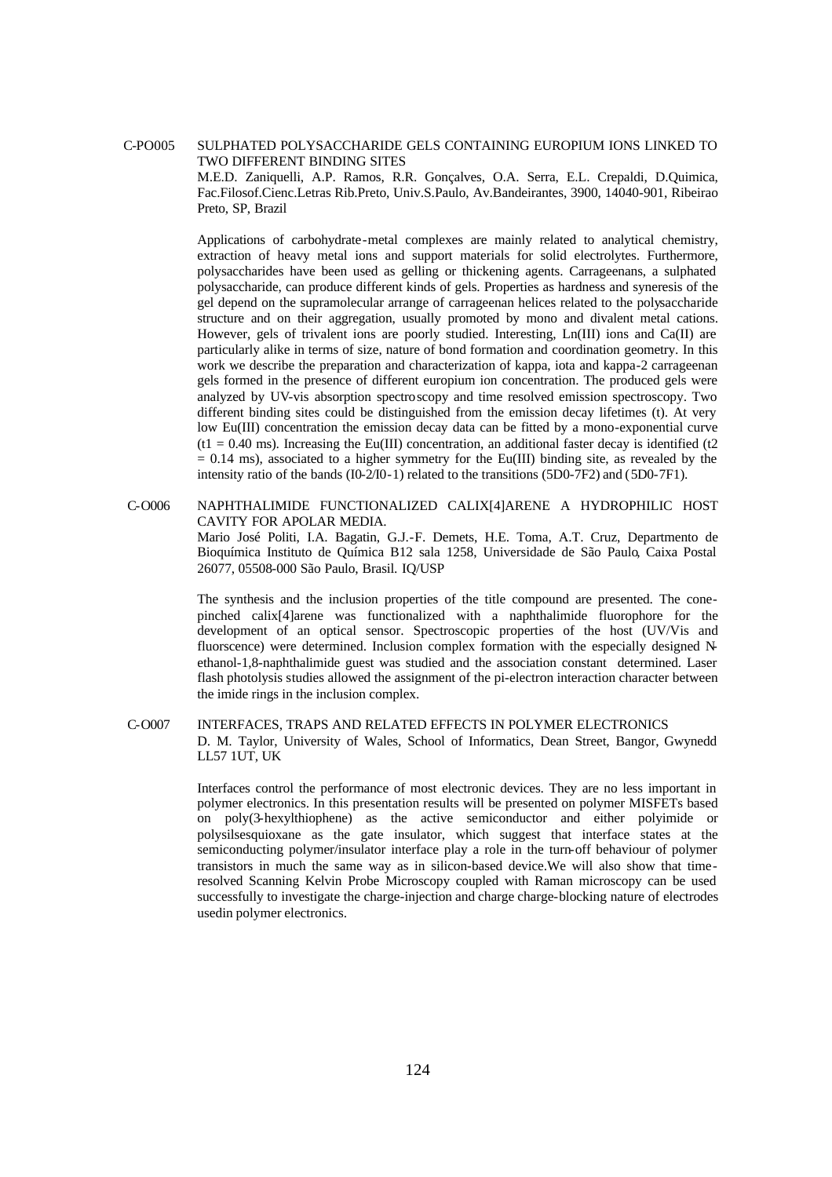C-PO005 SULPHATED POLYSACCHARIDE GELS CONTAINING EUROPIUM IONS LINKED TO TWO DIFFERENT BINDING SITES

M.E.D. Zaniquelli, A.P. Ramos, R.R. Gonçalves, O.A. Serra, E.L. Crepaldi, D.Quimica, Fac.Filosof.Cienc.Letras Rib.Preto, Univ.S.Paulo, Av.Bandeirantes, 3900, 14040-901, Ribeirao Preto, SP, Brazil

Applications of carbohydrate-metal complexes are mainly related to analytical chemistry, extraction of heavy metal ions and support materials for solid electrolytes. Furthermore, polysaccharides have been used as gelling or thickening agents. Carrageenans, a sulphated polysaccharide, can produce different kinds of gels. Properties as hardness and syneresis of the gel depend on the supramolecular arrange of carrageenan helices related to the polysaccharide structure and on their aggregation, usually promoted by mono and divalent metal cations. However, gels of trivalent ions are poorly studied. Interesting, Ln(III) ions and Ca(II) are particularly alike in terms of size, nature of bond formation and coordination geometry. In this work we describe the preparation and characterization of kappa, iota and kappa-2 carrageenan gels formed in the presence of different europium ion concentration. The produced gels were analyzed by UV-vis absorption spectroscopy and time resolved emission spectroscopy. Two different binding sites could be distinguished from the emission decay lifetimes (t). At very low Eu(III) concentration the emission decay data can be fitted by a mono-exponential curve (t1 = 0.40 ms). Increasing the Eu(III) concentration, an additional faster decay is identified (t2 = 0.14 ms), associated to a higher symmetry for the Eu(III) binding site, as revealed by the intensity ratio of the bands (I0-2/I0-1) related to the transitions (5D0-7F2) and (5D0-7F1).

C-O006 NAPHTHALIMIDE FUNCTIONALIZED CALIX[4]ARENE A HYDROPHILIC HOST CAVITY FOR APOLAR MEDIA.

Mario José Politi, I.A. Bagatin, G.J.-F. Demets, H.E. Toma, A.T. Cruz, Departmento de Bioquímica Instituto de Química B12 sala 1258, Universidade de São Paulo, Caixa Postal 26077, 05508-000 São Paulo, Brasil. IQ/USP

The synthesis and the inclusion properties of the title compound are presented. The cone-pinched calix[4]arene was functionalized with a naphthalimide fluorophore for the development of an optical sensor. Spectroscopic properties of the host (UV/Vis and fluorscence) were determined. Inclusion complex formation with the especially designed N-ethanol-1,8-naphthalimide guest was studied and the association constant determined. Laser flash photolysis studies allowed the assignment of the pi-electron interaction character between the imide rings in the inclusion complex.

C-O007 INTERFACES, TRAPS AND RELATED EFFECTS IN POLYMER ELECTRONICS

D. M. Taylor, University of Wales, School of Informatics, Dean Street, Bangor, Gwynedd LL57 1UT, UK

Interfaces control the performance of most electronic devices. They are no less important in polymer electronics. In this presentation results will be presented on polymer MISFETs based on poly(3-hexylthiophene) as the active semiconductor and either polyimide or polysilsesquioxane as the gate insulator, which suggest that interface states at the semiconducting polymer/insulator interface play a role in the turn-off behaviour of polymer transistors in much the same way as in silicon-based device.We will also show that time-resolved Scanning Kelvin Probe Microscopy coupled with Raman microscopy can be used successfully to investigate the charge-injection and charge charge-blocking nature of electrodes usedin polymer electronics.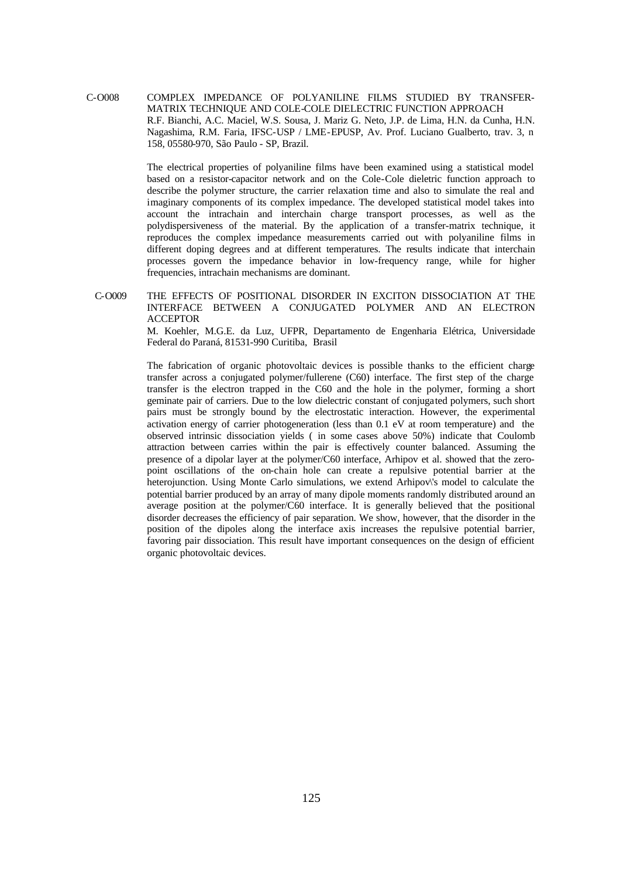C-O008 COMPLEX IMPEDANCE OF POLYANILINE FILMS STUDIED BY TRANSFER-MATRIX TECHNIQUE AND COLE-COLE DIELECTRIC FUNCTION APPROACH

R.F. Bianchi, A.C. Maciel, W.S. Sousa, J. Mariz G. Neto, J.P. de Lima, H.N. da Cunha, H.N. Nagashima, R.M. Faria, IFSC-USP / LME-EPUSP, Av. Prof. Luciano Gualberto, trav. 3, n 158, 05580-970, São Paulo - SP, Brazil.

The electrical properties of polyaniline films have been examined using a statistical model based on a resistor-capacitor network and on the Cole-Cole dieletric function approach to describe the polymer structure, the carrier relaxation time and also to simulate the real and imaginary components of its complex impedance. The developed statistical model takes into account the intrachain and interchain charge transport processes, as well as the polydispersiveness of the material. By the application of a transfer-matrix technique, it reproduces the complex impedance measurements carried out with polyaniline films in different doping degrees and at different temperatures. The results indicate that interchain processes govern the impedance behavior in low-frequency range, while for higher frequencies, intrachain mechanisms are dominant.

C-O009 THE EFFECTS OF POSITIONAL DISORDER IN EXCITON DISSOCIATION AT THE INTERFACE BETWEEN A CONJUGATED POLYMER AND AN ELECTRON ACCEPTOR

M. Koehler, M.G.E. da Luz, UFPR, Departamento de Engenharia Elétrica, Universidade Federal do Paraná, 81531-990 Curitiba, Brasil

The fabrication of organic photovoltaic devices is possible thanks to the efficient charge transfer across a conjugated polymer/fullerene (C60) interface. The first step of the charge transfer is the electron trapped in the C60 and the hole in the polymer, forming a short geminate pair of carriers. Due to the low dielectric constant of conjugated polymers, such short pairs must be strongly bound by the electrostatic interaction. However, the experimental activation energy of carrier photogeneration (less than 0.1 eV at room temperature) and the observed intrinsic dissociation yields ( in some cases above 50%) indicate that Coulomb attraction between carries within the pair is effectively counter balanced. Assuming the presence of a dipolar layer at the polymer/C60 interface, Arhipov et al. showed that the zero-point oscillations of the on-chain hole can create a repulsive potential barrier at the heterojunction. Using Monte Carlo simulations, we extend Arhipov\'s model to calculate the potential barrier produced by an array of many dipole moments randomly distributed around an average position at the polymer/C60 interface. It is generally believed that the positional disorder decreases the efficiency of pair separation. We show, however, that the disorder in the position of the dipoles along the interface axis increases the repulsive potential barrier, favoring pair dissociation. This result have important consequences on the design of efficient organic photovoltaic devices.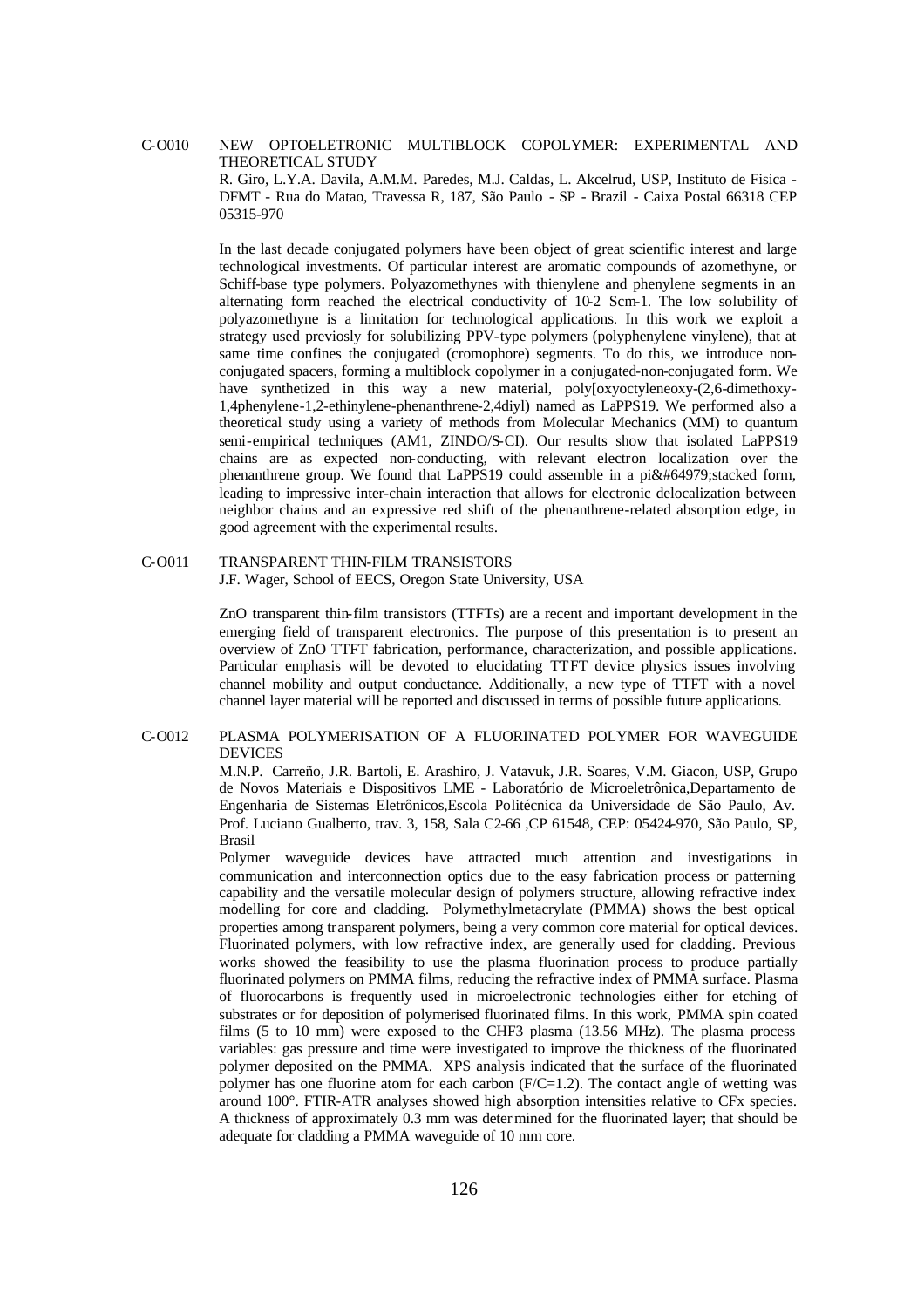C-O010 NEW OPTOELETRONIC MULTIBLOCK COPOLYMER: EXPERIMENTAL AND THEORETICAL STUDY

R. Giro, L.Y.A. Davila, A.M.M. Paredes, M.J. Caldas, L. Akcelrud, USP, Instituto de Fisica - DFMT - Rua do Matao, Travessa R, 187, São Paulo - SP - Brazil - Caixa Postal 66318 CEP 05315-970

In the last decade conjugated polymers have been object of great scientific interest and large technological investments. Of particular interest are aromatic compounds of azomethyne, or Schiff-base type polymers. Polyazomethynes with thienylene and phenylene segments in an alternating form reached the electrical conductivity of 10-2 Scm-1. The low solubility of polyazomethyne is a limitation for technological applications. In this work we exploit a strategy used previosly for solubilizing PPV-type polymers (polyphenylene vinylene), that at same time confines the conjugated (cromophore) segments. To do this, we introduce non-conjugated spacers, forming a multiblock copolymer in a conjugated-non-conjugated form. We have synthetized in this way a new material, poly[oxyoctyleneoxy-(2,6-dimethoxy-1,4phenylene-1,2-ethinylene-phenanthrene-2,4diyl) named as LaPPS19. We performed also a theoretical study using a variety of methods from Molecular Mechanics (MM) to quantum semi-empirical techniques (AM1, ZINDO/S-CI). Our results show that isolated LaPPS19 chains are as expected non-conducting, with relevant electron localization over the phenanthrene group. We found that LaPPS19 could assemble in a pi&#64979;stacked form, leading to impressive inter-chain interaction that allows for electronic delocalization between neighbor chains and an expressive red shift of the phenanthrene-related absorption edge, in good agreement with the experimental results.

C-O011 TRANSPARENT THIN-FILM TRANSISTORS

J.F. Wager, School of EECS, Oregon State University, USA

ZnO transparent thin-film transistors (TTFTs) are a recent and important development in the emerging field of transparent electronics. The purpose of this presentation is to present an overview of ZnO TTFT fabrication, performance, characterization, and possible applications. Particular emphasis will be devoted to elucidating TTFT device physics issues involving channel mobility and output conductance. Additionally, a new type of TTFT with a novel channel layer material will be reported and discussed in terms of possible future applications.

C-O012 PLASMA POLYMERISATION OF A FLUORINATED POLYMER FOR WAVEGUIDE DEVICES

M.N.P. Carreño, J.R. Bartoli, E. Arashiro, J. Vatavuk, J.R. Soares, V.M. Giacon, USP, Grupo de Novos Materiais e Dispositivos LME - Laboratório de Microeletrônica,Departamento de Engenharia de Sistemas Eletrônicos,Escola Politécnica da Universidade de São Paulo, Av. Prof. Luciano Gualberto, trav. 3, 158, Sala C2-66 ,CP 61548, CEP: 05424-970, São Paulo, SP, Brasil

Polymer waveguide devices have attracted much attention and investigations in communication and interconnection optics due to the easy fabrication process or patterning capability and the versatile molecular design of polymers structure, allowing refractive index modelling for core and cladding. Polymethylmetacrylate (PMMA) shows the best optical properties among transparent polymers, being a very common core material for optical devices. Fluorinated polymers, with low refractive index, are generally used for cladding. Previous works showed the feasibility to use the plasma fluorination process to produce partially fluorinated polymers on PMMA films, reducing the refractive index of PMMA surface. Plasma of fluorocarbons is frequently used in microelectronic technologies either for etching of substrates or for deposition of polymerised fluorinated films. In this work, PMMA spin coated films (5 to 10 mm) were exposed to the $CHF_3$ plasma (13.56 MHz). The plasma process variables: gas pressure and time were investigated to improve the thickness of the fluorinated polymer deposited on the PMMA. XPS analysis indicated that the surface of the fluorinated polymer has one fluorine atom for each carbon (F/C=1.2). The contact angle of wetting was around 100°. FTIR-ATR analyses showed high absorption intensities relative to $CF_x$ species. A thickness of approximately 0.3 mm was determined for the fluorinated layer; that should be adequate for cladding a PMMA waveguide of 10 mm core.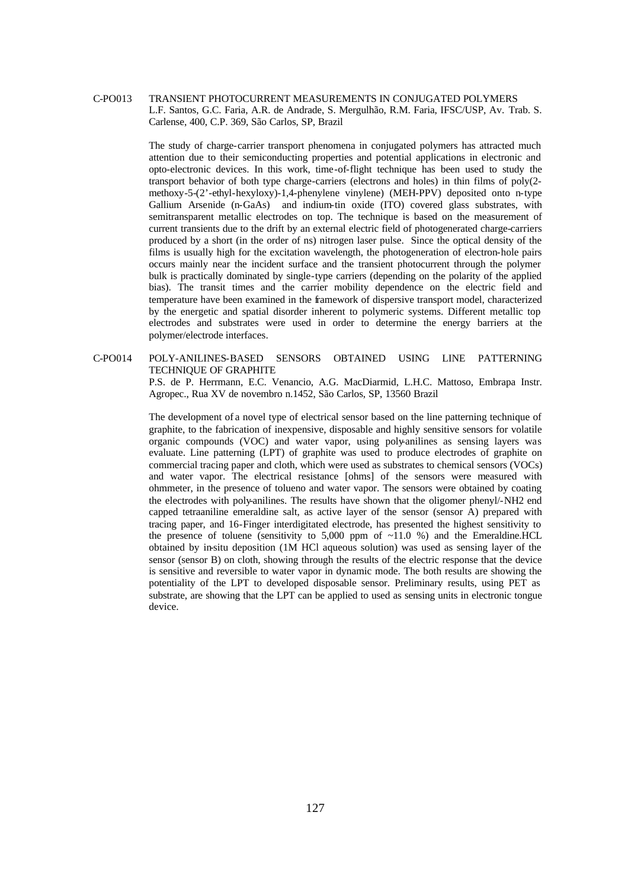C-PO013 TRANSIENT PHOTOCURRENT MEASUREMENTS IN CONJUGATED POLYMERS
L.F. Santos, G.C. Faria, A.R. de Andrade, S. Mergulhão, R.M. Faria, IFSC/USP, Av. Trab. S. Carlense, 400, C.P. 369, São Carlos, SP, Brazil

The study of charge-carrier transport phenomena in conjugated polymers has attracted much attention due to their semiconducting properties and potential applications in electronic and opto-electronic devices. In this work, time-of-flight technique has been used to study the transport behavior of both type charge-carriers (electrons and holes) in thin films of poly(2-methoxy-5-(2'-ethyl-hexyloxy)-1,4-phenylene vinylene) (MEH-PPV) deposited onto n-type Gallium Arsenide (n-GaAs) and indium-tin oxide (ITO) covered glass substrates, with semitransparent metallic electrodes on top. The technique is based on the measurement of current transients due to the drift by an external electric field of photogenerated charge-carriers produced by a short (in the order of ns) nitrogen laser pulse. Since the optical density of the films is usually high for the excitation wavelength, the photogeneration of electron-hole pairs occurs mainly near the incident surface and the transient photocurrent through the polymer bulk is practically dominated by single-type carriers (depending on the polarity of the applied bias). The transit times and the carrier mobility dependence on the electric field and temperature have been examined in the framework of dispersive transport model, characterized by the energetic and spatial disorder inherent to polymeric systems. Different metallic top electrodes and substrates were used in order to determine the energy barriers at the polymer/electrode interfaces.

C-PO014 POLY-ANILINES-BASED SENSORS OBTAINED USING LINE PATTERNING TECHNIQUE OF GRAPHITE
P.S. de P. Herrmann, E.C. Venancio, A.G. MacDiarmid, L.H.C. Mattoso, Embrapa Instr. Agropec., Rua XV de novembro n.1452, São Carlos, SP, 13560 Brazil

The development of a novel type of electrical sensor based on the line patterning technique of graphite, to the fabrication of inexpensive, disposable and highly sensitive sensors for volatile organic compounds (VOC) and water vapor, using poly-anilines as sensing layers was evaluate. Line patterning (LPT) of graphite was used to produce electrodes of graphite on commercial tracing paper and cloth, which were used as substrates to chemical sensors (VOCs) and water vapor. The electrical resistance [ohms] of the sensors were measured with ohmmeter, in the presence of tolueno and water vapor. The sensors were obtained by coating the electrodes with poly-anilines. The results have shown that the oligomer phenyl/-NH2 end capped tetraaniline emeraldine salt, as active layer of the sensor (sensor A) prepared with tracing paper, and 16-Finger interdigitated electrode, has presented the highest sensitivity to the presence of toluene (sensitivity to 5,000 ppm of ~11.0 %) and the Emeraldine.HCL obtained by in-situ deposition (1M HCl aqueous solution) was used as sensing layer of the sensor (sensor B) on cloth, showing through the results of the electric response that the device is sensitive and reversible to water vapor in dynamic mode. The both results are showing the potentiality of the LPT to developed disposable sensor. Preliminary results, using PET as substrate, are showing that the LPT can be applied to used as sensing units in electronic tongue device.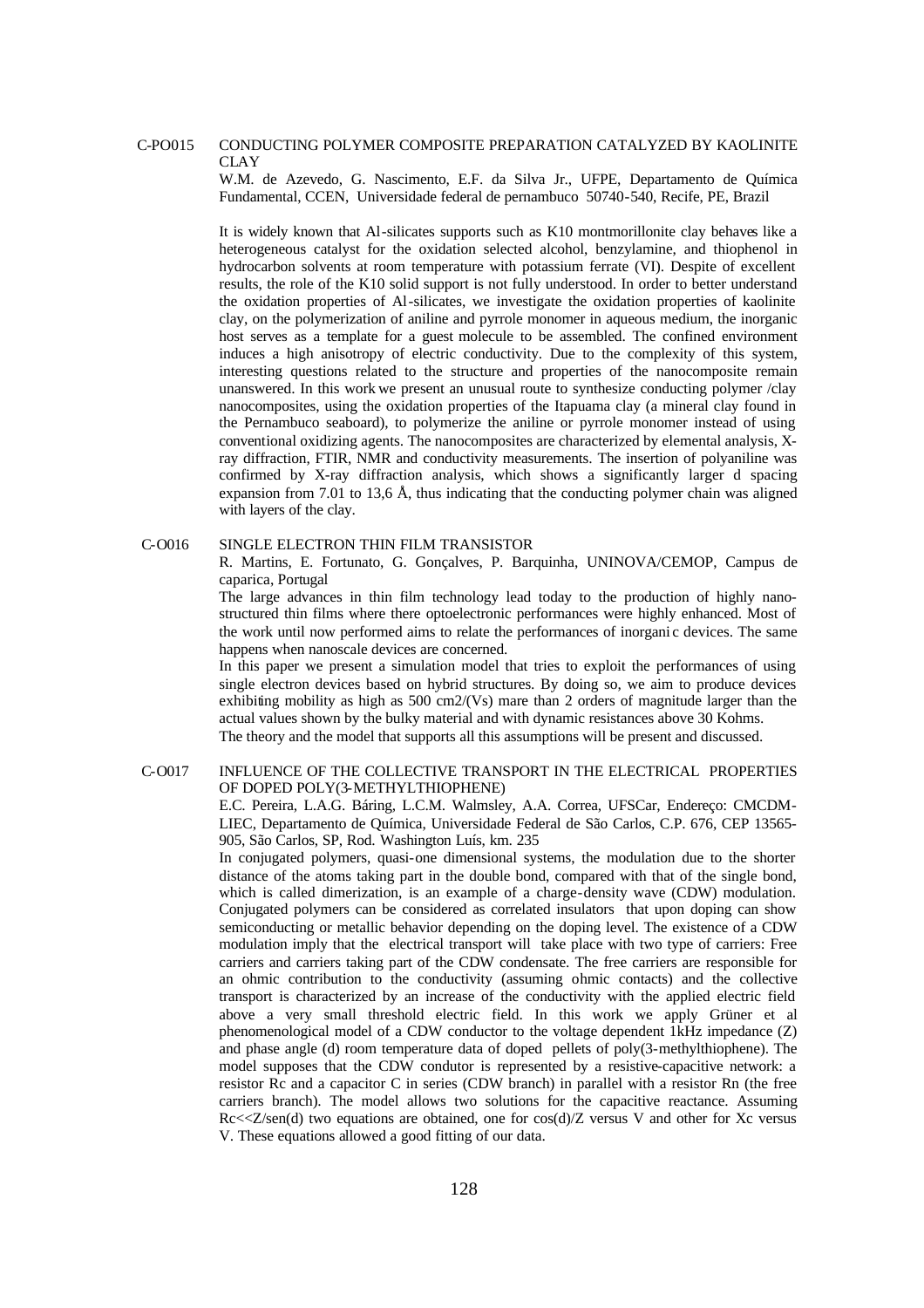C-PO015 CONDUCTING POLYMER COMPOSITE PREPARATION CATALYZED BY KAOLINITE CLAY

W.M. de Azevedo, G. Nascimento, E.F. da Silva Jr., UFPE, Departamento de Química Fundamental, CCEN, Universidade federal de pernambuco 50740-540, Recife, PE, Brazil

It is widely known that Al-silicates supports such as K10 montmorillonite clay behaves like a heterogeneous catalyst for the oxidation selected alcohol, benzylamine, and thiophenol in hydrocarbon solvents at room temperature with potassium ferrate (VI). Despite of excellent results, the role of the K10 solid support is not fully understood. In order to better understand the oxidation properties of Al-silicates, we investigate the oxidation properties of kaolinite clay, on the polymerization of aniline and pyrrole monomer in aqueous medium, the inorganic host serves as a template for a guest molecule to be assembled. The confined environment induces a high anisotropy of electric conductivity. Due to the complexity of this system, interesting questions related to the structure and properties of the nanocomposite remain unanswered. In this work we present an unusual route to synthesize conducting polymer /clay nanocomposites, using the oxidation properties of the Itapuama clay (a mineral clay found in the Pernambuco seaboard), to polymerize the aniline or pyrrole monomer instead of using conventional oxidizing agents. The nanocomposites are characterized by elemental analysis, X-ray diffraction, FTIR, NMR and conductivity measurements. The insertion of polyaniline was confirmed by X-ray diffraction analysis, which shows a significantly larger d spacing expansion from 7.01 to 13,6 Å, thus indicating that the conducting polymer chain was aligned with layers of the clay.

C-O016 SINGLE ELECTRON THIN FILM TRANSISTOR

R. Martins, E. Fortunato, G. Gonçalves, P. Barquinha, UNINOVA/CEMOP, Campus de caparica, Portugal

The large advances in thin film technology lead today to the production of highly nano-structured thin films where there optoelectronic performances were highly enhanced. Most of the work until now performed aims to relate the performances of inorganic devices. The same happens when nanoscale devices are concerned.

In this paper we present a simulation model that tries to exploit the performances of using single electron devices based on hybrid structures. By doing so, we aim to produce devices exhibiting mobility as high as 500 cm2/(Vs) mare than 2 orders of magnitude larger than the actual values shown by the bulky material and with dynamic resistances above 30 Kohms.

The theory and the model that supports all this assumptions will be present and discussed.

C-O017 INFLUENCE OF THE COLLECTIVE TRANSPORT IN THE ELECTRICAL PROPERTIES OF DOPED POLY(3-METHYLTHIOPHENE)

E.C. Pereira, L.A.G. Báring, L.C.M. Walmsley, A.A. Correa, UFSCar, Endereço: CMCDM-LIEC, Departamento de Química, Universidade Federal de São Carlos, C.P. 676, CEP 13565-905, São Carlos, SP, Rod. Washington Luís, km. 235

In conjugated polymers, quasi-one dimensional systems, the modulation due to the shorter distance of the atoms taking part in the double bond, compared with that of the single bond, which is called dimerization, is an example of a charge-density wave (CDW) modulation. Conjugated polymers can be considered as correlated insulators that upon doping can show semiconducting or metallic behavior depending on the doping level. The existence of a CDW modulation imply that the electrical transport will take place with two type of carriers: Free carriers and carriers taking part of the CDW condensate. The free carriers are responsible for an ohmic contribution to the conductivity (assuming ohmic contacts) and the collective transport is characterized by an increase of the conductivity with the applied electric field above a very small threshold electric field. In this work we apply Grüner et al phenomenological model of a CDW conductor to the voltage dependent 1kHz impedance (Z) and phase angle (d) room temperature data of doped pellets of poly(3-methylthiophene). The model supposes that the CDW condutor is represented by a resistive-capacitive network: a resistor Rc and a capacitor C in series (CDW branch) in parallel with a resistor Rn (the free carriers branch). The model allows two solutions for the capacitive reactance. Assuming $Rc<<Z/sen(d)$ two equations are obtained, one for $cos(d)/Z$ versus V and other for Xc versus V. These equations allowed a good fitting of our data.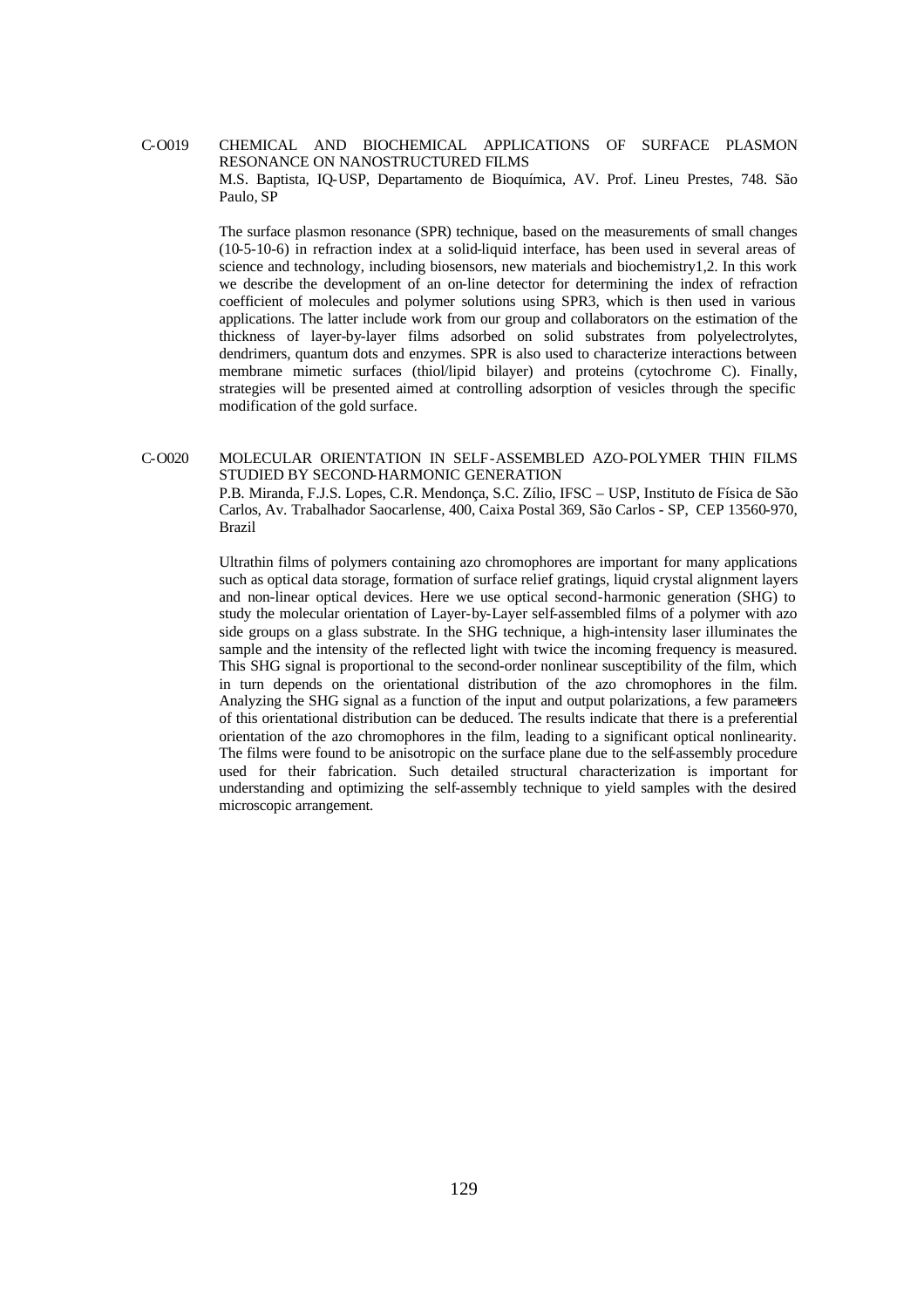C-O019 CHEMICAL AND BIOCHEMICAL APPLICATIONS OF SURFACE PLASMON RESONANCE ON NANOSTRUCTURED FILMS

M.S. Baptista, IQ-USP, Departamento de Bioquímica, AV. Prof. Lineu Prestes, 748. São Paulo, SP

The surface plasmon resonance (SPR) technique, based on the measurements of small changes (10-5-10-6) in refraction index at a solid-liquid interface, has been used in several areas of science and technology, including biosensors, new materials and biochemistry[1,2]. In this work we describe the development of an on-line detector for determining the index of refraction coefficient of molecules and polymer solutions using SPR[3], which is then used in various applications. The latter include work from our group and collaborators on the estimation of the thickness of layer-by-layer films adsorbed on solid substrates from polyelectrolytes, dendrimers, quantum dots and enzymes. SPR is also used to characterize interactions between membrane mimetic surfaces (thiol/lipid bilayer) and proteins (cytochrome C). Finally, strategies will be presented aimed at controlling adsorption of vesicles through the specific modification of the gold surface.

C-O020 MOLECULAR ORIENTATION IN SELF-ASSEMBLED AZO-POLYMER THIN FILMS STUDIED BY SECOND-HARMONIC GENERATION

P.B. Miranda, F.J.S. Lopes, C.R. Mendonça, S.C. Zílio, IFSC – USP, Instituto de Física de São Carlos, Av. Trabalhador Saocarlense, 400, Caixa Postal 369, São Carlos - SP, CEP 13560-970, Brazil

Ultrathin films of polymers containing azo chromophores are important for many applications such as optical data storage, formation of surface relief gratings, liquid crystal alignment layers and non-linear optical devices. Here we use optical second-harmonic generation (SHG) to study the molecular orientation of Layer-by-Layer self-assembled films of a polymer with azo side groups on a glass substrate. In the SHG technique, a high-intensity laser illuminates the sample and the intensity of the reflected light with twice the incoming frequency is measured. This SHG signal is proportional to the second-order nonlinear susceptibility of the film, which in turn depends on the orientational distribution of the azo chromophores in the film. Analyzing the SHG signal as a function of the input and output polarizations, a few parameters of this orientational distribution can be deduced. The results indicate that there is a preferential orientation of the azo chromophores in the film, leading to a significant optical nonlinearity. The films were found to be anisotropic on the surface plane due to the self-assembly procedure used for their fabrication. Such detailed structural characterization is important for understanding and optimizing the self-assembly technique to yield samples with the desired microscopic arrangement.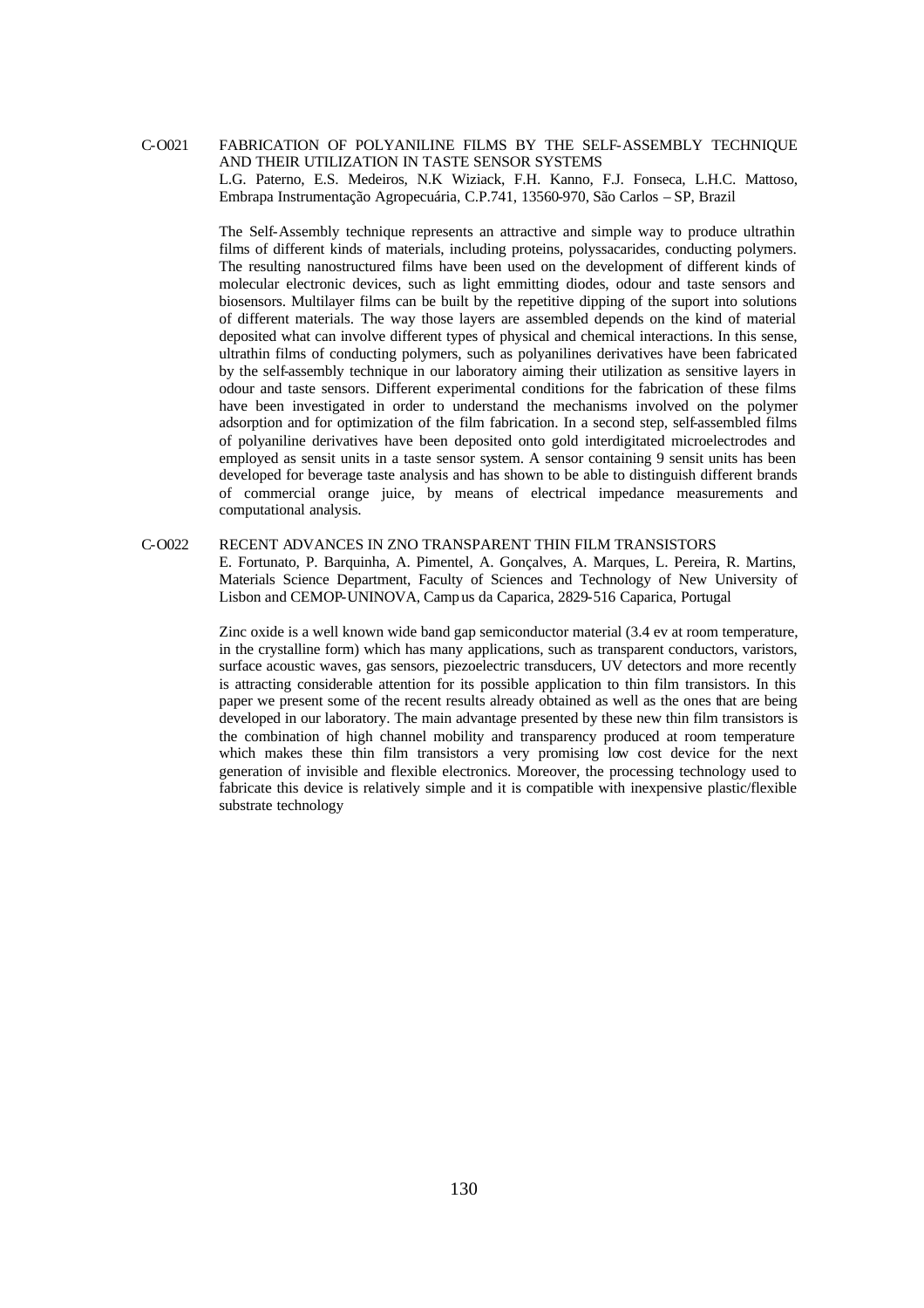C-O021 FABRICATION OF POLYANILINE FILMS BY THE SELF-ASSEMBLY TECHNIQUE AND THEIR UTILIZATION IN TASTE SENSOR SYSTEMS

L.G. Paterno, E.S. Medeiros, N.K Wiziack, F.H. Kanno, F.J. Fonseca, L.H.C. Mattoso, Embrapa Instrumentação Agropecuária, C.P.741, 13560-970, São Carlos – SP, Brazil

The Self-Assembly technique represents an attractive and simple way to produce ultrathin films of different kinds of materials, including proteins, polyssacarides, conducting polymers. The resulting nanostructured films have been used on the development of different kinds of molecular electronic devices, such as light emmitting diodes, odour and taste sensors and biosensors. Multilayer films can be built by the repetitive dipping of the suport into solutions of different materials. The way those layers are assembled depends on the kind of material deposited what can involve different types of physical and chemical interactions. In this sense, ultrathin films of conducting polymers, such as polyanilines derivatives have been fabricated by the self-assembly technique in our laboratory aiming their utilization as sensitive layers in odour and taste sensors. Different experimental conditions for the fabrication of these films have been investigated in order to understand the mechanisms involved on the polymer adsorption and for optimization of the film fabrication. In a second step, self-assembled films of polyaniline derivatives have been deposited onto gold interdigitated microelectrodes and employed as sensit units in a taste sensor system. A sensor containing 9 sensit units has been developed for beverage taste analysis and has shown to be able to distinguish different brands of commercial orange juice, by means of electrical impedance measurements and computational analysis.

C-O022 RECENT ADVANCES IN ZNO TRANSPARENT THIN FILM TRANSISTORS

E. Fortunato, P. Barquinha, A. Pimentel, A. Gonçalves, A. Marques, L. Pereira, R. Martins, Materials Science Department, Faculty of Sciences and Technology of New University of Lisbon and CEMOP-UNINOVA, Campus da Caparica, 2829-516 Caparica, Portugal

Zinc oxide is a well known wide band gap semiconductor material (3.4 ev at room temperature, in the crystalline form) which has many applications, such as transparent conductors, varistors, surface acoustic waves, gas sensors, piezoelectric transducers, UV detectors and more recently is attracting considerable attention for its possible application to thin film transistors. In this paper we present some of the recent results already obtained as well as the ones that are being developed in our laboratory. The main advantage presented by these new thin film transistors is the combination of high channel mobility and transparency produced at room temperature which makes these thin film transistors a very promising low cost device for the next generation of invisible and flexible electronics. Moreover, the processing technology used to fabricate this device is relatively simple and it is compatible with inexpensive plastic/flexible substrate technology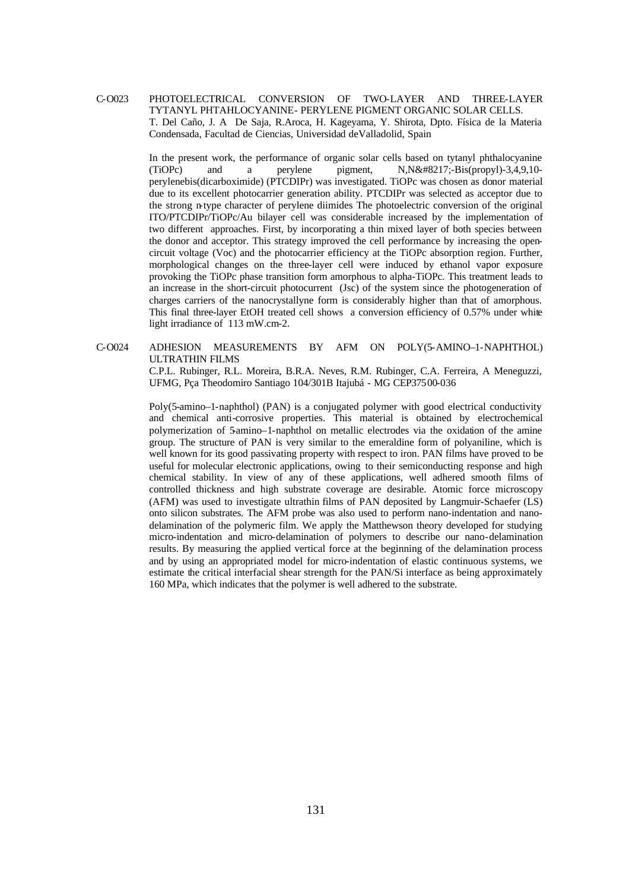C-O023 PHOTOELECTRICAL CONVERSION OF TWO-LAYER AND THREE-LAYER TYTANYL PHTAHLOCYANINE- PERYLENE PIGMENT ORGANIC SOLAR CELLS.
T. Del Caño, J. A De Saja, R.Aroca, H. Kageyama, Y. Shirota, Dpto. Física de la Materia Condensada, Facultad de Ciencias, Universidad deValladolid, Spain

In the present work, the performance of organic solar cells based on tytanyl phthalocyanine (TiOPc) and a perylene pigment, N,N&#8217;-Bis(propyl)-3,4,9,10-perylenebis(dicarboximide) (PTCDIPr) was investigated. TiOPc was chosen as donor material due to its excellent photocarrier generation ability. PTCDIPr was selected as acceptor due to the strong n-type character of perylene diimides The photoelectric conversion of the original ITO/PTCDIPr/TiOPc/Au bilayer cell was considerable increased by the implementation of two different approaches. First, by incorporating a thin mixed layer of both species between the donor and acceptor. This strategy improved the cell performance by increasing the open-circuit voltage (Voc) and the photocarrier efficiency at the TiOPc absorption region. Further, morphological changes on the three-layer cell were induced by ethanol vapor exposure provoking the TiOPc phase transition form amorphous to alpha-TiOPc. This treatment leads to an increase in the short-circuit photocurrent (Jsc) of the system since the photogeneration of charges carriers of the nanocrystallyne form is considerably higher than that of amorphous. This final three-layer EtOH treated cell shows a conversion efficiency of 0.57% under white light irradiance of 113 mW.cm-2.

C-O024 ADHESION MEASUREMENTS BY AFM ON POLY(5-AMINO–1-NAPHTHOL) ULTRATHIN FILMS
C.P.L. Rubinger, R.L. Moreira, B.R.A. Neves, R.M. Rubinger, C.A. Ferreira, A Meneguzzi, UFMG, Pça Theodomiro Santiago 104/301B Itajubá - MG CEP37500-036

Poly(5-amino–1-naphthol) (PAN) is a conjugated polymer with good electrical conductivity and chemical anti-corrosive properties. This material is obtained by electrochemical polymerization of 5-amino–1-naphthol on metallic electrodes via the oxidation of the amine group. The structure of PAN is very similar to the emeraldine form of polyaniline, which is well known for its good passivating property with respect to iron. PAN films have proved to be useful for molecular electronic applications, owing to their semiconducting response and high chemical stability. In view of any of these applications, well adhered smooth films of controlled thickness and high substrate coverage are desirable. Atomic force microscopy (AFM) was used to investigate ultrathin films of PAN deposited by Langmuir-Schaefer (LS) onto silicon substrates. The AFM probe was also used to perform nano-indentation and nano-delamination of the polymeric film. We apply the Matthewson theory developed for studying micro-indentation and micro-delamination of polymers to describe our nano-delamination results. By measuring the applied vertical force at the beginning of the delamination process and by using an appropriated model for micro-indentation of elastic continuous systems, we estimate the critical interfacial shear strength for the PAN/Si interface as being approximately 160 MPa, which indicates that the polymer is well adhered to the substrate.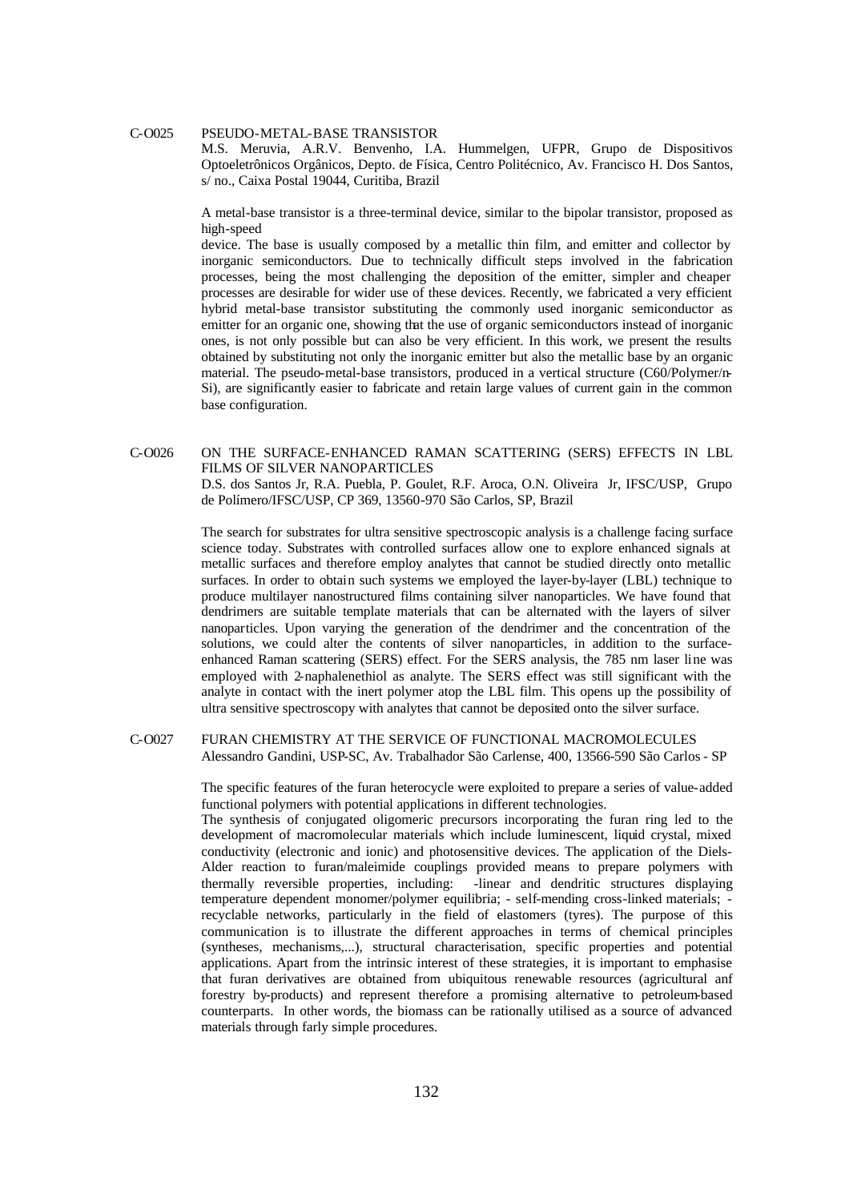C-O025 PSEUDO-METAL-BASE TRANSISTOR

M.S. Meruvia, A.R.V. Benvenho, I.A. Hummelgen, UFPR, Grupo de Dispositivos Optoeletrônicos Orgânicos, Depto. de Física, Centro Politécnico, Av. Francisco H. Dos Santos, s/ no., Caixa Postal 19044, Curitiba, Brazil

A metal-base transistor is a three-terminal device, similar to the bipolar transistor, proposed as high-speed
device. The base is usually composed by a metallic thin film, and emitter and collector by inorganic semiconductors. Due to technically difficult steps involved in the fabrication processes, being the most challenging the deposition of the emitter, simpler and cheaper processes are desirable for wider use of these devices. Recently, we fabricated a very efficient hybrid metal-base transistor substituting the commonly used inorganic semiconductor as emitter for an organic one, showing that the use of organic semiconductors instead of inorganic ones, is not only possible but can also be very efficient. In this work, we present the results obtained by substituting not only the inorganic emitter but also the metallic base by an organic material. The pseudo-metal-base transistors, produced in a vertical structure (C60/Polymer/n-Si), are significantly easier to fabricate and retain large values of current gain in the common base configuration.

C-O026 ON THE SURFACE-ENHANCED RAMAN SCATTERING (SERS) EFFECTS IN LBL FILMS OF SILVER NANOPARTICLES

D.S. dos Santos Jr, R.A. Puebla, P. Goulet, R.F. Aroca, O.N. Oliveira Jr, IFSC/USP, Grupo de Polímero/IFSC/USP, CP 369, 13560-970 São Carlos, SP, Brazil

The search for substrates for ultra sensitive spectroscopic analysis is a challenge facing surface science today. Substrates with controlled surfaces allow one to explore enhanced signals at metallic surfaces and therefore employ analytes that cannot be studied directly onto metallic surfaces. In order to obtain such systems we employed the layer-by-layer (LBL) technique to produce multilayer nanostructured films containing silver nanoparticles. We have found that dendrimers are suitable template materials that can be alternated with the layers of silver nanoparticles. Upon varying the generation of the dendrimer and the concentration of the solutions, we could alter the contents of silver nanoparticles, in addition to the surface-enhanced Raman scattering (SERS) effect. For the SERS analysis, the 785 nm laser line was employed with 2-naphalenethiol as analyte. The SERS effect was still significant with the analyte in contact with the inert polymer atop the LBL film. This opens up the possibility of ultra sensitive spectroscopy with analytes that cannot be deposited onto the silver surface.

C-O027 FURAN CHEMISTRY AT THE SERVICE OF FUNCTIONAL MACROMOLECULES

Alessandro Gandini, USP-SC, Av. Trabalhador São Carlense, 400, 13566-590 São Carlos - SP

The specific features of the furan heterocycle were exploited to prepare a series of value-added functional polymers with potential applications in different technologies.
The synthesis of conjugated oligomeric precursors incorporating the furan ring led to the development of macromolecular materials which include luminescent, liquid crystal, mixed conductivity (electronic and ionic) and photosensitive devices. The application of the Diels-Alder reaction to furan/maleimide couplings provided means to prepare polymers with thermally reversible properties, including: -linear and dendritic structures displaying temperature dependent monomer/polymer equilibria; - self-mending cross-linked materials; - recyclable networks, particularly in the field of elastomers (tyres). The purpose of this communication is to illustrate the different approaches in terms of chemical principles (syntheses, mechanisms,...), structural characterisation, specific properties and potential applications. Apart from the intrinsic interest of these strategies, it is important to emphasise that furan derivatives are obtained from ubiquitous renewable resources (agricultural anf forestry by-products) and represent therefore a promising alternative to petroleum-based counterparts. In other words, the biomass can be rationally utilised as a source of advanced materials through farly simple procedures.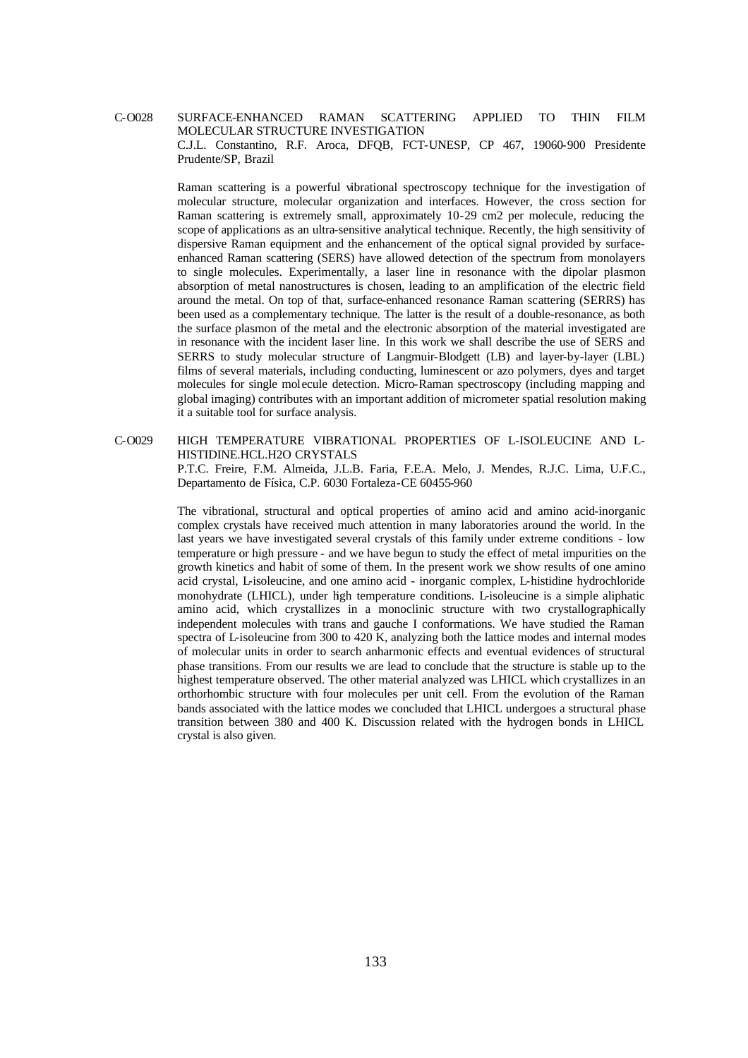C-O028 SURFACE-ENHANCED RAMAN SCATTERING APPLIED TO THIN FILM MOLECULAR STRUCTURE INVESTIGATION

C.J.L. Constantino, R.F. Aroca, DFQB, FCT-UNESP, CP 467, 19060-900 Presidente Prudente/SP, Brazil

Raman scattering is a powerful vibrational spectroscopy technique for the investigation of molecular structure, molecular organization and interfaces. However, the cross section for Raman scattering is extremely small, approximately 10-29 cm2 per molecule, reducing the scope of applications as an ultra-sensitive analytical technique. Recently, the high sensitivity of dispersive Raman equipment and the enhancement of the optical signal provided by surface-enhanced Raman scattering (SERS) have allowed detection of the spectrum from monolayers to single molecules. Experimentally, a laser line in resonance with the dipolar plasmon absorption of metal nanostructures is chosen, leading to an amplification of the electric field around the metal. On top of that, surface-enhanced resonance Raman scattering (SERRS) has been used as a complementary technique. The latter is the result of a double-resonance, as both the surface plasmon of the metal and the electronic absorption of the material investigated are in resonance with the incident laser line. In this work we shall describe the use of SERS and SERRS to study molecular structure of Langmuir-Blodgett (LB) and layer-by-layer (LBL) films of several materials, including conducting, luminescent or azo polymers, dyes and target molecules for single molecule detection. Micro-Raman spectroscopy (including mapping and global imaging) contributes with an important addition of micrometer spatial resolution making it a suitable tool for surface analysis.

C-O029 HIGH TEMPERATURE VIBRATIONAL PROPERTIES OF L-ISOLEUCINE AND L-HISTIDINE.HCL.H2O CRYSTALS

P.T.C. Freire, F.M. Almeida, J.L.B. Faria, F.E.A. Melo, J. Mendes, R.J.C. Lima, U.F.C., Departamento de Física, C.P. 6030 Fortaleza-CE 60455-960

The vibrational, structural and optical properties of amino acid and amino acid-inorganic complex crystals have received much attention in many laboratories around the world. In the last years we have investigated several crystals of this family under extreme conditions - low temperature or high pressure - and we have begun to study the effect of metal impurities on the growth kinetics and habit of some of them. In the present work we show results of one amino acid crystal, L-isoleucine, and one amino acid - inorganic complex, L-histidine hydrochloride monohydrate (LHICL), under high temperature conditions. L-isoleucine is a simple aliphatic amino acid, which crystallizes in a monoclinic structure with two crystallographically independent molecules with trans and gauche I conformations. We have studied the Raman spectra of L-isoleucine from 300 to 420 K, analyzing both the lattice modes and internal modes of molecular units in order to search anharmonic effects and eventual evidences of structural phase transitions. From our results we are lead to conclude that the structure is stable up to the highest temperature observed. The other material analyzed was LHICL which crystallizes in an orthorhombic structure with four molecules per unit cell. From the evolution of the Raman bands associated with the lattice modes we concluded that LHICL undergoes a structural phase transition between 380 and 400 K. Discussion related with the hydrogen bonds in LHICL crystal is also given.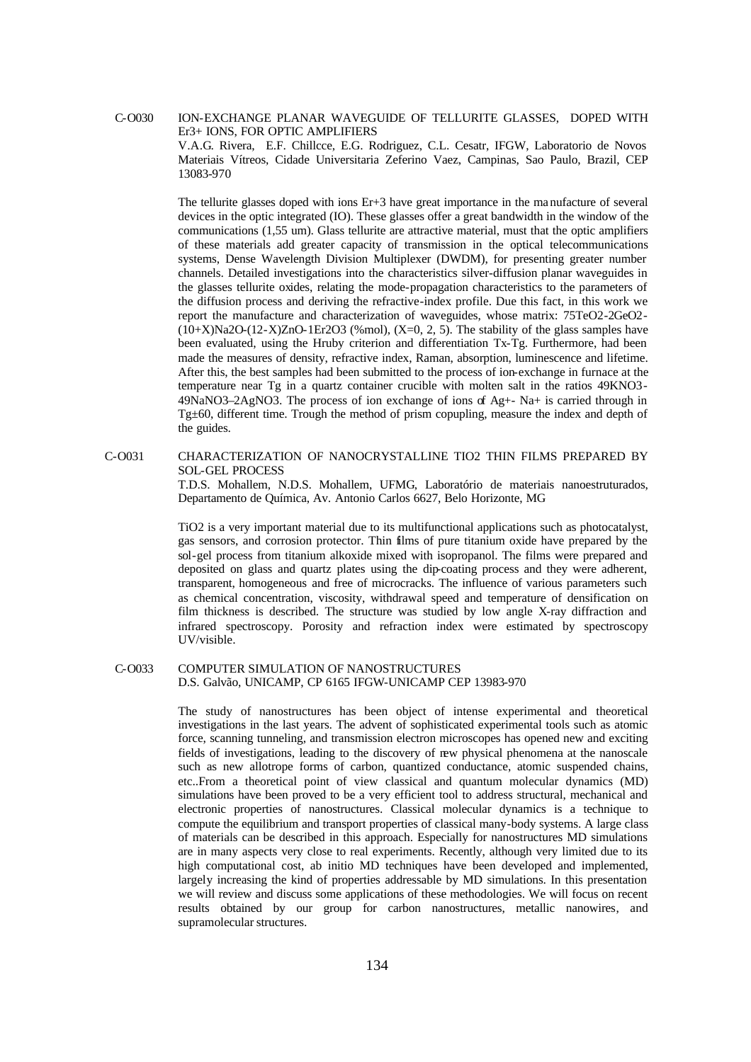C-O030 ION-EXCHANGE PLANAR WAVEGUIDE OF TELLURITE GLASSES, DOPED WITH $Er^{3+}$ IONS, FOR OPTIC AMPLIFIERS

V.A.G. Rivera, E.F. Chillcce, E.G. Rodriguez, C.L. Cesatr, IFGW, Laboratorio de Novos Materiais Vítreos, Cidade Universitaria Zeferino Vaez, Campinas, Sao Paulo, Brazil, CEP 13083-970

The tellurite glasses doped with ions $Er^{+3}$ have great importance in the manufacture of several devices in the optic integrated (IO). These glasses offer a great bandwidth in the window of the communications (1,55 um). Glass tellurite are attractive material, must that the optic amplifiers of these materials add greater capacity of transmission in the optical telecommunications systems, Dense Wavelength Division Multiplexer (DWDM), for presenting greater number channels. Detailed investigations into the characteristics silver-diffusion planar waveguides in the glasses tellurite oxides, relating the mode-propagation characteristics to the parameters of the diffusion process and deriving the refractive-index profile. Due this fact, in this work we report the manufacture and characterization of waveguides, whose matrix: $75TeO_2$-$2GeO_2$-$(10+X)Na_2O$-$(12-X)ZnO$-$1Er_2O_3$ (%mol), (X=0, 2, 5). The stability of the glass samples have been evaluated, using the Hruby criterion and differentiation $T_x$-$T_g$. Furthermore, had been made the measures of density, refractive index, Raman, absorption, luminescence and lifetime. After this, the best samples had been submitted to the process of ion-exchange in furnace at the temperature near Tg in a quartz container crucible with molten salt in the ratios $49KNO_3$-$49NaNO_3$–$2AgNO_3$. The process of ion exchange of ions of $Ag^+$- $Na^+$ is carried through in $T_g \pm 60$, different time. Trough the method of prism copupling, measure the index and depth of the guides.

C-O031 CHARACTERIZATION OF NANOCRYSTALLINE $TiO_2$ THIN FILMS PREPARED BY SOL-GEL PROCESS

T.D.S. Mohallem, N.D.S. Mohallem, UFMG, Laboratório de materiais nanoestruturados, Departamento de Química, Av. Antonio Carlos 6627, Belo Horizonte, MG

$TiO_2$ is a very important material due to its multifunctional applications such as photocatalyst, gas sensors, and corrosion protector. Thin films of pure titanium oxide have prepared by the sol-gel process from titanium alkoxide mixed with isopropanol. The films were prepared and deposited on glass and quartz plates using the dip-coating process and they were adherent, transparent, homogeneous and free of microcracks. The influence of various parameters such as chemical concentration, viscosity, withdrawal speed and temperature of densification on film thickness is described. The structure was studied by low angle X-ray diffraction and infrared spectroscopy. Porosity and refraction index were estimated by spectroscopy UV/visible.

C-O033 COMPUTER SIMULATION OF NANOSTRUCTURES

D.S. Galvão, UNICAMP, CP 6165 IFGW-UNICAMP CEP 13983-970

The study of nanostructures has been object of intense experimental and theoretical investigations in the last years. The advent of sophisticated experimental tools such as atomic force, scanning tunneling, and transmission electron microscopes has opened new and exciting fields of investigations, leading to the discovery of new physical phenomena at the nanoscale such as new allotrope forms of carbon, quantized conductance, atomic suspended chains, etc..From a theoretical point of view classical and quantum molecular dynamics (MD) simulations have been proved to be a very efficient tool to address structural, mechanical and electronic properties of nanostructures. Classical molecular dynamics is a technique to compute the equilibrium and transport properties of classical many-body systems. A large class of materials can be described in this approach. Especially for nanostructures MD simulations are in many aspects very close to real experiments. Recently, although very limited due to its high computational cost, ab initio MD techniques have been developed and implemented, largely increasing the kind of properties addressable by MD simulations. In this presentation we will review and discuss some applications of these methodologies. We will focus on recent results obtained by our group for carbon nanostructures, metallic nanowires, and supramolecular structures.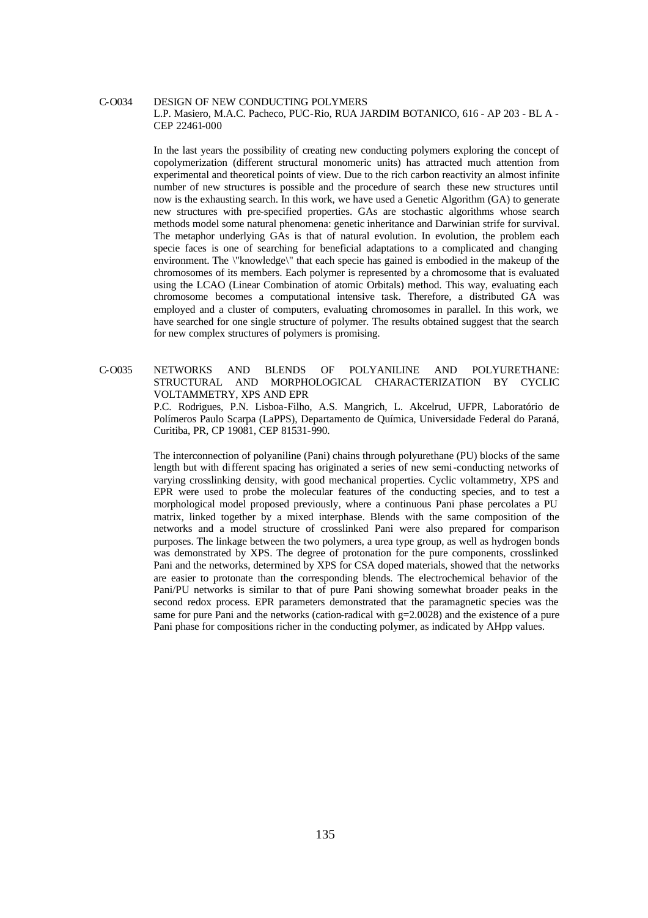C-O034 DESIGN OF NEW CONDUCTING POLYMERS

L.P. Masiero, M.A.C. Pacheco, PUC-Rio, RUA JARDIM BOTANICO, 616 - AP 203 - BL A - CEP 22461-000

In the last years the possibility of creating new conducting polymers exploring the concept of copolymerization (different structural monomeric units) has attracted much attention from experimental and theoretical points of view. Due to the rich carbon reactivity an almost infinite number of new structures is possible and the procedure of search these new structures until now is the exhausting search. In this work, we have used a Genetic Algorithm (GA) to generate new structures with pre-specified properties. GAs are stochastic algorithms whose search methods model some natural phenomena: genetic inheritance and Darwinian strife for survival. The metaphor underlying GAs is that of natural evolution. In evolution, the problem each specie faces is one of searching for beneficial adaptations to a complicated and changing environment. The \"knowledge\" that each specie has gained is embodied in the makeup of the chromosomes of its members. Each polymer is represented by a chromosome that is evaluated using the LCAO (Linear Combination of atomic Orbitals) method. This way, evaluating each chromosome becomes a computational intensive task. Therefore, a distributed GA was employed and a cluster of computers, evaluating chromosomes in parallel. In this work, we have searched for one single structure of polymer. The results obtained suggest that the search for new complex structures of polymers is promising.

C-O035 NETWORKS AND BLENDS OF POLYANILINE AND POLYURETHANE: STRUCTURAL AND MORPHOLOGICAL CHARACTERIZATION BY CYCLIC VOLTAMMETRY, XPS AND EPR

P.C. Rodrigues, P.N. Lisboa-Filho, A.S. Mangrich, L. Akcelrud, UFPR, Laboratório de Polímeros Paulo Scarpa (LaPPS), Departamento de Química, Universidade Federal do Paraná, Curitiba, PR, CP 19081, CEP 81531-990.

The interconnection of polyaniline (Pani) chains through polyurethane (PU) blocks of the same length but with different spacing has originated a series of new semi-conducting networks of varying crosslinking density, with good mechanical properties. Cyclic voltammetry, XPS and EPR were used to probe the molecular features of the conducting species, and to test a morphological model proposed previously, where a continuous Pani phase percolates a PU matrix, linked together by a mixed interphase. Blends with the same composition of the networks and a model structure of crosslinked Pani were also prepared for comparison purposes. The linkage between the two polymers, a urea type group, as well as hydrogen bonds was demonstrated by XPS. The degree of protonation for the pure components, crosslinked Pani and the networks, determined by XPS for CSA doped materials, showed that the networks are easier to protonate than the corresponding blends. The electrochemical behavior of the Pani/PU networks is similar to that of pure Pani showing somewhat broader peaks in the second redox process. EPR parameters demonstrated that the paramagnetic species was the same for pure Pani and the networks (cation-radical with $g=2.0028$) and the existence of a pure Pani phase for compositions richer in the conducting polymer, as indicated by AHpp values.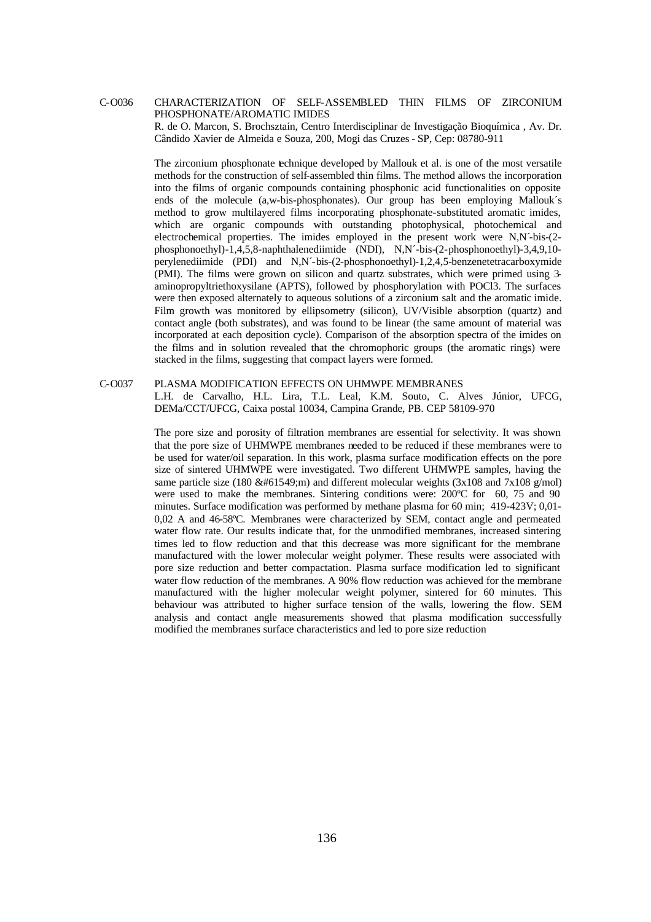C-O036 CHARACTERIZATION OF SELF-ASSEMBLED THIN FILMS OF ZIRCONIUM PHOSPHONATE/AROMATIC IMIDES

R. de O. Marcon, S. Brochsztain, Centro Interdisciplinar de Investigação Bioquímica , Av. Dr. Cândido Xavier de Almeida e Souza, 200, Mogi das Cruzes - SP, Cep: 08780-911

The zirconium phosphonate technique developed by Mallouk et al. is one of the most versatile methods for the construction of self-assembled thin films. The method allows the incorporation into the films of organic compounds containing phosphonic acid functionalities on opposite ends of the molecule (a,w-bis-phosphonates). Our group has been employing Mallouk´s method to grow multilayered films incorporating phosphonate-substituted aromatic imides, which are organic compounds with outstanding photophysical, photochemical and electrochemical properties. The imides employed in the present work were N,N´-bis-(2-phosphonoethyl)-1,4,5,8-naphthalenediimide (NDI), N,N´-bis-(2-phosphonoethyl)-3,4,9,10-perylenediimide (PDI) and N,N´-bis-(2-phosphonoethyl)-1,2,4,5-benzenetetracarboxymide (PMI). The films were grown on silicon and quartz substrates, which were primed using 3-aminopropyltriethoxysilane (APTS), followed by phosphorylation with $POCl_3$. The surfaces were then exposed alternately to aqueous solutions of a zirconium salt and the aromatic imide. Film growth was monitored by ellipsometry (silicon), UV/Visible absorption (quartz) and contact angle (both substrates), and was found to be linear (the same amount of material was incorporated at each deposition cycle). Comparison of the absorption spectra of the imides on the films and in solution revealed that the chromophoric groups (the aromatic rings) were stacked in the films, suggesting that compact layers were formed.

C-O037 PLASMA MODIFICATION EFFECTS ON UHMWPE MEMBRANES

L.H. de Carvalho, H.L. Lira, T.L. Leal, K.M. Souto, C. Alves Júnior, UFCG, DEMa/CCT/UFCG, Caixa postal 10034, Campina Grande, PB. CEP 58109-970

The pore size and porosity of filtration membranes are essential for selectivity. It was shown that the pore size of UHMWPE membranes needed to be reduced if these membranes were to be used for water/oil separation. In this work, plasma surface modification effects on the pore size of sintered UHMWPE were investigated. Two different UHMWPE samples, having the same particle size (180 &#61549;m) and different molecular weights ($3x10^8$ and $7x10^8$ g/mol) were used to make the membranes. Sintering conditions were: 200ºC for 60, 75 and 90 minutes. Surface modification was performed by methane plasma for 60 min; 419-423V; 0,01-0,02 A and 46-58ºC. Membranes were characterized by SEM, contact angle and permeated water flow rate. Our results indicate that, for the unmodified membranes, increased sintering times led to flow reduction and that this decrease was more significant for the membrane manufactured with the lower molecular weight polymer. These results were associated with pore size reduction and better compactation. Plasma surface modification led to significant water flow reduction of the membranes. A 90% flow reduction was achieved for the membrane manufactured with the higher molecular weight polymer, sintered for 60 minutes. This behaviour was attributed to higher surface tension of the walls, lowering the flow. SEM analysis and contact angle measurements showed that plasma modification successfully modified the membranes surface characteristics and led to pore size reduction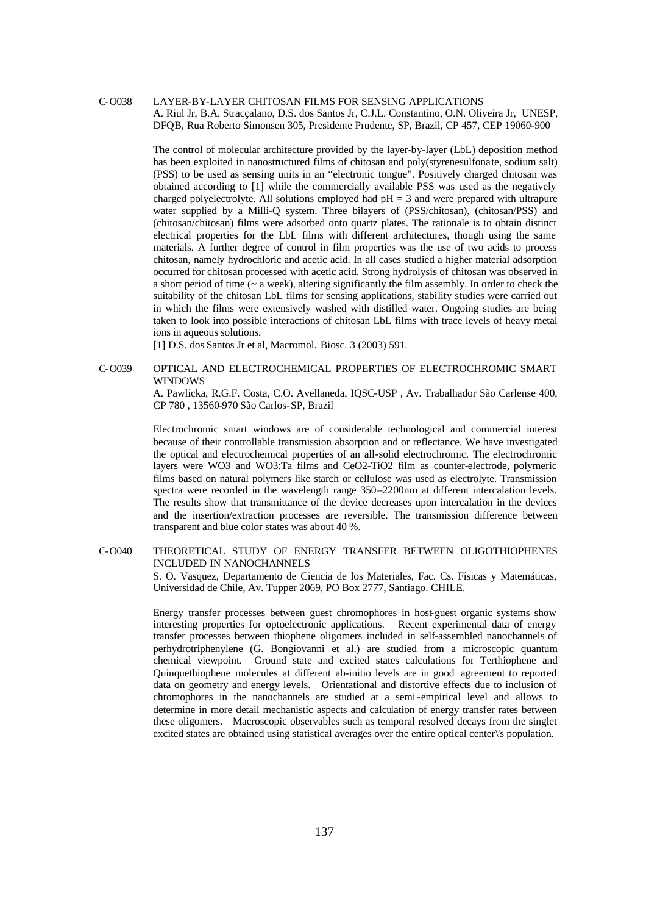## C-O038 LAYER-BY-LAYER CHITOSAN FILMS FOR SENSING APPLICATIONS

A. Riul Jr, B.A. Stracçalano, D.S. dos Santos Jr, C.J.L. Constantino, O.N. Oliveira Jr, UNESP, DFQB, Rua Roberto Simonsen 305, Presidente Prudente, SP, Brazil, CP 457, CEP 19060-900

The control of molecular architecture provided by the layer-by-layer (LbL) deposition method has been exploited in nanostructured films of chitosan and poly(styrenesulfonate, sodium salt) (PSS) to be used as sensing units in an "electronic tongue". Positively charged chitosan was obtained according to [1] while the commercially available PSS was used as the negatively charged polyelectrolyte. All solutions employed had pH = 3 and were prepared with ultrapure water supplied by a Milli-Q system. Three bilayers of (PSS/chitosan), (chitosan/PSS) and (chitosan/chitosan) films were adsorbed onto quartz plates. The rationale is to obtain distinct electrical properties for the LbL films with different architectures, though using the same materials. A further degree of control in film properties was the use of two acids to process chitosan, namely hydrochloric and acetic acid. In all cases studied a higher material adsorption occurred for chitosan processed with acetic acid. Strong hydrolysis of chitosan was observed in a short period of time (~ a week), altering significantly the film assembly. In order to check the suitability of the chitosan LbL films for sensing applications, stability studies were carried out in which the films were extensively washed with distilled water. Ongoing studies are being taken to look into possible interactions of chitosan LbL films with trace levels of heavy metal ions in aqueous solutions.

[1] D.S. dos Santos Jr et al, Macromol. Biosc. 3 (2003) 591.

## C-O039 OPTICAL AND ELECTROCHEMICAL PROPERTIES OF ELECTROCHROMIC SMART WINDOWS

A. Pawlicka, R.G.F. Costa, C.O. Avellaneda, IQSC-USP , Av. Trabalhador São Carlense 400, CP 780 , 13560-970 São Carlos-SP, Brazil

Electrochromic smart windows are of considerable technological and commercial interest because of their controllable transmission absorption and or reflectance. We have investigated the optical and electrochemical properties of an all-solid electrochromic. The electrochromic layers were $WO_3$ and $WO_3$:Ta films and $CeO_2$-$TiO_2$ film as counter-electrode, polymeric films based on natural polymers like starch or cellulose was used as electrolyte. Transmission spectra were recorded in the wavelength range 350–2200nm at different intercalation levels. The results show that transmittance of the device decreases upon intercalation in the devices and the insertion/extraction processes are reversible. The transmission difference between transparent and blue color states was about 40 %.

## C-O040 THEORETICAL STUDY OF ENERGY TRANSFER BETWEEN OLIGOTHIOPHENES INCLUDED IN NANOCHANNELS

S. O. Vasquez, Departamento de Ciencia de los Materiales, Fac. Cs. Físicas y Matemáticas, Universidad de Chile, Av. Tupper 2069, PO Box 2777, Santiago. CHILE.

Energy transfer processes between guest chromophores in host-guest organic systems show interesting properties for optoelectronic applications. Recent experimental data of energy transfer processes between thiophene oligomers included in self-assembled nanochannels of perhydrotriphenylene (G. Bongiovanni et al.) are studied from a microscopic quantum chemical viewpoint. Ground state and excited states calculations for Terthiophene and Quinquethiophene molecules at different ab-initio levels are in good agreement to reported data on geometry and energy levels. Orientational and distortive effects due to inclusion of chromophores in the nanochannels are studied at a semi-empirical level and allows to determine in more detail mechanistic aspects and calculation of energy transfer rates between these oligomers. Macroscopic observables such as temporal resolved decays from the singlet excited states are obtained using statistical averages over the entire optical center\'s population.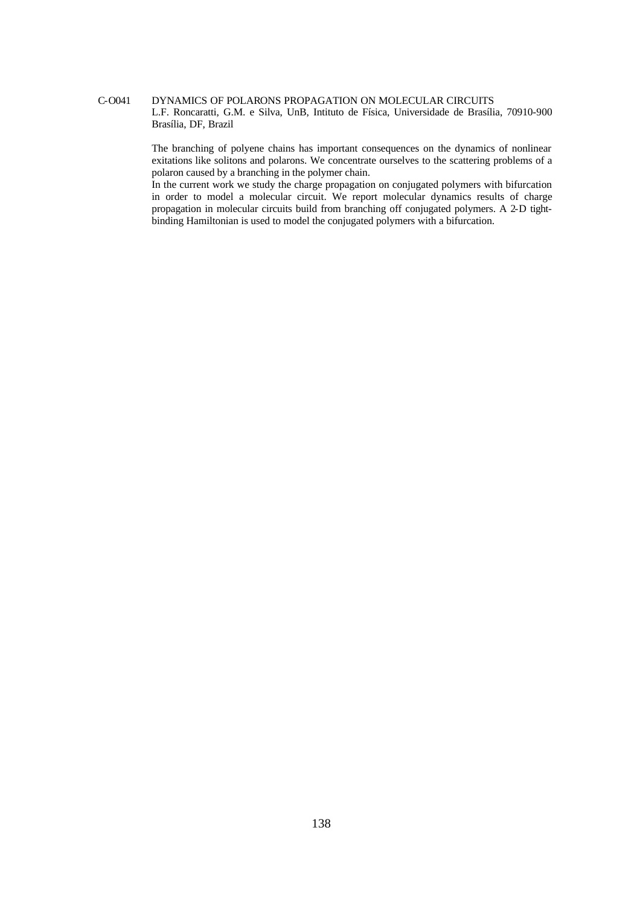C-O041 DYNAMICS OF POLARONS PROPAGATION ON MOLECULAR CIRCUITS

L.F. Roncaratti, G.M. e Silva, UnB, Intituto de Física, Universidade de Brasília, 70910-900 Brasília, DF, Brazil

The branching of polyene chains has important consequences on the dynamics of nonlinear exitations like solitons and polarons. We concentrate ourselves to the scattering problems of a polaron caused by a branching in the polymer chain.

In the current work we study the charge propagation on conjugated polymers with bifurcation in order to model a molecular circuit. We report molecular dynamics results of charge propagation in molecular circuits build from branching off conjugated polymers. A 2-D tight-binding Hamiltonian is used to model the conjugated polymers with a bifurcation.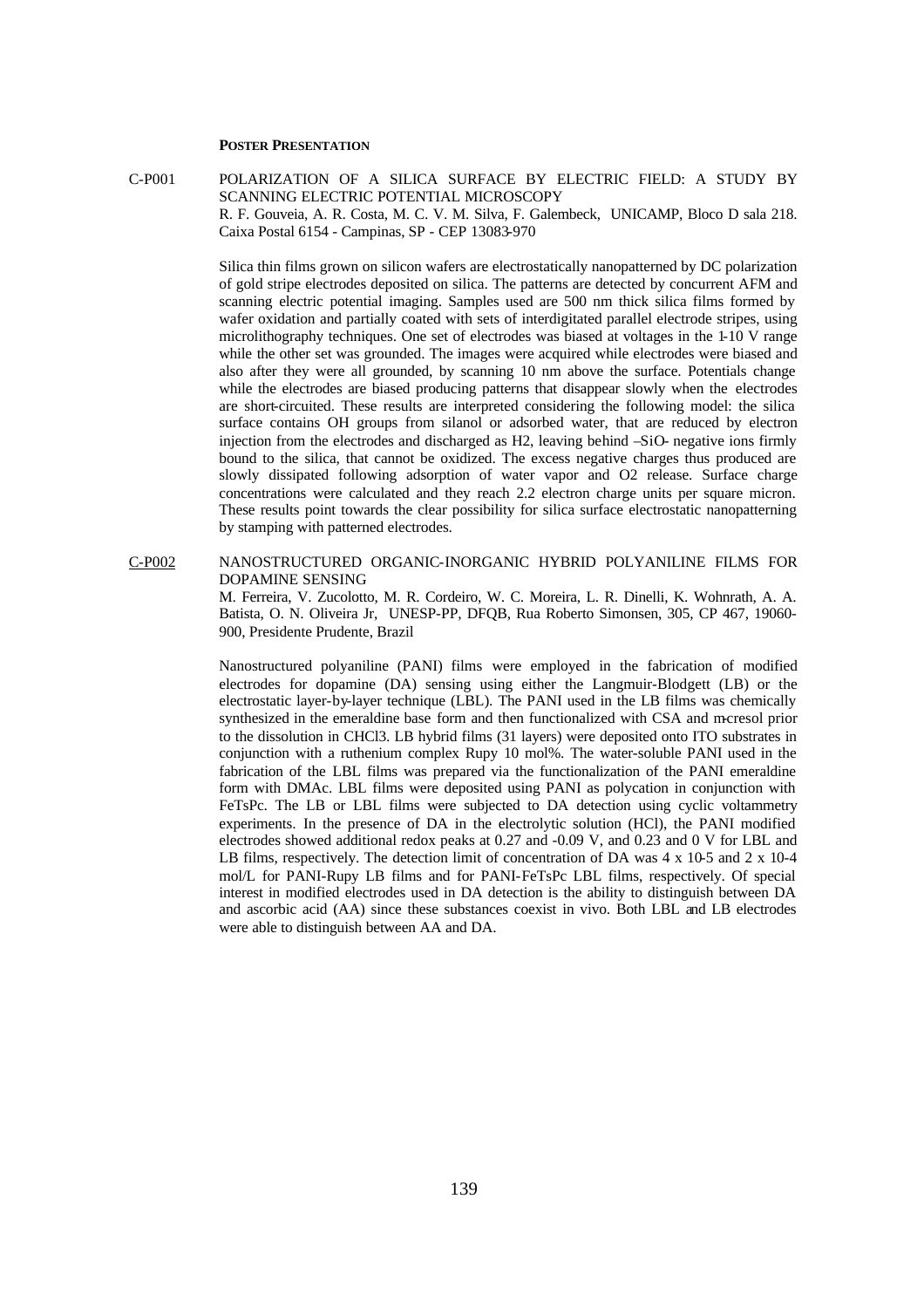**POSTER PRESENTATION**

C-P001 POLARIZATION OF A SILICA SURFACE BY ELECTRIC FIELD: A STUDY BY SCANNING ELECTRIC POTENTIAL MICROSCOPY

R. F. Gouveia, A. R. Costa, M. C. V. M. Silva, F. Galembeck, UNICAMP, Bloco D sala 218. Caixa Postal 6154 - Campinas, SP - CEP 13083-970

Silica thin films grown on silicon wafers are electrostatically nanopatterned by DC polarization of gold stripe electrodes deposited on silica. The patterns are detected by concurrent AFM and scanning electric potential imaging. Samples used are 500 nm thick silica films formed by wafer oxidation and partially coated with sets of interdigitated parallel electrode stripes, using microlithography techniques. One set of electrodes was biased at voltages in the 1-10 V range while the other set was grounded. The images were acquired while electrodes were biased and also after they were all grounded, by scanning 10 nm above the surface. Potentials change while the electrodes are biased producing patterns that disappear slowly when the electrodes are short-circuited. These results are interpreted considering the following model: the silica surface contains OH groups from silanol or adsorbed water, that are reduced by electron injection from the electrodes and discharged as $H_2$, leaving behind $–SiO^-$ negative ions firmly bound to the silica, that cannot be oxidized. The excess negative charges thus produced are slowly dissipated following adsorption of water vapor and $O_2$ release. Surface charge concentrations were calculated and they reach 2.2 electron charge units per square micron. These results point towards the clear possibility for silica surface electrostatic nanopatterning by stamping with patterned electrodes.

C-P002 NANOSTRUCTURED ORGANIC-INORGANIC HYBRID POLYANILINE FILMS FOR DOPAMINE SENSING

M. Ferreira, V. Zucolotto, M. R. Cordeiro, W. C. Moreira, L. R. Dinelli, K. Wohnrath, A. A. Batista, O. N. Oliveira Jr, UNESP-PP, DFQB, Rua Roberto Simonsen, 305, CP 467, 19060-900, Presidente Prudente, Brazil

Nanostructured polyaniline (PANI) films were employed in the fabrication of modified electrodes for dopamine (DA) sensing using either the Langmuir-Blodgett (LB) or the electrostatic layer-by-layer technique (LBL). The PANI used in the LB films was chemically synthesized in the emeraldine base form and then functionalized with CSA and m-cresol prior to the dissolution in $CHCl_3$. LB hybrid films (31 layers) were deposited onto ITO substrates in conjunction with a ruthenium complex Rupy 10 mol%. The water-soluble PANI used in the fabrication of the LBL films was prepared via the functionalization of the PANI emeraldine form with DMAc. LBL films were deposited using PANI as polycation in conjunction with FeTsPc. The LB or LBL films were subjected to DA detection using cyclic voltammetry experiments. In the presence of DA in the electrolytic solution (HCl), the PANI modified electrodes showed additional redox peaks at 0.27 and -0.09 V, and 0.23 and 0 V for LBL and LB films, respectively. The detection limit of concentration of DA was $4 \times 10^{-5}$ and $2 \times 10^{-4}$ mol/L for PANI-Rupy LB films and for PANI-FeTsPc LBL films, respectively. Of special interest in modified electrodes used in DA detection is the ability to distinguish between DA and ascorbic acid (AA) since these substances coexist in vivo. Both LBL and LB electrodes were able to distinguish between AA and DA.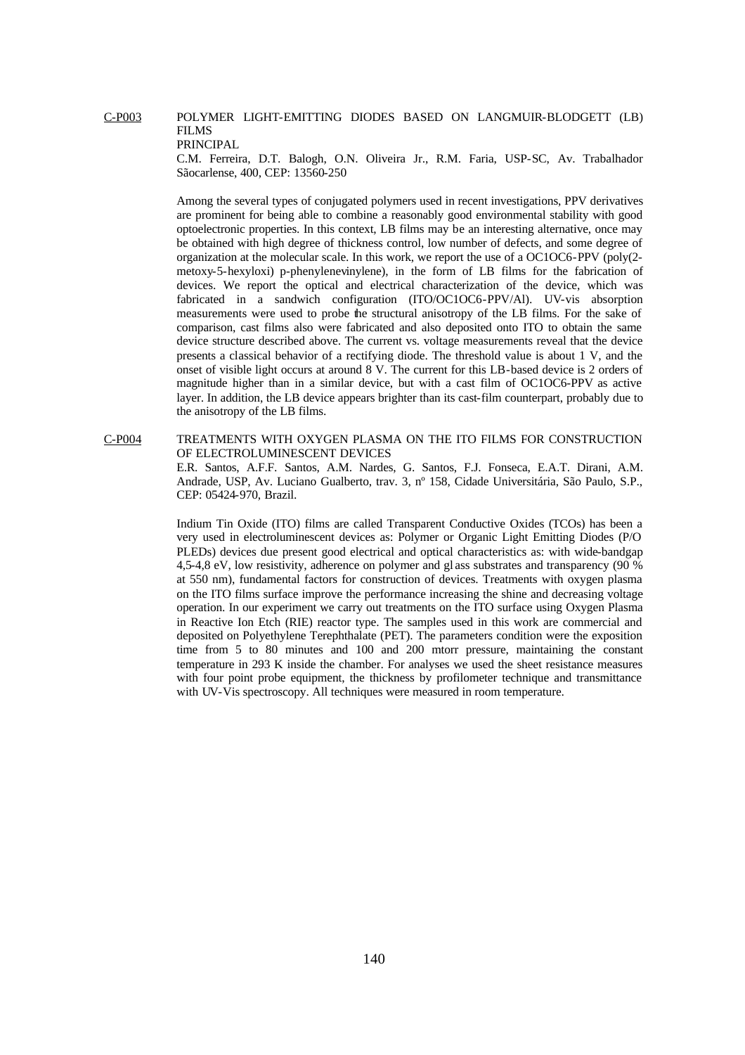C-P003 POLYMER LIGHT-EMITTING DIODES BASED ON LANGMUIR-BLODGETT (LB) FILMS

PRINCIPAL

C.M. Ferreira, D.T. Balogh, O.N. Oliveira Jr., R.M. Faria, USP-SC, Av. Trabalhador Sãocarlense, 400, CEP: 13560-250

Among the several types of conjugated polymers used in recent investigations, PPV derivatives are prominent for being able to combine a reasonably good environmental stability with good optoelectronic properties. In this context, LB films may be an interesting alternative, once may be obtained with high degree of thickness control, low number of defects, and some degree of organization at the molecular scale. In this work, we report the use of a OC1OC6-PPV (poly(2-metoxy-5-hexyloxi) p-phenylenevinylene), in the form of LB films for the fabrication of devices. We report the optical and electrical characterization of the device, which was fabricated in a sandwich configuration (ITO/OC1OC6-PPV/Al). UV-vis absorption measurements were used to probe the structural anisotropy of the LB films. For the sake of comparison, cast films also were fabricated and also deposited onto ITO to obtain the same device structure described above. The current vs. voltage measurements reveal that the device presents a classical behavior of a rectifying diode. The threshold value is about 1 V, and the onset of visible light occurs at around 8 V. The current for this LB-based device is 2 orders of magnitude higher than in a similar device, but with a cast film of OC1OC6-PPV as active layer. In addition, the LB device appears brighter than its cast-film counterpart, probably due to the anisotropy of the LB films.

C-P004 TREATMENTS WITH OXYGEN PLASMA ON THE ITO FILMS FOR CONSTRUCTION OF ELECTROLUMINESCENT DEVICES

E.R. Santos, A.F.F. Santos, A.M. Nardes, G. Santos, F.J. Fonseca, E.A.T. Dirani, A.M. Andrade, USP, Av. Luciano Gualberto, trav. 3, nº 158, Cidade Universitária, São Paulo, S.P., CEP: 05424-970, Brazil.

Indium Tin Oxide (ITO) films are called Transparent Conductive Oxides (TCOs) has been a very used in electroluminescent devices as: Polymer or Organic Light Emitting Diodes (P/O PLEDs) devices due present good electrical and optical characteristics as: with wide-bandgap 4,5-4,8 eV, low resistivity, adherence on polymer and glass substrates and transparency (90 % at 550 nm), fundamental factors for construction of devices. Treatments with oxygen plasma on the ITO films surface improve the performance increasing the shine and decreasing voltage operation. In our experiment we carry out treatments on the ITO surface using Oxygen Plasma in Reactive Ion Etch (RIE) reactor type. The samples used in this work are commercial and deposited on Polyethylene Terephthalate (PET). The parameters condition were the exposition time from 5 to 80 minutes and 100 and 200 mtorr pressure, maintaining the constant temperature in 293 K inside the chamber. For analyses we used the sheet resistance measures with four point probe equipment, the thickness by profilometer technique and transmittance with UV-Vis spectroscopy. All techniques were measured in room temperature.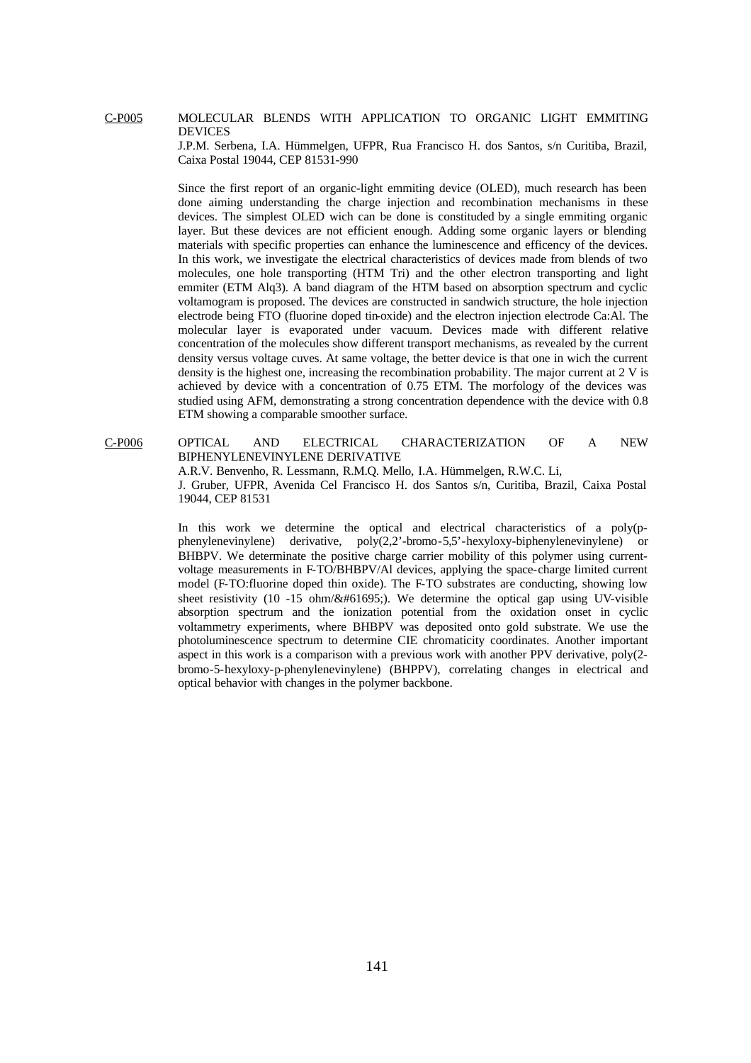## C-P005 MOLECULAR BLENDS WITH APPLICATION TO ORGANIC LIGHT EMMITING DEVICES

J.P.M. Serbena, I.A. Hümmelgen, UFPR, Rua Francisco H. dos Santos, s/n Curitiba, Brazil, Caixa Postal 19044, CEP 81531-990

Since the first report of an organic-light emmiting device (OLED), much research has been done aiming understanding the charge injection and recombination mechanisms in these devices. The simplest OLED wich can be done is constituded by a single emmiting organic layer. But these devices are not efficient enough. Adding some organic layers or blending materials with specific properties can enhance the luminescence and efficency of the devices. In this work, we investigate the electrical characteristics of devices made from blends of two molecules, one hole transporting (HTM Tri) and the other electron transporting and light emmiter (ETM Alq3). A band diagram of the HTM based on absorption spectrum and cyclic voltamogram is proposed. The devices are constructed in sandwich structure, the hole injection electrode being FTO (fluorine doped tin-oxide) and the electron injection electrode Ca:Al. The molecular layer is evaporated under vacuum. Devices made with different relative concentration of the molecules show different transport mechanisms, as revealed by the current density versus voltage cuves. At same voltage, the better device is that one in wich the current density is the highest one, increasing the recombination probability. The major current at 2 V is achieved by device with a concentration of 0.75 ETM. The morfology of the devices was studied using AFM, demonstrating a strong concentration dependence with the device with 0.8 ETM showing a comparable smoother surface.

## C-P006 OPTICAL AND ELECTRICAL CHARACTERIZATION OF A NEW BIPHENYLENEVINYLENE DERIVATIVE

A.R.V. Benvenho, R. Lessmann, R.M.Q. Mello, I.A. Hümmelgen, R.W.C. Li, J. Gruber, UFPR, Avenida Cel Francisco H. dos Santos s/n, Curitiba, Brazil, Caixa Postal 19044, CEP 81531

In this work we determine the optical and electrical characteristics of a poly(p-phenylenevinylene) derivative, poly(2,2'-bromo-5,5'-hexyloxy-biphenylenevinylene) or BHBPV. We determinate the positive charge carrier mobility of this polymer using current-voltage measurements in F-TO/BHBPV/Al devices, applying the space-charge limited current model (F-TO:fluorine doped thin oxide). The F-TO substrates are conducting, showing low sheet resistivity (10 -15 ohm/&#61695;). We determine the optical gap using UV-visible absorption spectrum and the ionization potential from the oxidation onset in cyclic voltammetry experiments, where BHBPV was deposited onto gold substrate. We use the photoluminescence spectrum to determine CIE chromaticity coordinates. Another important aspect in this work is a comparison with a previous work with another PPV derivative, poly(2-bromo-5-hexyloxy-p-phenylenevinylene) (BHPPV), correlating changes in electrical and optical behavior with changes in the polymer backbone.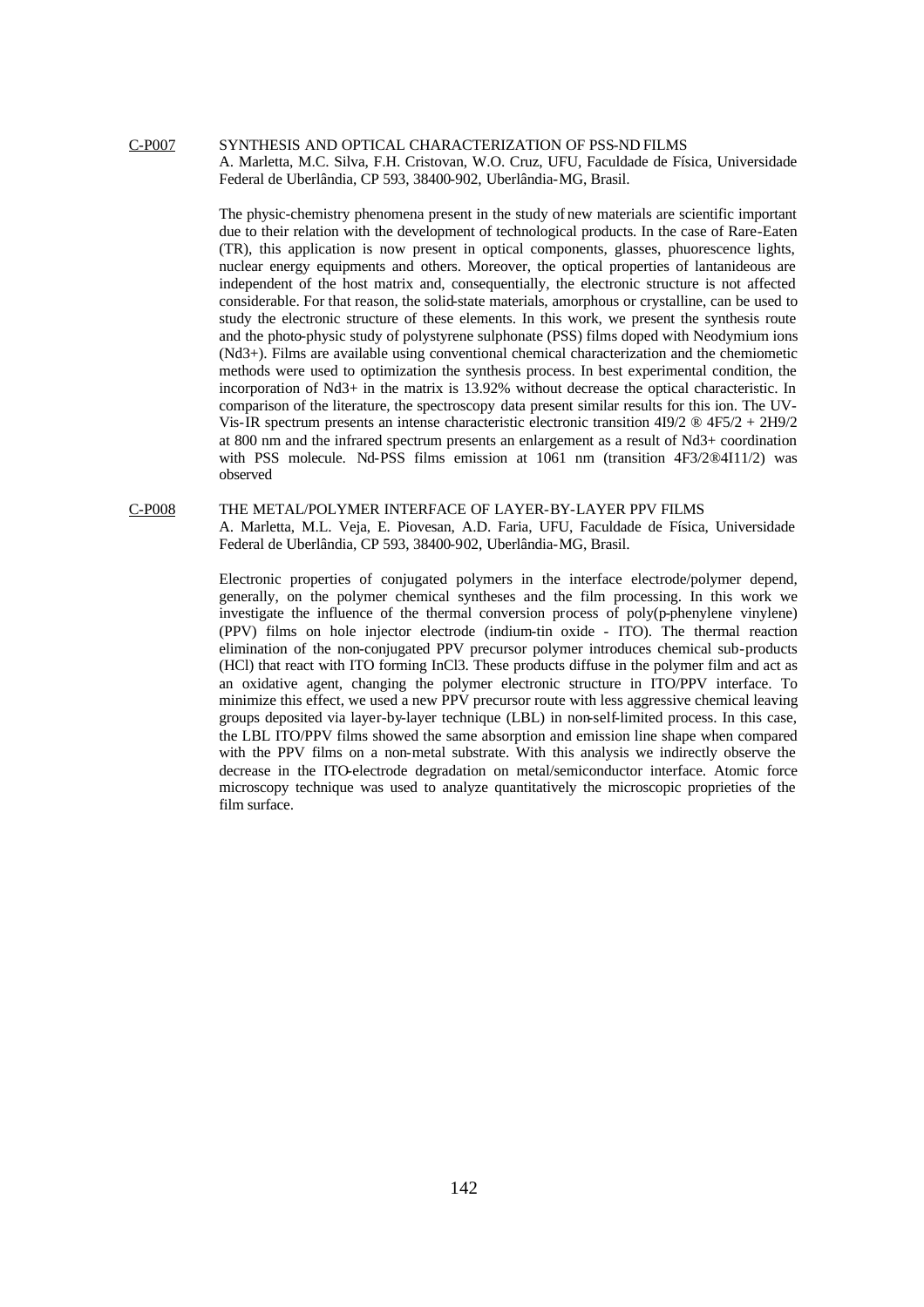C-P007 SYNTHESIS AND OPTICAL CHARACTERIZATION OF PSS-ND FILMS

A. Marletta, M.C. Silva, F.H. Cristovan, W.O. Cruz, UFU, Faculdade de Física, Universidade Federal de Uberlândia, CP 593, 38400-902, Uberlândia-MG, Brasil.

The physic-chemistry phenomena present in the study of new materials are scientific important due to their relation with the development of technological products. In the case of Rare-Eaten (TR), this application is now present in optical components, glasses, phuorescence lights, nuclear energy equipments and others. Moreover, the optical properties of lantanideous are independent of the host matrix and, consequentially, the electronic structure is not affected considerable. For that reason, the solid-state materials, amorphous or crystalline, can be used to study the electronic structure of these elements. In this work, we present the synthesis route and the photo-physic study of polystyrene sulphonate (PSS) films doped with Neodymium ions ($Nd^{3+}$). Films are available using conventional chemical characterization and the chemiometic methods were used to optimization the synthesis process. In best experimental condition, the incorporation of $Nd^{3+}$ in the matrix is 13.92% without decrease the optical characteristic. In comparison of the literature, the spectroscopy data present similar results for this ion. The UV-Vis-IR spectrum presents an intense characteristic electronic transition $4I9/2$ ® $4F5/2 + 2H9/2$ at 800 nm and the infrared spectrum presents an enlargement as a result of $Nd^{3+}$ coordination with PSS molecule. Nd-PSS films emission at 1061 nm (transition $4F3/2$®$4I11/2$) was observed

C-P008 THE METAL/POLYMER INTERFACE OF LAYER-BY-LAYER PPV FILMS

A. Marletta, M.L. Veja, E. Piovesan, A.D. Faria, UFU, Faculdade de Física, Universidade Federal de Uberlândia, CP 593, 38400-902, Uberlândia-MG, Brasil.

Electronic properties of conjugated polymers in the interface electrode/polymer depend, generally, on the polymer chemical syntheses and the film processing. In this work we investigate the influence of the thermal conversion process of poly(p-phenylene vinylene) (PPV) films on hole injector electrode (indium-tin oxide - ITO). The thermal reaction elimination of the non-conjugated PPV precursor polymer introduces chemical sub-products (HCl) that react with ITO forming $InCl_3$. These products diffuse in the polymer film and act as an oxidative agent, changing the polymer electronic structure in ITO/PPV interface. To minimize this effect, we used a new PPV precursor route with less aggressive chemical leaving groups deposited via layer-by-layer technique (LBL) in non-self-limited process. In this case, the LBL ITO/PPV films showed the same absorption and emission line shape when compared with the PPV films on a non-metal substrate. With this analysis we indirectly observe the decrease in the ITO-electrode degradation on metal/semiconductor interface. Atomic force microscopy technique was used to analyze quantitatively the microscopic proprieties of the film surface.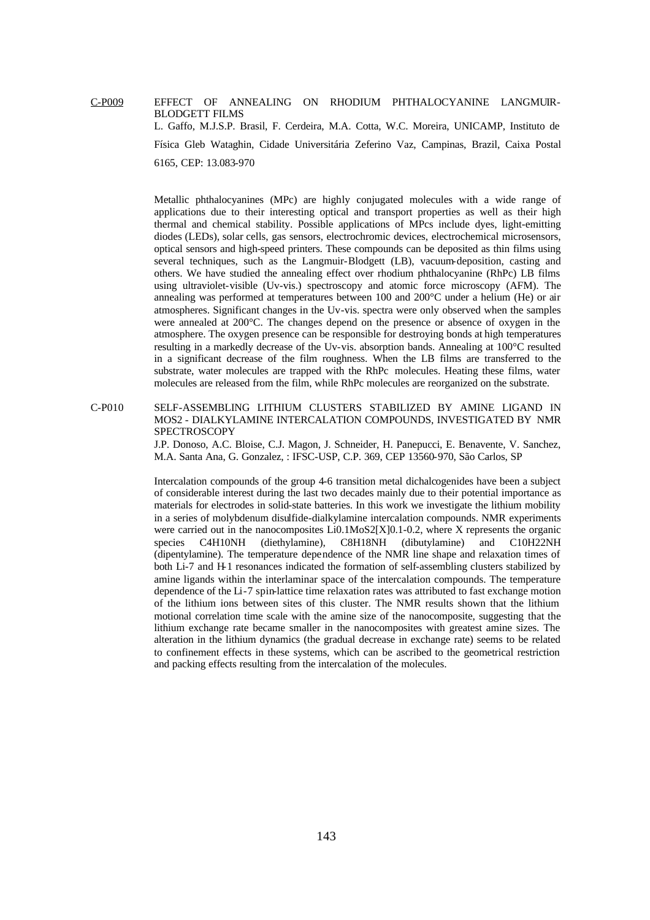## C-P009 EFFECT OF ANNEALING ON RHODIUM PHTHALOCYANINE LANGMUIR-BLODGETT FILMS

L. Gaffo, M.J.S.P. Brasil, F. Cerdeira, M.A. Cotta, W.C. Moreira, UNICAMP, Instituto de Física Gleb Wataghin, Cidade Universitária Zeferino Vaz, Campinas, Brazil, Caixa Postal 6165, CEP: 13.083-970

Metallic phthalocyanines (MPc) are highly conjugated molecules with a wide range of applications due to their interesting optical and transport properties as well as their high thermal and chemical stability. Possible applications of MPcs include dyes, light-emitting diodes (LEDs), solar cells, gas sensors, electrochromic devices, electrochemical microsensors, optical sensors and high-speed printers. These compounds can be deposited as thin films using several techniques, such as the Langmuir-Blodgett (LB), vacuum-deposition, casting and others. We have studied the annealing effect over rhodium phthalocyanine (RhPc) LB films using ultraviolet-visible (Uv-vis.) spectroscopy and atomic force microscopy (AFM). The annealing was performed at temperatures between 100 and 200°C under a helium (He) or air atmospheres. Significant changes in the Uv-vis. spectra were only observed when the samples were annealed at 200°C. The changes depend on the presence or absence of oxygen in the atmosphere. The oxygen presence can be responsible for destroying bonds at high temperatures resulting in a markedly decrease of the Uv-vis. absorption bands. Annealing at 100°C resulted in a significant decrease of the film roughness. When the LB films are transferred to the substrate, water molecules are trapped with the RhPc molecules. Heating these films, water molecules are released from the film, while RhPc molecules are reorganized on the substrate.

## C-P010 SELF-ASSEMBLING LITHIUM CLUSTERS STABILIZED BY AMINE LIGAND IN MOS2 - DIALKYLAMINE INTERCALATION COMPOUNDS, INVESTIGATED BY NMR SPECTROSCOPY

J.P. Donoso, A.C. Bloise, C.J. Magon, J. Schneider, H. Panepucci, E. Benavente, V. Sanchez, M.A. Santa Ana, G. Gonzalez, : IFSC-USP, C.P. 369, CEP 13560-970, São Carlos, SP

Intercalation compounds of the group 4-6 transition metal dichalcogenides have been a subject of considerable interest during the last two decades mainly due to their potential importance as materials for electrodes in solid-state batteries. In this work we investigate the lithium mobility in a series of molybdenum disulfide-dialkylamine intercalation compounds. NMR experiments were carried out in the nanocomposites $Li_{0.1}MoS_2[X]_{0.1-0.2}$, where X represents the organic species $C_4H_{10}NH$ (diethylamine), $C_8H_{18}NH$ (dibutylamine) and $C_{10}H_{22}NH$ (dipentylamine). The temperature dependence of the NMR line shape and relaxation times of both Li-7 and H-1 resonances indicated the formation of self-assembling clusters stabilized by amine ligands within the interlaminar space of the intercalation compounds. The temperature dependence of the Li-7 spin-lattice time relaxation rates was attributed to fast exchange motion of the lithium ions between sites of this cluster. The NMR results shown that the lithium motional correlation time scale with the amine size of the nanocomposite, suggesting that the lithium exchange rate became smaller in the nanocomposites with greatest amine sizes. The alteration in the lithium dynamics (the gradual decrease in exchange rate) seems to be related to confinement effects in these systems, which can be ascribed to the geometrical restriction and packing effects resulting from the intercalation of the molecules.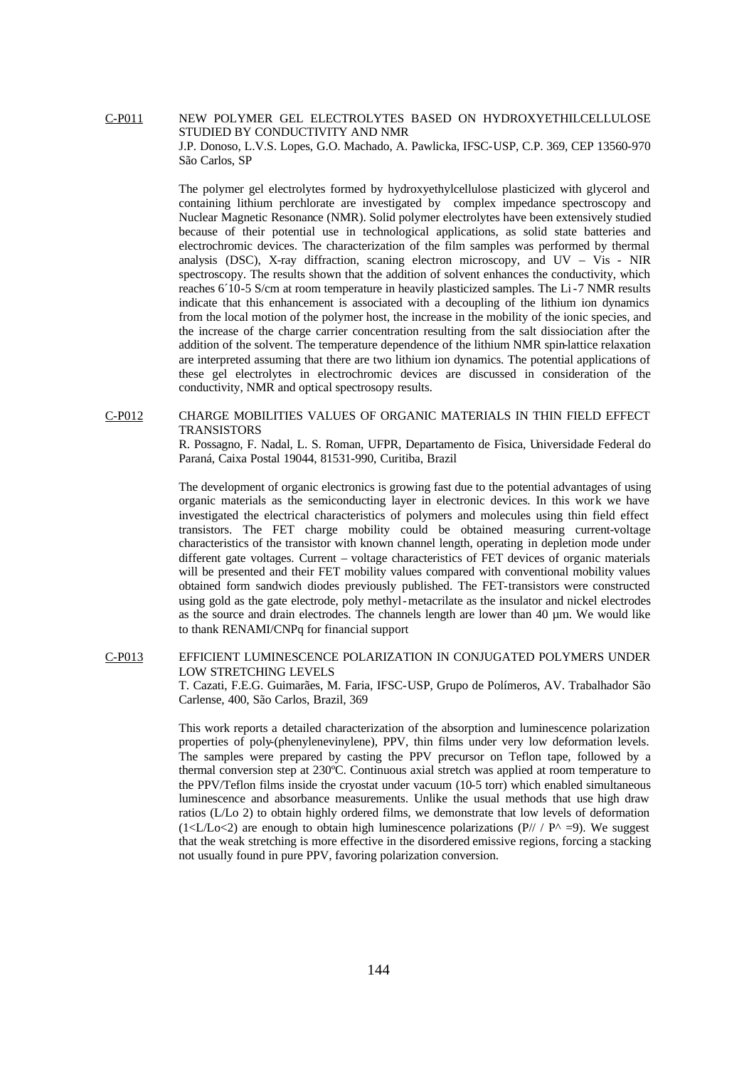C-P011 NEW POLYMER GEL ELECTROLYTES BASED ON HYDROXYETHILCELLULOSE STUDIED BY CONDUCTIVITY AND NMR

J.P. Donoso, L.V.S. Lopes, G.O. Machado, A. Pawlicka, IFSC-USP, C.P. 369, CEP 13560-970 São Carlos, SP

The polymer gel electrolytes formed by hydroxyethylcellulose plasticized with glycerol and containing lithium perchlorate are investigated by complex impedance spectroscopy and Nuclear Magnetic Resonance (NMR). Solid polymer electrolytes have been extensively studied because of their potential use in technological applications, as solid state batteries and electrochromic devices. The characterization of the film samples was performed by thermal analysis (DSC), X-ray diffraction, scaning electron microscopy, and UV – Vis - NIR spectroscopy. The results shown that the addition of solvent enhances the conductivity, which reaches 6´10-5 S/cm at room temperature in heavily plasticized samples. The Li-7 NMR results indicate that this enhancement is associated with a decoupling of the lithium ion dynamics from the local motion of the polymer host, the increase in the mobility of the ionic species, and the increase of the charge carrier concentration resulting from the salt dissiociation after the addition of the solvent. The temperature dependence of the lithium NMR spin-lattice relaxation are interpreted assuming that there are two lithium ion dynamics. The potential applications of these gel electrolytes in electrochromic devices are discussed in consideration of the conductivity, NMR and optical spectrosopy results.

C-P012 CHARGE MOBILITIES VALUES OF ORGANIC MATERIALS IN THIN FIELD EFFECT TRANSISTORS

R. Possagno, F. Nadal, L. S. Roman, UFPR, Departamento de Fìsica, Universidade Federal do Paraná, Caixa Postal 19044, 81531-990, Curitiba, Brazil

The development of organic electronics is growing fast due to the potential advantages of using organic materials as the semiconducting layer in electronic devices. In this work we have investigated the electrical characteristics of polymers and molecules using thin field effect transistors. The FET charge mobility could be obtained measuring current-voltage characteristics of the transistor with known channel length, operating in depletion mode under different gate voltages. Current – voltage characteristics of FET devices of organic materials will be presented and their FET mobility values compared with conventional mobility values obtained form sandwich diodes previously published. The FET-transistors were constructed using gold as the gate electrode, poly methyl-metacrilate as the insulator and nickel electrodes as the source and drain electrodes. The channels length are lower than 40 µm. We would like to thank RENAMI/CNPq for financial support

C-P013 EFFICIENT LUMINESCENCE POLARIZATION IN CONJUGATED POLYMERS UNDER LOW STRETCHING LEVELS

T. Cazati, F.E.G. Guimarães, M. Faria, IFSC-USP, Grupo de Polímeros, AV. Trabalhador São Carlense, 400, São Carlos, Brazil, 369

This work reports a detailed characterization of the absorption and luminescence polarization properties of poly-(phenylenevinylene), PPV, thin films under very low deformation levels. The samples were prepared by casting the PPV precursor on Teflon tape, followed by a thermal conversion step at 230ºC. Continuous axial stretch was applied at room temperature to the PPV/Teflon films inside the cryostat under vacuum (10-5 torr) which enabled simultaneous luminescence and absorbance measurements. Unlike the usual methods that use high draw ratios (L/Lo 2) to obtain highly ordered films, we demonstrate that low levels of deformation (1<L/Lo<2) are enough to obtain high luminescence polarizations (P// / P^ =9). We suggest that the weak stretching is more effective in the disordered emissive regions, forcing a stacking not usually found in pure PPV, favoring polarization conversion.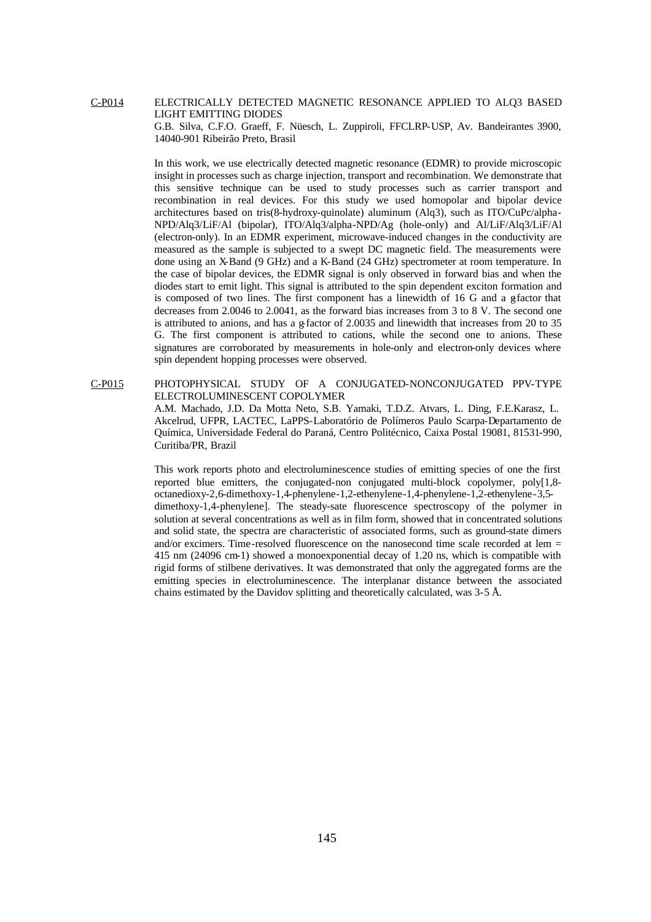C-P014 ELECTRICALLY DETECTED MAGNETIC RESONANCE APPLIED TO ALQ3 BASED LIGHT EMITTING DIODES

G.B. Silva, C.F.O. Graeff, F. Nüesch, L. Zuppiroli, FFCLRP-USP, Av. Bandeirantes 3900, 14040-901 Ribeirão Preto, Brasil

In this work, we use electrically detected magnetic resonance (EDMR) to provide microscopic insight in processes such as charge injection, transport and recombination. We demonstrate that this sensitive technique can be used to study processes such as carrier transport and recombination in real devices. For this study we used homopolar and bipolar device architectures based on tris(8-hydroxy-quinolate) aluminum (Alq3), such as ITO/CuPc/alpha-NPD/Alq3/LiF/Al (bipolar), ITO/Alq3/alpha-NPD/Ag (hole-only) and Al/LiF/Alq3/LiF/Al (electron-only). In an EDMR experiment, microwave-induced changes in the conductivity are measured as the sample is subjected to a swept DC magnetic field. The measurements were done using an X-Band (9 GHz) and a K-Band (24 GHz) spectrometer at room temperature. In the case of bipolar devices, the EDMR signal is only observed in forward bias and when the diodes start to emit light. This signal is attributed to the spin dependent exciton formation and is composed of two lines. The first component has a linewidth of 16 G and a g-factor that decreases from 2.0046 to 2.0041, as the forward bias increases from 3 to 8 V. The second one is attributed to anions, and has a g-factor of 2.0035 and linewidth that increases from 20 to 35 G. The first component is attributed to cations, while the second one to anions. These signatures are corroborated by measurements in hole-only and electron-only devices where spin dependent hopping processes were observed.

C-P015 PHOTOPHYSICAL STUDY OF A CONJUGATED-NONCONJUGATED PPV-TYPE ELECTROLUMINESCENT COPOLYMER

A.M. Machado, J.D. Da Motta Neto, S.B. Yamaki, T.D.Z. Atvars, L. Ding, F.E.Karasz, L. Akcelrud, UFPR, LACTEC, LaPPS-Laboratório de Polímeros Paulo Scarpa-Departamento de Química, Universidade Federal do Paraná, Centro Politécnico, Caixa Postal 19081, 81531-990, Curitiba/PR, Brazil

This work reports photo and electroluminescence studies of emitting species of one the first reported blue emitters, the conjugated-non conjugated multi-block copolymer, poly[1,8-octanedioxy-2,6-dimethoxy-1,4-phenylene-1,2-ethenylene-1,4-phenylene-1,2-ethenylene-3,5-dimethoxy-1,4-phenylene]. The steady-sate fluorescence spectroscopy of the polymer in solution at several concentrations as well as in film form, showed that in concentrated solutions and solid state, the spectra are characteristic of associated forms, such as ground-state dimers and/or excimers. Time-resolved fluorescence on the nanosecond time scale recorded at lem = 415 nm (24096 cm-1) showed a monoexponential decay of 1.20 ns, which is compatible with rigid forms of stilbene derivatives. It was demonstrated that only the aggregated forms are the emitting species in electroluminescence. The interplanar distance between the associated chains estimated by the Davidov splitting and theoretically calculated, was 3-5 Å.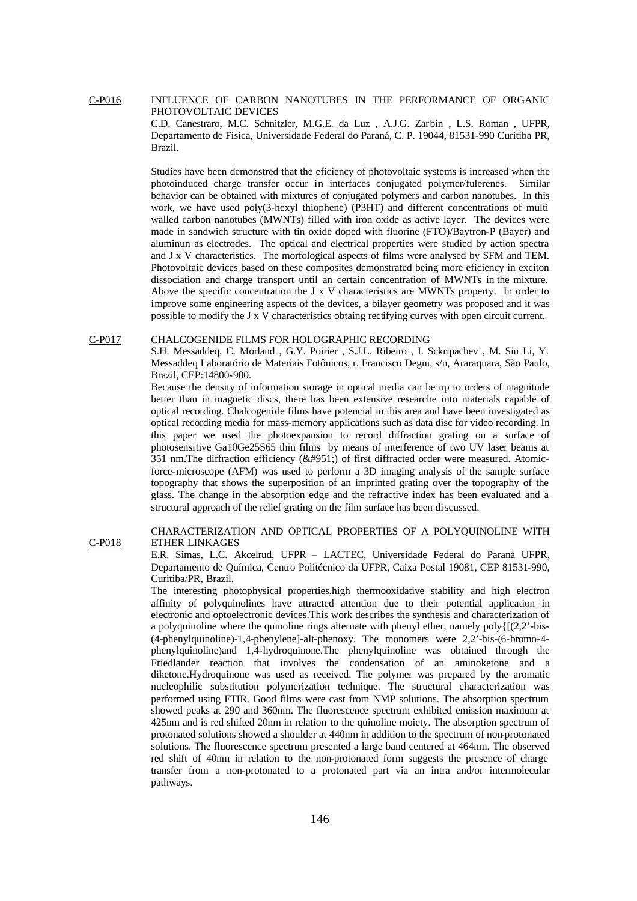C-P016 INFLUENCE OF CARBON NANOTUBES IN THE PERFORMANCE OF ORGANIC PHOTOVOLTAIC DEVICES

C.D. Canestraro, M.C. Schnitzler, M.G.E. da Luz , A.J.G. Zarbin , L.S. Roman , UFPR, Departamento de Física, Universidade Federal do Paraná, C. P. 19044, 81531-990 Curitiba PR, Brazil.

Studies have been demonstred that the eficiency of photovoltaic systems is increased when the photoinduced charge transfer occur in interfaces conjugated polymer/fulerenes. Similar behavior can be obtained with mixtures of conjugated polymers and carbon nanotubes. In this work, we have used poly(3-hexyl thiophene) (P3HT) and different concentrations of multi walled carbon nanotubes (MWNTs) filled with iron oxide as active layer. The devices were made in sandwich structure with tin oxide doped with fluorine (FTO)/Baytron-P (Bayer) and aluminun as electrodes. The optical and electrical properties were studied by action spectra and J x V characteristics. The morfological aspects of films were analysed by SFM and TEM. Photovoltaic devices based on these composites demonstrated being more efficiency in exciton dissociation and charge transport until an certain concentration of MWNTs in the mixture. Above the specific concentration the J x V characteristics are MWNTs property. In order to improve some engineering aspects of the devices, a bilayer geometry was proposed and it was possible to modify the J x V characteristics obtaing rectifying curves with open circuit current.

C-P017 CHALCOGENIDE FILMS FOR HOLOGRAPHIC RECORDING

S.H. Messaddeq, C. Morland , G.Y. Poirier , S.J.L. Ribeiro , I. Sckripachev , M. Siu Li, Y. Messaddeq Laboratório de Materiais Fotônicos, r. Francisco Degni, s/n, Araraquara, São Paulo, Brazil, CEP:14800-900.

Because the density of information storage in optical media can be up to orders of magnitude better than in magnetic discs, there has been extensive researche into materials capable of optical recording. Chalcogenide films have potencial in this area and have been investigated as optical recording media for mass-memory applications such as data disc for video recording. In this paper we used the photoexpansion to record diffraction grating on a surface of photosensitive Ga10Ge25S65 thin films by means of interference of two UV laser beams at 351 nm.The diffraction efficiency (&#951;) of first diffracted order were measured. Atomic-force-microscope (AFM) was used to perform a 3D imaging analysis of the sample surface topography that shows the superposition of an imprinted grating over the topography of the glass. The change in the absorption edge and the refractive index has been evaluated and a structural approach of the relief grating on the film surface has been discussed.

C-P018 CHARACTERIZATION AND OPTICAL PROPERTIES OF A POLYQUINOLINE WITH ETHER LINKAGES

E.R. Simas, L.C. Akcelrud, UFPR – LACTEC, Universidade Federal do Paraná UFPR, Departamento de Química, Centro Politécnico da UFPR, Caixa Postal 19081, CEP 81531-990, Curitiba/PR, Brazil.

The interesting photophysical properties,high thermooxidative stability and high electron affinity of polyquinolines have attracted attention due to their potential application in electronic and optoelectronic devices.This work describes the synthesis and characterization of a polyquinoline where the quinoline rings alternate with phenyl ether, namely poly{[(2,2'-bis-(4-phenylquinoline)-1,4-phenylene]-alt-phenoxy. The monomers were 2,2'-bis-(6-bromo-4-phenylquinoline)and 1,4-hydroquinone.The phenylquinoline was obtained through the Friedlander reaction that involves the condensation of an aminoketone and a diketone.Hydroquinone was used as received. The polymer was prepared by the aromatic nucleophilic substitution polymerization technique. The structural characterization was performed using FTIR. Good films were cast from NMP solutions. The absorption spectrum showed peaks at 290 and 360nm. The fluorescence spectrum exhibited emission maximum at 425nm and is red shifted 20nm in relation to the quinoline moiety. The absorption spectrum of protonated solutions showed a shoulder at 440nm in addition to the spectrum of non-protonated solutions. The fluorescence spectrum presented a large band centered at 464nm. The observed red shift of 40nm in relation to the non-protonated form suggests the presence of charge transfer from a non-protonated to a protonated part via an intra and/or intermolecular pathways.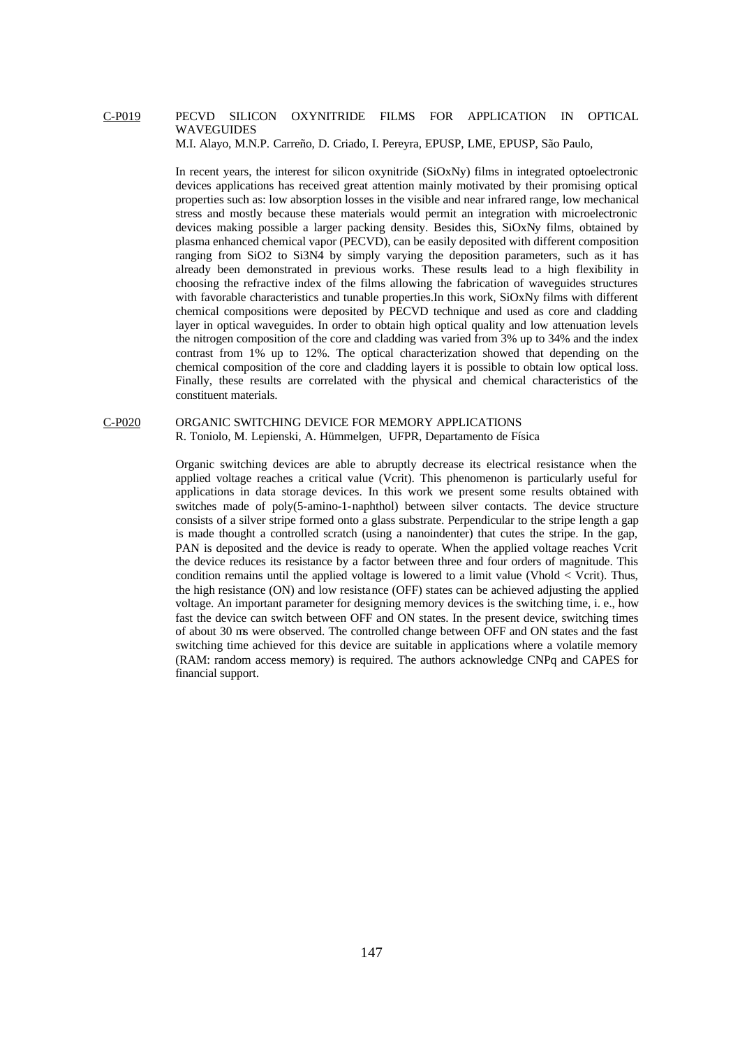C-P019 PECVD SILICON OXYNITRIDE FILMS FOR APPLICATION IN OPTICAL WAVEGUIDES

M.I. Alayo, M.N.P. Carreño, D. Criado, I. Pereyra, EPUSP, LME, EPUSP, São Paulo,

In recent years, the interest for silicon oxynitride ($SiO_xN_y$) films in integrated optoelectronic devices applications has received great attention mainly motivated by their promising optical properties such as: low absorption losses in the visible and near infrared range, low mechanical stress and mostly because these materials would permit an integration with microelectronic devices making possible a larger packing density. Besides this, $SiO_xN_y$ films, obtained by plasma enhanced chemical vapor (PECVD), can be easily deposited with different composition ranging from $SiO_2$ to $Si_3N_4$ by simply varying the deposition parameters, such as it has already been demonstrated in previous works. These results lead to a high flexibility in choosing the refractive index of the films allowing the fabrication of waveguides structures with favorable characteristics and tunable properties.In this work, $SiO_xN_y$ films with different chemical compositions were deposited by PECVD technique and used as core and cladding layer in optical waveguides. In order to obtain high optical quality and low attenuation levels the nitrogen composition of the core and cladding was varied from 3% up to 34% and the index contrast from 1% up to 12%. The optical characterization showed that depending on the chemical composition of the core and cladding layers it is possible to obtain low optical loss. Finally, these results are correlated with the physical and chemical characteristics of the constituent materials.

C-P020 ORGANIC SWITCHING DEVICE FOR MEMORY APPLICATIONS

R. Toniolo, M. Lepienski, A. Hümmelgen, UFPR, Departamento de Física

Organic switching devices are able to abruptly decrease its electrical resistance when the applied voltage reaches a critical value ($V_{crit}$). This phenomenon is particularly useful for applications in data storage devices. In this work we present some results obtained with switches made of poly(5-amino-1-naphthol) between silver contacts. The device structure consists of a silver stripe formed onto a glass substrate. Perpendicular to the stripe length a gap is made thought a controlled scratch (using a nanoindenter) that cutes the stripe. In the gap, PAN is deposited and the device is ready to operate. When the applied voltage reaches $V_{crit}$ the device reduces its resistance by a factor between three and four orders of magnitude. This condition remains until the applied voltage is lowered to a limit value ($V_{hold} < V_{crit}$). Thus, the high resistance (ON) and low resistance (OFF) states can be achieved adjusting the applied voltage. An important parameter for designing memory devices is the switching time, i. e., how fast the device can switch between OFF and ON states. In the present device, switching times of about 30 ms were observed. The controlled change between OFF and ON states and the fast switching time achieved for this device are suitable in applications where a volatile memory (RAM: random access memory) is required. The authors acknowledge CNPq and CAPES for financial support.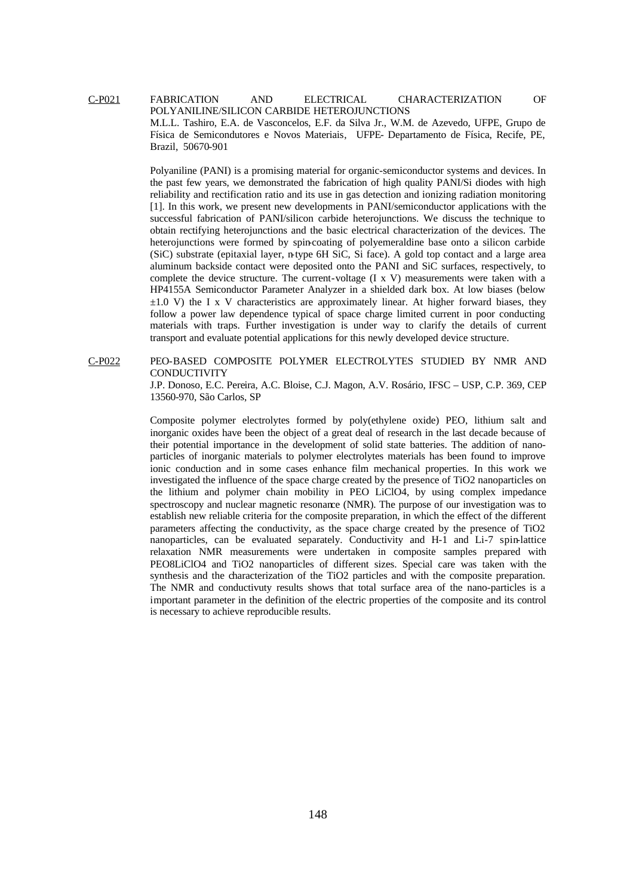## C-P021 FABRICATION AND ELECTRICAL CHARACTERIZATION OF POLYANILINE/SILICON CARBIDE HETEROJUNCTIONS

M.L.L. Tashiro, E.A. de Vasconcelos, E.F. da Silva Jr., W.M. de Azevedo, UFPE, Grupo de Física de Semicondutores e Novos Materiais, UFPE- Departamento de Física, Recife, PE, Brazil, 50670-901

Polyaniline (PANI) is a promising material for organic-semiconductor systems and devices. In the past few years, we demonstrated the fabrication of high quality PANI/Si diodes with high reliability and rectification ratio and its use in gas detection and ionizing radiation monitoring [1]. In this work, we present new developments in PANI/semiconductor applications with the successful fabrication of PANI/silicon carbide heterojunctions. We discuss the technique to obtain rectifying heterojunctions and the basic electrical characterization of the devices. The heterojunctions were formed by spin-coating of polyemeraldine base onto a silicon carbide (SiC) substrate (epitaxial layer, n-type 6H SiC, Si face). A gold top contact and a large area aluminum backside contact were deposited onto the PANI and SiC surfaces, respectively, to complete the device structure. The current-voltage (I x V) measurements were taken with a HP4155A Semiconductor Parameter Analyzer in a shielded dark box. At low biases (below $\pm 1.0$ V) the I x V characteristics are approximately linear. At higher forward biases, they follow a power law dependence typical of space charge limited current in poor conducting materials with traps. Further investigation is under way to clarify the details of current transport and evaluate potential applications for this newly developed device structure.

## C-P022 PEO-BASED COMPOSITE POLYMER ELECTROLYTES STUDIED BY NMR AND CONDUCTIVITY

J.P. Donoso, E.C. Pereira, A.C. Bloise, C.J. Magon, A.V. Rosário, IFSC – USP, C.P. 369, CEP 13560-970, São Carlos, SP

Composite polymer electrolytes formed by poly(ethylene oxide) PEO, lithium salt and inorganic oxides have been the object of a great deal of research in the last decade because of their potential importance in the development of solid state batteries. The addition of nano-particles of inorganic materials to polymer electrolytes materials has been found to improve ionic conduction and in some cases enhance film mechanical properties. In this work we investigated the influence of the space charge created by the presence of $TiO_2$ nanoparticles on the lithium and polymer chain mobility in PEO $LiClO_4$, by using complex impedance spectroscopy and nuclear magnetic resonance (NMR). The purpose of our investigation was to establish new reliable criteria for the composite preparation, in which the effect of the different parameters affecting the conductivity, as the space charge created by the presence of $TiO_2$ nanoparticles, can be evaluated separately. Conductivity and H-1 and Li-7 spin-lattice relaxation NMR measurements were undertaken in composite samples prepared with $PEO_8LiClO_4$ and $TiO_2$ nanoparticles of different sizes. Special care was taken with the synthesis and the characterization of the $TiO_2$ particles and with the composite preparation. The NMR and conductivuty results shows that total surface area of the nano-particles is a important parameter in the definition of the electric properties of the composite and its control is necessary to achieve reproducible results.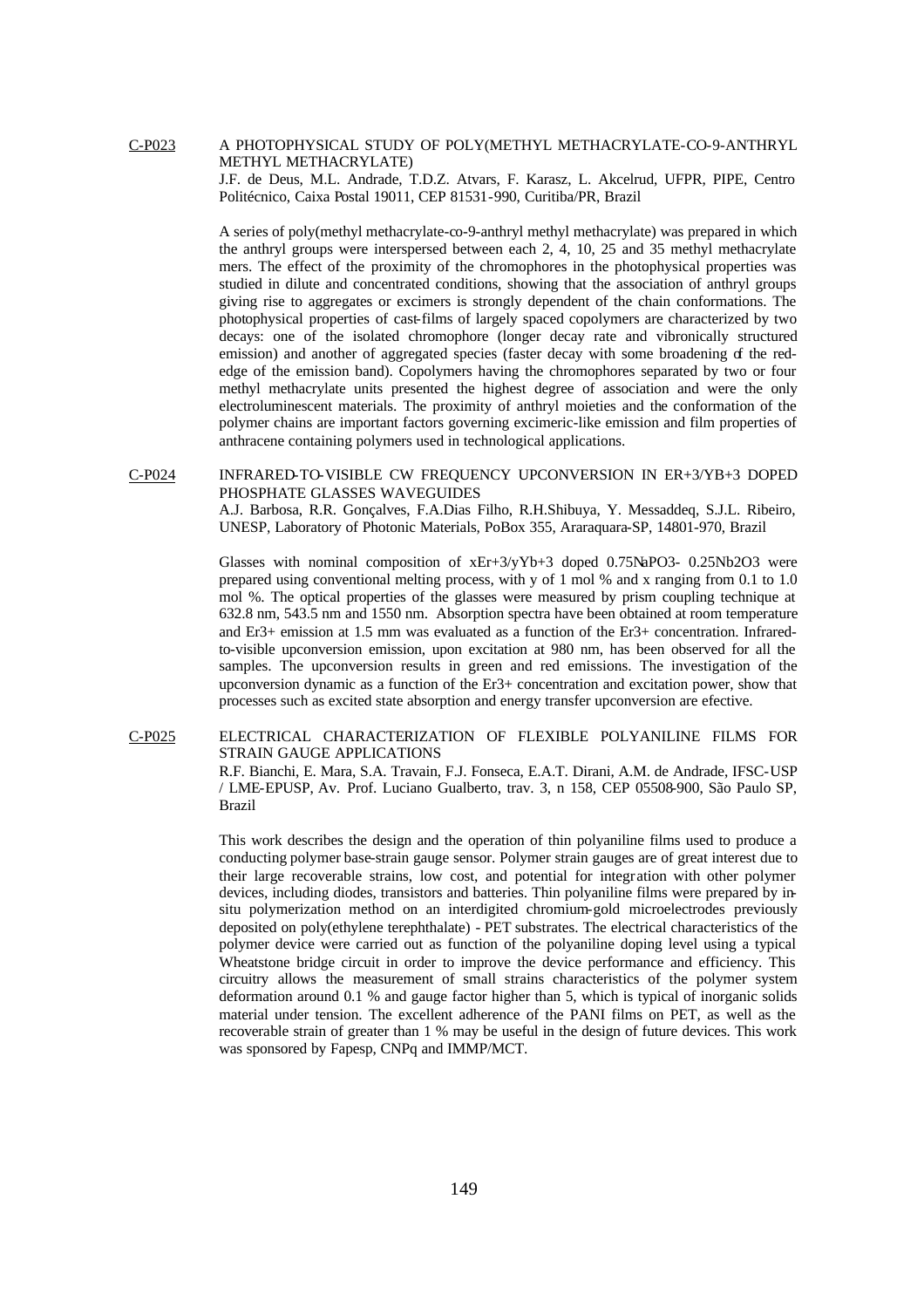C-P023 A PHOTOPHYSICAL STUDY OF POLY(METHYL METHACRYLATE-CO-9-ANTHRYL METHYL METHACRYLATE)

J.F. de Deus, M.L. Andrade, T.D.Z. Atvars, F. Karasz, L. Akcelrud, UFPR, PIPE, Centro Politécnico, Caixa Postal 19011, CEP 81531-990, Curitiba/PR, Brazil

A series of poly(methyl methacrylate-co-9-anthryl methyl methacrylate) was prepared in which the anthryl groups were interspersed between each 2, 4, 10, 25 and 35 methyl methacrylate mers. The effect of the proximity of the chromophores in the photophysical properties was studied in dilute and concentrated conditions, showing that the association of anthryl groups giving rise to aggregates or excimers is strongly dependent of the chain conformations. The photophysical properties of cast-films of largely spaced copolymers are characterized by two decays: one of the isolated chromophore (longer decay rate and vibronically structured emission) and another of aggregated species (faster decay with some broadening of the red-edge of the emission band). Copolymers having the chromophores separated by two or four methyl methacrylate units presented the highest degree of association and were the only electroluminescent materials. The proximity of anthryl moieties and the conformation of the polymer chains are important factors governing excimeric-like emission and film properties of anthracene containing polymers used in technological applications.

C-P024 INFRARED-TO-VISIBLE CW FREQUENCY UPCONVERSION IN ER+3/YB+3 DOPED PHOSPHATE GLASSES WAVEGUIDES

A.J. Barbosa, R.R. Gonçalves, F.A.Dias Filho, R.H.Shibuya, Y. Messaddeq, S.J.L. Ribeiro, UNESP, Laboratory of Photonic Materials, PoBox 355, Araraquara-SP, 14801-970, Brazil

Glasses with nominal composition of xEr+3/yYb+3 doped 0.75NaPO3- 0.25Nb2O3 were prepared using conventional melting process, with y of 1 mol % and x ranging from 0.1 to 1.0 mol %. The optical properties of the glasses were measured by prism coupling technique at 632.8 nm, 543.5 nm and 1550 nm. Absorption spectra have been obtained at room temperature and Er3+ emission at 1.5 mm was evaluated as a function of the Er3+ concentration. Infrared-to-visible upconversion emission, upon excitation at 980 nm, has been observed for all the samples. The upconversion results in green and red emissions. The investigation of the upconversion dynamic as a function of the Er3+ concentration and excitation power, show that processes such as excited state absorption and energy transfer upconversion are efective.

C-P025 ELECTRICAL CHARACTERIZATION OF FLEXIBLE POLYANILINE FILMS FOR STRAIN GAUGE APPLICATIONS

R.F. Bianchi, E. Mara, S.A. Travain, F.J. Fonseca, E.A.T. Dirani, A.M. de Andrade, IFSC-USP / LME-EPUSP, Av. Prof. Luciano Gualberto, trav. 3, n 158, CEP 05508-900, São Paulo SP, Brazil

This work describes the design and the operation of thin polyaniline films used to produce a conducting polymer base-strain gauge sensor. Polymer strain gauges are of great interest due to their large recoverable strains, low cost, and potential for integration with other polymer devices, including diodes, transistors and batteries. Thin polyaniline films were prepared by in-situ polymerization method on an interdigited chromium-gold microelectrodes previously deposited on poly(ethylene terephthalate) - PET substrates. The electrical characteristics of the polymer device were carried out as function of the polyaniline doping level using a typical Wheatstone bridge circuit in order to improve the device performance and efficiency. This circuitry allows the measurement of small strains characteristics of the polymer system deformation around 0.1 % and gauge factor higher than 5, which is typical of inorganic solids material under tension. The excellent adherence of the PANI films on PET, as well as the recoverable strain of greater than 1 % may be useful in the design of future devices. This work was sponsored by Fapesp, CNPq and IMMP/MCT.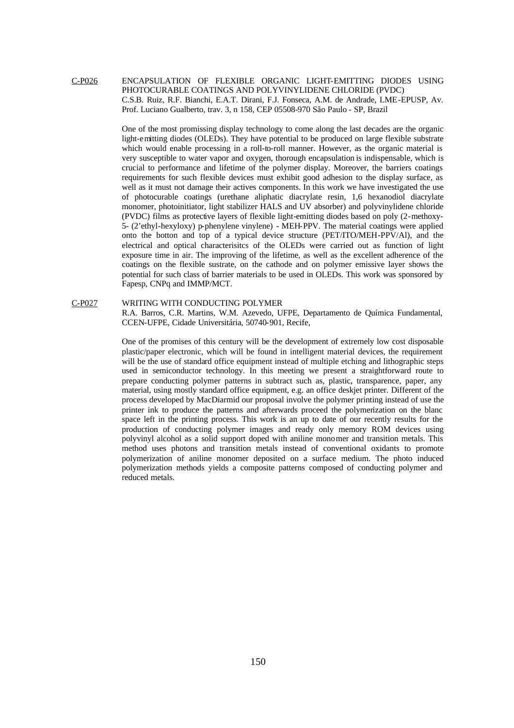C-P026 ENCAPSULATION OF FLEXIBLE ORGANIC LIGHT-EMITTING DIODES USING PHOTOCURABLE COATINGS AND POLYVINYLIDENE CHLORIDE (PVDC)
C.S.B. Ruiz, R.F. Bianchi, E.A.T. Dirani, F.J. Fonseca, A.M. de Andrade, LME-EPUSP, Av. Prof. Luciano Gualberto, trav. 3, n 158, CEP 05508-970 São Paulo - SP, Brazil

One of the most promissing display technology to come along the last decades are the organic light-emitting diodes (OLEDs). They have potential to be produced on large flexible substrate which would enable processing in a roll-to-roll manner. However, as the organic material is very susceptible to water vapor and oxygen, thorough encapsulation is indispensable, which is crucial to performance and lifetime of the polymer display. Moreover, the barriers coatings requirements for such flexible devices must exhibit good adhesion to the display surface, as well as it must not damage their actives components. In this work we have investigated the use of photocurable coatings (urethane aliphatic diacrylate resin, 1,6 hexanodiol diacrylate monomer, photoinitiator, light stabilizer HALS and UV absorber) and polyvinylidene chloride (PVDC) films as protective layers of flexible light-emitting diodes based on poly (2-methoxy-5- (2'ethyl-hexyloxy) p-phenylene vinylene) - MEH-PPV. The material coatings were applied onto the botton and top of a typical device structure (PET/ITO/MEH-PPV/Al), and the electrical and optical characterisitcs of the OLEDs were carried out as function of light exposure time in air. The improving of the lifetime, as well as the excellent adherence of the coatings on the flexible sustrate, on the cathode and on polymer emissive layer shows the potential for such class of barrier materials to be used in OLEDs. This work was sponsored by Fapesp, CNPq and IMMP/MCT.

C-P027 WRITING WITH CONDUCTING POLYMER
R.A. Barros, C.R. Martins, W.M. Azevedo, UFPE, Departamento de Química Fundamental, CCEN-UFPE, Cidade Universitária, 50740-901, Recife,

One of the promises of this century will be the development of extremely low cost disposable plastic/paper electronic, which will be found in intelligent material devices, the requirement will be the use of standard office equipment instead of multiple etching and lithographic steps used in semiconductor technology. In this meeting we present a straightforward route to prepare conducting polymer patterns in subtract such as, plastic, transparence, paper, any material, using mostly standard office equipment, e.g. an office deskjet printer. Different of the process developed by MacDiarmid our proposal involve the polymer printing instead of use the printer ink to produce the patterns and afterwards proceed the polymerization on the blanc space left in the printing process. This work is an up to date of our recently results for the production of conducting polymer images and ready only memory ROM devices using polyvinyl alcohol as a solid support doped with aniline monomer and transition metals. This method uses photons and transition metals instead of conventional oxidants to promote polymerization of aniline monomer deposited on a surface medium. The photo induced polymerization methods yields a composite patterns composed of conducting polymer and reduced metals.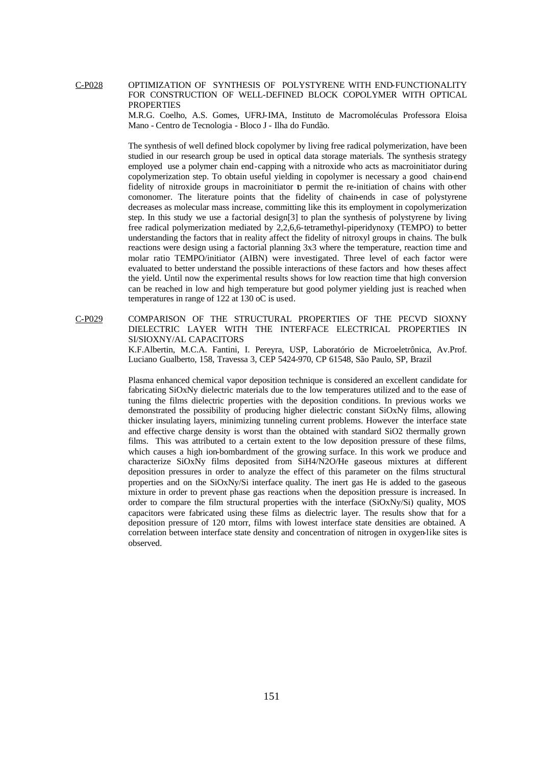C-P028 OPTIMIZATION OF SYNTHESIS OF POLYSTYRENE WITH END-FUNCTIONALITY FOR CONSTRUCTION OF WELL-DEFINED BLOCK COPOLYMER WITH OPTICAL PROPERTIES

M.R.G. Coelho, A.S. Gomes, UFRJ-IMA, Instituto de Macromoléculas Professora Eloisa Mano - Centro de Tecnologia - Bloco J - Ilha do Fundão.

The synthesis of well defined block copolymer by living free radical polymerization, have been studied in our research group be used in optical data storage materials. The synthesis strategy employed use a polymer chain end-capping with a nitroxide who acts as macroinitiator during copolymerization step. To obtain useful yielding in copolymer is necessary a good chain-end fidelity of nitroxide groups in macroinitiator to permit the re-initiation of chains with other comonomer. The literature points that the fidelity of chain-ends in case of polystyrene decreases as molecular mass increase, committing like this its employment in copolymerization step. In this study we use a factorial design[3] to plan the synthesis of polystyrene by living free radical polymerization mediated by 2,2,6,6-tetramethyl-piperidynoxy (TEMPO) to better understanding the factors that in reality affect the fidelity of nitroxyl groups in chains. The bulk reactions were design using a factorial planning 3x3 where the temperature, reaction time and molar ratio TEMPO/initiator (AIBN) were investigated. Three level of each factor were evaluated to better understand the possible interactions of these factors and how theses affect the yield. Until now the experimental results shows for low reaction time that high conversion can be reached in low and high temperature but good polymer yielding just is reached when temperatures in range of 122 at 130 oC is used.

C-P029 COMPARISON OF THE STRUCTURAL PROPERTIES OF THE PECVD SIOXNY DIELECTRIC LAYER WITH THE INTERFACE ELECTRICAL PROPERTIES IN SI/SIOXNY/AL CAPACITORS

K.F.Albertin, M.C.A. Fantini, I. Pereyra, USP, Laboratório de Microeletrônica, Av.Prof. Luciano Gualberto, 158, Travessa 3, CEP 5424-970, CP 61548, São Paulo, SP, Brazil

Plasma enhanced chemical vapor deposition technique is considered an excellent candidate for fabricating $SiO_xN_y$ dielectric materials due to the low temperatures utilized and to the ease of tuning the films dielectric properties with the deposition conditions. In previous works we demonstrated the possibility of producing higher dielectric constant $SiO_xN_y$ films, allowing thicker insulating layers, minimizing tunneling current problems. However the interface state and effective charge density is worst than the obtained with standard $SiO_2$ thermally grown films. This was attributed to a certain extent to the low deposition pressure of these films, which causes a high ion-bombardment of the growing surface. In this work we produce and characterize $SiO_xN_y$ films deposited from $SiH_4/N_2O/He$ gaseous mixtures at different deposition pressures in order to analyze the effect of this parameter on the films structural properties and on the $SiO_xN_y/Si$ interface quality. The inert gas He is added to the gaseous mixture in order to prevent phase gas reactions when the deposition pressure is increased. In order to compare the film structural properties with the interface ($SiO_xN_y/Si$) quality, MOS capacitors were fabricated using these films as dielectric layer. The results show that for a deposition pressure of 120 mtorr, films with lowest interface state densities are obtained. A correlation between interface state density and concentration of nitrogen in oxygen-like sites is observed.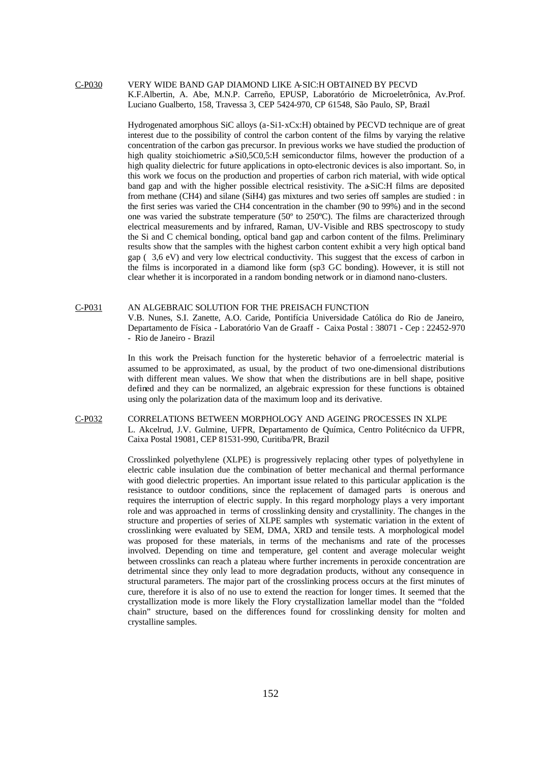## C-P030 VERY WIDE BAND GAP DIAMOND LIKE A-SIC:H OBTAINED BY PECVD

K.F.Albertin, A. Abe, M.N.P. Carreño, EPUSP, Laboratório de Microeletrônica, Av.Prof. Luciano Gualberto, 158, Travessa 3, CEP 5424-970, CP 61548, São Paulo, SP, Brazil

Hydrogenated amorphous SiC alloys (a-$Si_{1-x}C_x$:H) obtained by PECVD technique are of great interest due to the possibility of control the carbon content of the films by varying the relative concentration of the carbon gas precursor. In previous works we have studied the production of high quality stoichiometric a-$Si_{0,5}C_{0,5}$:H semiconductor films, however the production of a high quality dielectric for future applications in opto-electronic devices is also important. So, in this work we focus on the production and properties of carbon rich material, with wide optical band gap and with the higher possible electrical resistivity. The a-SiC:H films are deposited from methane ($CH_4$) and silane ($SiH_4$) gas mixtures and two series off samples are studied : in the first series was varied the $CH_4$ concentration in the chamber (90 to 99%) and in the second one was varied the substrate temperature (50º to 250ºC). The films are characterized through electrical measurements and by infrared, Raman, UV-Visible and RBS spectroscopy to study the Si and C chemical bonding, optical band gap and carbon content of the films. Preliminary results show that the samples with the highest carbon content exhibit a very high optical band gap ( 3,6 eV) and very low electrical conductivity. This suggest that the excess of carbon in the films is incorporated in a diamond like form ($sp^3$ C-C bonding). However, it is still not clear whether it is incorporated in a random bonding network or in diamond nano-clusters.

## C-P031 AN ALGEBRAIC SOLUTION FOR THE PREISACH FUNCTION

V.B. Nunes, S.I. Zanette, A.O. Caride, Pontifícia Universidade Católica do Rio de Janeiro, Departamento de Física - Laboratório Van de Graaff - Caixa Postal : 38071 - Cep : 22452-970 - Rio de Janeiro - Brazil

In this work the Preisach function for the hysteretic behavior of a ferroelectric material is assumed to be approximated, as usual, by the product of two one-dimensional distributions with different mean values. We show that when the distributions are in bell shape, positive defined and they can be normalized, an algebraic expression for these functions is obtained using only the polarization data of the maximum loop and its derivative.

## C-P032 CORRELATIONS BETWEEN MORPHOLOGY AND AGEING PROCESSES IN XLPE

L. Akcelrud, J.V. Gulmine, UFPR, Departamento de Química, Centro Politécnico da UFPR, Caixa Postal 19081, CEP 81531-990, Curitiba/PR, Brazil

Crosslinked polyethylene (XLPE) is progressively replacing other types of polyethylene in electric cable insulation due the combination of better mechanical and thermal performance with good dielectric properties. An important issue related to this particular application is the resistance to outdoor conditions, since the replacement of damaged parts is onerous and requires the interruption of electric supply. In this regard morphology plays a very important role and was approached in terms of crosslinking density and crystallinity. The changes in the structure and properties of series of XLPE samples wth systematic variation in the extent of crosslinking were evaluated by SEM, DMA, XRD and tensile tests. A morphological model was proposed for these materials, in terms of the mechanisms and rate of the processes involved. Depending on time and temperature, gel content and average molecular weight between crosslinks can reach a plateau where further increments in peroxide concentration are detrimental since they only lead to more degradation products, without any consequence in structural parameters. The major part of the crosslinking process occurs at the first minutes of cure, therefore it is also of no use to extend the reaction for longer times. It seemed that the crystallization mode is more likely the Flory crystallization lamellar model than the "folded chain" structure, based on the differences found for crosslinking density for molten and crystalline samples.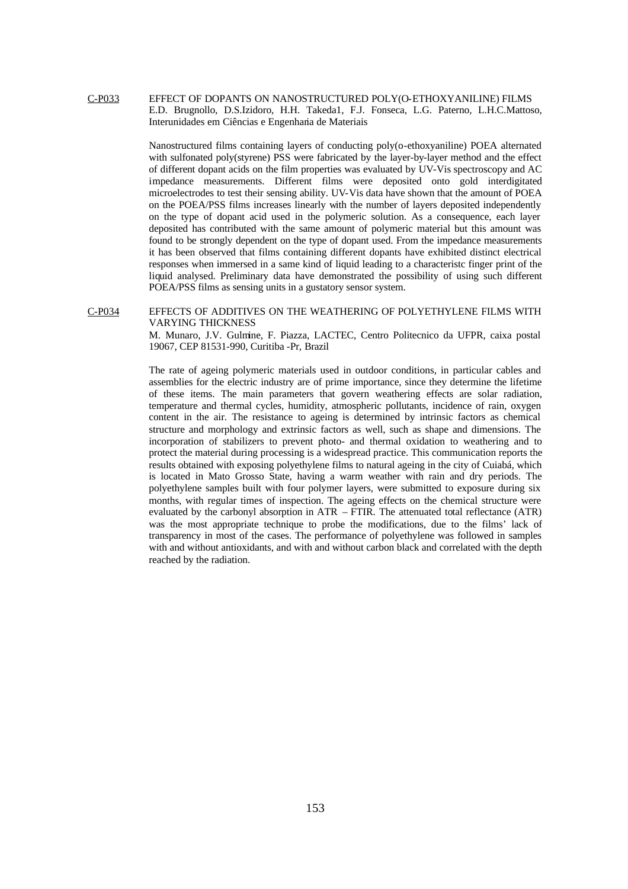C-P033 EFFECT OF DOPANTS ON NANOSTRUCTURED POLY(O-ETHOXYANILINE) FILMS

E.D. Brugnollo, D.S.Izidoro, H.H. Takeda1, F.J. Fonseca, L.G. Paterno, L.H.C.Mattoso, Interunidades em Ciências e Engenharia de Materiais

Nanostructured films containing layers of conducting poly(o-ethoxyaniline) POEA alternated with sulfonated poly(styrene) PSS were fabricated by the layer-by-layer method and the effect of different dopant acids on the film properties was evaluated by UV-Vis spectroscopy and AC impedance measurements. Different films were deposited onto gold interdigitated microelectrodes to test their sensing ability. UV-Vis data have shown that the amount of POEA on the POEA/PSS films increases linearly with the number of layers deposited independently on the type of dopant acid used in the polymeric solution. As a consequence, each layer deposited has contributed with the same amount of polymeric material but this amount was found to be strongly dependent on the type of dopant used. From the impedance measurements it has been observed that films containing different dopants have exhibited distinct electrical responses when immersed in a same kind of liquid leading to a characteristc finger print of the liquid analysed. Preliminary data have demonstrated the possibility of using such different POEA/PSS films as sensing units in a gustatory sensor system.

C-P034 EFFECTS OF ADDITIVES ON THE WEATHERING OF POLYETHYLENE FILMS WITH VARYING THICKNESS

M. Munaro, J.V. Gulmine, F. Piazza, LACTEC, Centro Politecnico da UFPR, caixa postal 19067, CEP 81531-990, Curitiba -Pr, Brazil

The rate of ageing polymeric materials used in outdoor conditions, in particular cables and assemblies for the electric industry are of prime importance, since they determine the lifetime of these items. The main parameters that govern weathering effects are solar radiation, temperature and thermal cycles, humidity, atmospheric pollutants, incidence of rain, oxygen content in the air. The resistance to ageing is determined by intrinsic factors as chemical structure and morphology and extrinsic factors as well, such as shape and dimensions. The incorporation of stabilizers to prevent photo- and thermal oxidation to weathering and to protect the material during processing is a widespread practice. This communication reports the results obtained with exposing polyethylene films to natural ageing in the city of Cuiabá, which is located in Mato Grosso State, having a warm weather with rain and dry periods. The polyethylene samples built with four polymer layers, were submitted to exposure during six months, with regular times of inspection. The ageing effects on the chemical structure were evaluated by the carbonyl absorption in ATR – FTIR. The attenuated total reflectance (ATR) was the most appropriate technique to probe the modifications, due to the films' lack of transparency in most of the cases. The performance of polyethylene was followed in samples with and without antioxidants, and with and without carbon black and correlated with the depth reached by the radiation.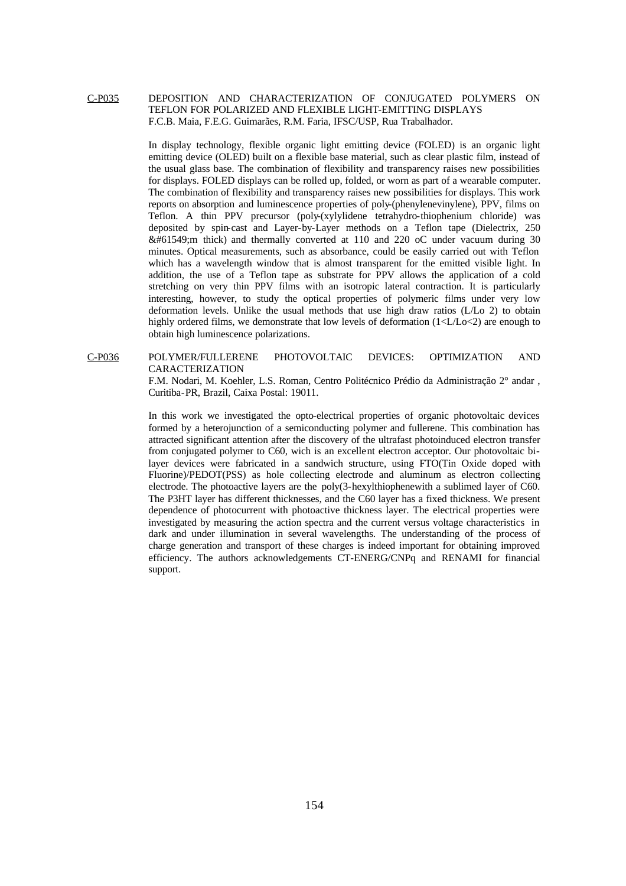C-P035 DEPOSITION AND CHARACTERIZATION OF CONJUGATED POLYMERS ON TEFLON FOR POLARIZED AND FLEXIBLE LIGHT-EMITTING DISPLAYS
F.C.B. Maia, F.E.G. Guimarães, R.M. Faria, IFSC/USP, Rua Trabalhador.

In display technology, flexible organic light emitting device (FOLED) is an organic light emitting device (OLED) built on a flexible base material, such as clear plastic film, instead of the usual glass base. The combination of flexibility and transparency raises new possibilities for displays. FOLED displays can be rolled up, folded, or worn as part of a wearable computer. The combination of flexibility and transparency raises new possibilities for displays. This work reports on absorption and luminescence properties of poly-(phenylenevinylene), PPV, films on Teflon. A thin PPV precursor (poly-(xylylidene tetrahydro-thiophenium chloride) was deposited by spin-cast and Layer-by-Layer methods on a Teflon tape (Dielectrix, 250 &#61549;m thick) and thermally converted at 110 and 220 oC under vacuum during 30 minutes. Optical measurements, such as absorbance, could be easily carried out with Teflon which has a wavelength window that is almost transparent for the emitted visible light. In addition, the use of a Teflon tape as substrate for PPV allows the application of a cold stretching on very thin PPV films with an isotropic lateral contraction. It is particularly interesting, however, to study the optical properties of polymeric films under very low deformation levels. Unlike the usual methods that use high draw ratios (L/Lo 2) to obtain highly ordered films, we demonstrate that low levels of deformation ($1<L/Lo<2$) are enough to obtain high luminescence polarizations.

C-P036 POLYMER/FULLERENE PHOTOVOLTAIC DEVICES: OPTIMIZATION AND CARACTERIZATION
F.M. Nodari, M. Koehler, L.S. Roman, Centro Politécnico Prédio da Administração 2° andar , Curitiba-PR, Brazil, Caixa Postal: 19011.

In this work we investigated the opto-electrical properties of organic photovoltaic devices formed by a heterojunction of a semiconducting polymer and fullerene. This combination has attracted significant attention after the discovery of the ultrafast photoinduced electron transfer from conjugated polymer to C60, wich is an excellent electron acceptor. Our photovoltaic bi-layer devices were fabricated in a sandwich structure, using FTO(Tin Oxide doped with Fluorine)/PEDOT(PSS) as hole collecting electrode and aluminum as electron collecting electrode. The photoactive layers are the poly(3-hexylthiophenewith a sublimed layer of C60. The P3HT layer has different thicknesses, and the C60 layer has a fixed thickness. We present dependence of photocurrent with photoactive thickness layer. The electrical properties were investigated by measuring the action spectra and the current versus voltage characteristics in dark and under illumination in several wavelengths. The understanding of the process of charge generation and transport of these charges is indeed important for obtaining improved efficiency. The authors acknowledgements CT-ENERG/CNPq and RENAMI for financial support.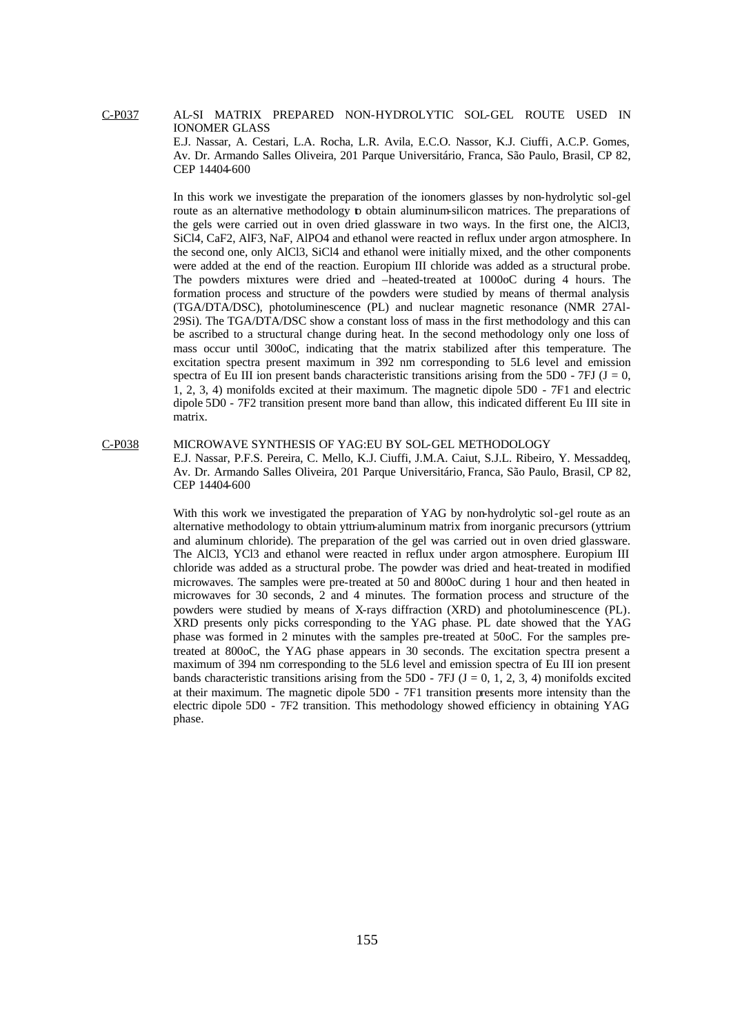C-P037 AL-SI MATRIX PREPARED NON-HYDROLYTIC SOL-GEL ROUTE USED IN IONOMER GLASS

E.J. Nassar, A. Cestari, L.A. Rocha, L.R. Avila, E.C.O. Nassor, K.J. Ciuffi, A.C.P. Gomes, Av. Dr. Armando Salles Oliveira, 201 Parque Universitário, Franca, São Paulo, Brasil, CP 82, CEP 14404-600

In this work we investigate the preparation of the ionomers glasses by non-hydrolytic sol-gel route as an alternative methodology to obtain aluminum-silicon matrices. The preparations of the gels were carried out in oven dried glassware in two ways. In the first one, the $AlCl_3$, $SiCl_4$, $CaF_2$, $AlF_3$, NaF, $AlPO_4$ and ethanol were reacted in reflux under argon atmosphere. In the second one, only $AlCl_3$, $SiCl_4$ and ethanol were initially mixed, and the other components were added at the end of the reaction. Europium III chloride was added as a structural probe. The powders mixtures were dried and –heated-treated at 1000oC during 4 hours. The formation process and structure of the powders were studied by means of thermal analysis (TGA/DTA/DSC), photoluminescence (PL) and nuclear magnetic resonance (NMR 27Al-29Si). The TGA/DTA/DSC show a constant loss of mass in the first methodology and this can be ascribed to a structural change during heat. In the second methodology only one loss of mass occur until 300oC, indicating that the matrix stabilized after this temperature. The excitation spectra present maximum in 392 nm corresponding to 5L6 level and emission spectra of Eu III ion present bands characteristic transitions arising from the 5D0 - 7FJ (J = 0, 1, 2, 3, 4) monifolds excited at their maximum. The magnetic dipole 5D0 - 7F1 and electric dipole 5D0 - 7F2 transition present more band than allow, this indicated different Eu III site in matrix.

C-P038 MICROWAVE SYNTHESIS OF YAG:EU BY SOL-GEL METHODOLOGY

E.J. Nassar, P.F.S. Pereira, C. Mello, K.J. Ciuffi, J.M.A. Caiut, S.J.L. Ribeiro, Y. Messaddeq, Av. Dr. Armando Salles Oliveira, 201 Parque Universitário, Franca, São Paulo, Brasil, CP 82, CEP 14404-600

With this work we investigated the preparation of YAG by non-hydrolytic sol-gel route as an alternative methodology to obtain yttrium-aluminum matrix from inorganic precursors (yttrium and aluminum chloride). The preparation of the gel was carried out in oven dried glassware. The $AlCl_3$, $YCl_3$ and ethanol were reacted in reflux under argon atmosphere. Europium III chloride was added as a structural probe. The powder was dried and heat-treated in modified microwaves. The samples were pre-treated at 50 and 800oC during 1 hour and then heated in microwaves for 30 seconds, 2 and 4 minutes. The formation process and structure of the powders were studied by means of X-rays diffraction (XRD) and photoluminescence (PL). XRD presents only picks corresponding to the YAG phase. PL date showed that the YAG phase was formed in 2 minutes with the samples pre-treated at 50oC. For the samples pre-treated at 800oC, the YAG phase appears in 30 seconds. The excitation spectra present a maximum of 394 nm corresponding to the 5L6 level and emission spectra of Eu III ion present bands characteristic transitions arising from the 5D0 - 7FJ (J = 0, 1, 2, 3, 4) monifolds excited at their maximum. The magnetic dipole 5D0 - 7F1 transition presents more intensity than the electric dipole 5D0 - 7F2 transition. This methodology showed efficiency in obtaining YAG phase.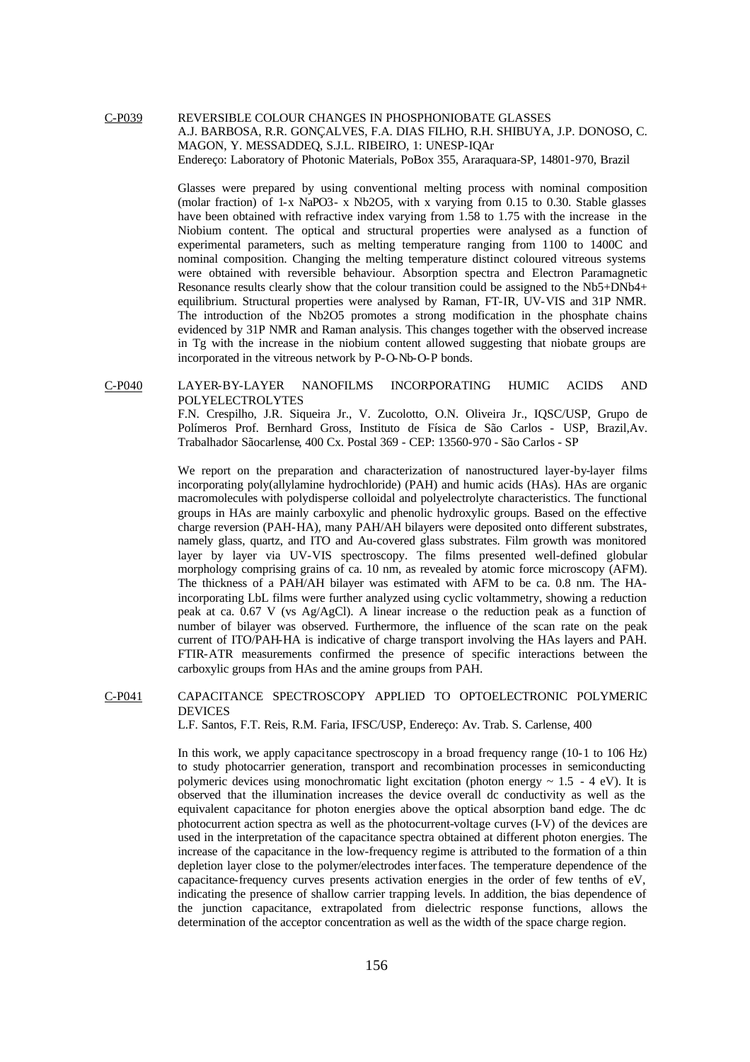C-P039 REVERSIBLE COLOUR CHANGES IN PHOSPHONIOBATE GLASSES
A.J. BARBOSA, R.R. GONÇALVES, F.A. DIAS FILHO, R.H. SHIBUYA, J.P. DONOSO, C. MAGON, Y. MESSADDEQ, S.J.L. RIBEIRO, 1: UNESP-IQAr
Endereço: Laboratory of Photonic Materials, PoBox 355, Araraquara-SP, 14801-970, Brazil

Glasses were prepared by using conventional melting process with nominal composition (molar fraction) of 1-x $NaPO_3$- x $Nb_2O_5$, with x varying from 0.15 to 0.30. Stable glasses have been obtained with refractive index varying from 1.58 to 1.75 with the increase in the Niobium content. The optical and structural properties were analysed as a function of experimental parameters, such as melting temperature ranging from 1100 to 1400C and nominal composition. Changing the melting temperature distinct coloured vitreous systems were obtained with reversible behaviour. Absorption spectra and Electron Paramagnetic Resonance results clearly show that the colour transition could be assigned to the Nb5+DNb4+ equilibrium. Structural properties were analysed by Raman, FT-IR, UV-VIS and 31P NMR. The introduction of the $Nb_2O_5$ promotes a strong modification in the phosphate chains evidenced by 31P NMR and Raman analysis. This changes together with the observed increase in Tg with the increase in the niobium content allowed suggesting that niobate groups are incorporated in the vitreous network by P-O-Nb-O-P bonds.

C-P040 LAYER-BY-LAYER NANOFILMS INCORPORATING HUMIC ACIDS AND POLYELECTROLYTES
F.N. Crespilho, J.R. Siqueira Jr., V. Zucolotto, O.N. Oliveira Jr., IQSC/USP, Grupo de Polímeros Prof. Bernhard Gross, Instituto de Física de São Carlos - USP, Brazil,Av. Trabalhador Sãocarlense, 400 Cx. Postal 369 - CEP: 13560-970 - São Carlos - SP

We report on the preparation and characterization of nanostructured layer-by-layer films incorporating poly(allylamine hydrochloride) (PAH) and humic acids (HAs). HAs are organic macromolecules with polydisperse colloidal and polyelectrolyte characteristics. The functional groups in HAs are mainly carboxylic and phenolic hydroxylic groups. Based on the effective charge reversion (PAH-HA), many PAH/AH bilayers were deposited onto different substrates, namely glass, quartz, and ITO and Au-covered glass substrates. Film growth was monitored layer by layer via UV-VIS spectroscopy. The films presented well-defined globular morphology comprising grains of ca. 10 nm, as revealed by atomic force microscopy (AFM). The thickness of a PAH/AH bilayer was estimated with AFM to be ca. 0.8 nm. The HA-incorporating LbL films were further analyzed using cyclic voltammetry, showing a reduction peak at ca. 0.67 V (vs Ag/AgCl). A linear increase o the reduction peak as a function of number of bilayer was observed. Furthermore, the influence of the scan rate on the peak current of ITO/PAH-HA is indicative of charge transport involving the HAs layers and PAH. FTIR-ATR measurements confirmed the presence of specific interactions between the carboxylic groups from HAs and the amine groups from PAH.

C-P041 CAPACITANCE SPECTROSCOPY APPLIED TO OPTOELECTRONIC POLYMERIC DEVICES
L.F. Santos, F.T. Reis, R.M. Faria, IFSC/USP, Endereço: Av. Trab. S. Carlense, 400

In this work, we apply capacitance spectroscopy in a broad frequency range (10-1 to 106 Hz) to study photocarrier generation, transport and recombination processes in semiconducting polymeric devices using monochromatic light excitation (photon energy ~ 1.5 - 4 eV). It is observed that the illumination increases the device overall dc conductivity as well as the equivalent capacitance for photon energies above the optical absorption band edge. The dc photocurrent action spectra as well as the photocurrent-voltage curves (I-V) of the devices are used in the interpretation of the capacitance spectra obtained at different photon energies. The increase of the capacitance in the low-frequency regime is attributed to the formation of a thin depletion layer close to the polymer/electrodes interfaces. The temperature dependence of the capacitance-frequency curves presents activation energies in the order of few tenths of eV, indicating the presence of shallow carrier trapping levels. In addition, the bias dependence of the junction capacitance, extrapolated from dielectric response functions, allows the determination of the acceptor concentration as well as the width of the space charge region.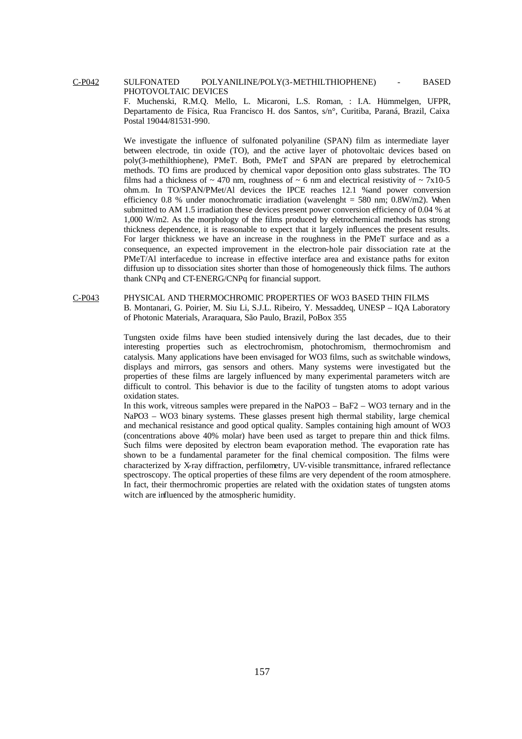C-P042 SULFONATED POLYANILINE/POLY(3-METHILTHIOPHENE) - BASED PHOTOVOLTAIC DEVICES

F. Muchenski, R.M.Q. Mello, L. Micaroni, L.S. Roman, : I.A. Hümmelgen, UFPR, Departamento de Física, Rua Francisco H. dos Santos, s/n°, Curitiba, Paraná, Brazil, Caixa Postal 19044/81531-990.

We investigate the influence of sulfonated polyaniline (SPAN) film as intermediate layer between electrode, tin oxide (TO), and the active layer of photovoltaic devices based on poly(3-methilthiophene), PMeT. Both, PMeT and SPAN are prepared by eletrochemical methods. TO fims are produced by chemical vapor deposition onto glass substrates. The TO films had a thickness of ~ 470 nm, roughness of ~ 6 nm and electrical resistivity of ~ 7x10-5 ohm.m. In TO/SPAN/PMet/Al devices the IPCE reaches 12.1 %and power conversion efficiency 0.8 % under monochromatic irradiation (wavelenght = 580 nm; 0.8W/m2). When submitted to AM 1.5 irradiation these devices present power conversion efficiency of 0.04 % at 1,000 W/m2. As the morphology of the films produced by eletrochemical methods has strong thickness dependence, it is reasonable to expect that it largely influences the present results. For larger thickness we have an increase in the roughness in the PMeT surface and as a consequence, an expected improvement in the electron-hole pair dissociation rate at the PMeT/Al interfacedue to increase in effective interface area and existance paths for exiton diffusion up to dissociation sites shorter than those of homogeneously thick films. The authors thank CNPq and CT-ENERG/CNPq for financial support.

C-P043 PHYSICAL AND THERMOCHROMIC PROPERTIES OF WO3 BASED THIN FILMS

B. Montanari, G. Poirier, M. Siu Li, S.J.L. Ribeiro, Y. Messaddeq, UNESP – IQA Laboratory of Photonic Materials, Araraquara, São Paulo, Brazil, PoBox 355

Tungsten oxide films have been studied intensively during the last decades, due to their interesting properties such as electrochromism, photochromism, thermochromism and catalysis. Many applications have been envisaged for WO3 films, such as switchable windows, displays and mirrors, gas sensors and others. Many systems were investigated but the properties of these films are largely influenced by many experimental parameters witch are difficult to control. This behavior is due to the facility of tungsten atoms to adopt various oxidation states.

In this work, vitreous samples were prepared in the NaPO3 – BaF2 – WO3 ternary and in the NaPO3 – WO3 binary systems. These glasses present high thermal stability, large chemical and mechanical resistance and good optical quality. Samples containing high amount of WO3 (concentrations above 40% molar) have been used as target to prepare thin and thick films. Such films were deposited by electron beam evaporation method. The evaporation rate has shown to be a fundamental parameter for the final chemical composition. The films were characterized by X-ray diffraction, perfilometry, UV-visible transmittance, infrared reflectance spectroscopy. The optical properties of these films are very dependent of the room atmosphere. In fact, their thermochromic properties are related with the oxidation states of tungsten atoms witch are influenced by the atmospheric humidity.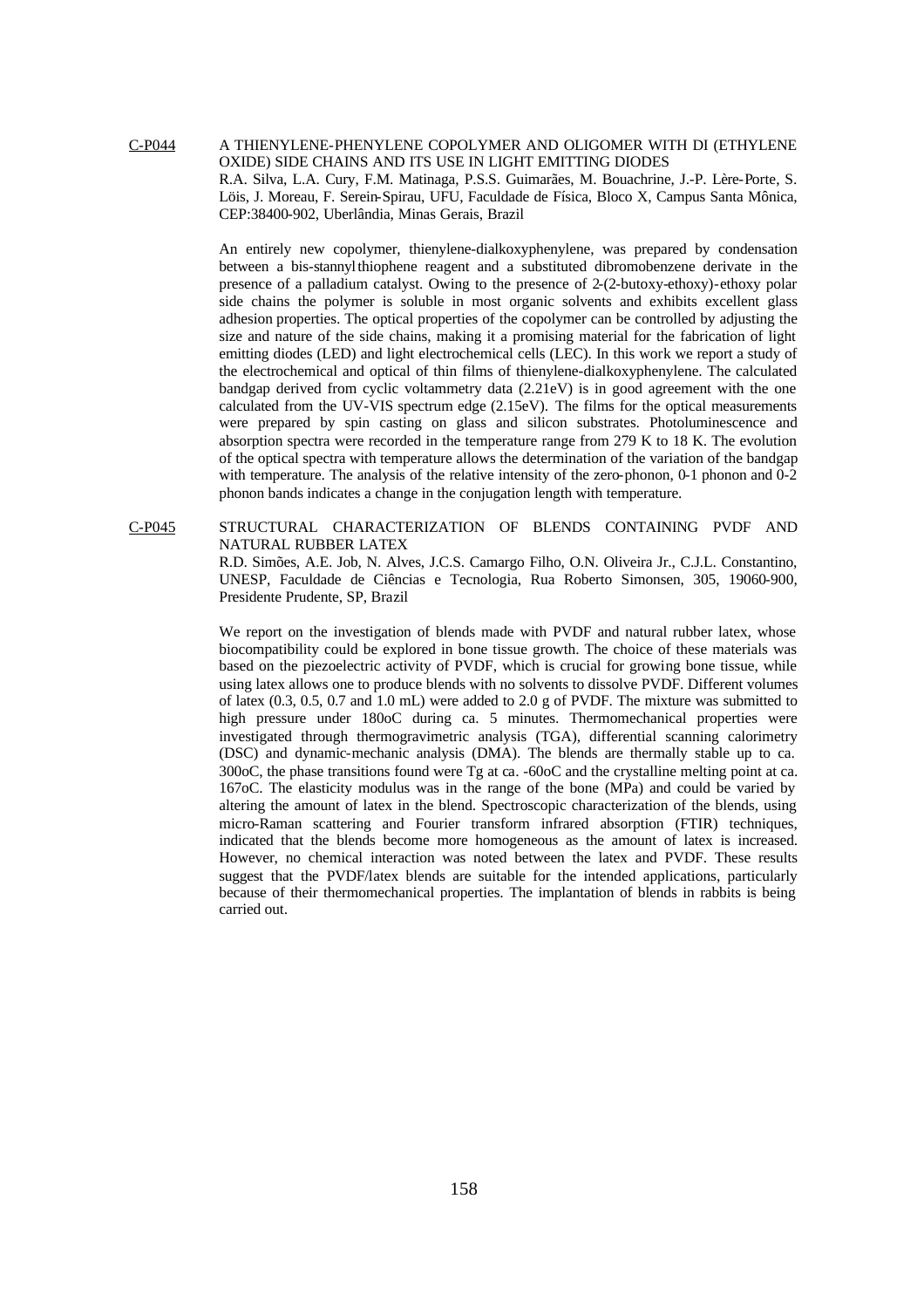C-P044 A THIENYLENE-PHENYLENE COPOLYMER AND OLIGOMER WITH DI (ETHYLENE OXIDE) SIDE CHAINS AND ITS USE IN LIGHT EMITTING DIODES

R.A. Silva, L.A. Cury, F.M. Matinaga, P.S.S. Guimarães, M. Bouachrine, J.-P. Lère-Porte, S. Löis, J. Moreau, F. Serein-Spirau, UFU, Faculdade de Física, Bloco X, Campus Santa Mônica, CEP:38400-902, Uberlândia, Minas Gerais, Brazil

An entirely new copolymer, thienylene-dialkoxyphenylene, was prepared by condensation between a bis-stannylthiophene reagent and a substituted dibromobenzene derivate in the presence of a palladium catalyst. Owing to the presence of 2-(2-butoxy-ethoxy)-ethoxy polar side chains the polymer is soluble in most organic solvents and exhibits excellent glass adhesion properties. The optical properties of the copolymer can be controlled by adjusting the size and nature of the side chains, making it a promising material for the fabrication of light emitting diodes (LED) and light electrochemical cells (LEC). In this work we report a study of the electrochemical and optical of thin films of thienylene-dialkoxyphenylene. The calculated bandgap derived from cyclic voltammetry data (2.21eV) is in good agreement with the one calculated from the UV-VIS spectrum edge (2.15eV). The films for the optical measurements were prepared by spin casting on glass and silicon substrates. Photoluminescence and absorption spectra were recorded in the temperature range from 279 K to 18 K. The evolution of the optical spectra with temperature allows the determination of the variation of the bandgap with temperature. The analysis of the relative intensity of the zero-phonon, 0-1 phonon and 0-2 phonon bands indicates a change in the conjugation length with temperature.

C-P045 STRUCTURAL CHARACTERIZATION OF BLENDS CONTAINING PVDF AND NATURAL RUBBER LATEX

R.D. Simões, A.E. Job, N. Alves, J.C.S. Camargo Filho, O.N. Oliveira Jr., C.J.L. Constantino, UNESP, Faculdade de Ciências e Tecnologia, Rua Roberto Simonsen, 305, 19060-900, Presidente Prudente, SP, Brazil

We report on the investigation of blends made with PVDF and natural rubber latex, whose biocompatibility could be explored in bone tissue growth. The choice of these materials was based on the piezoelectric activity of PVDF, which is crucial for growing bone tissue, while using latex allows one to produce blends with no solvents to dissolve PVDF. Different volumes of latex (0.3, 0.5, 0.7 and 1.0 mL) were added to 2.0 g of PVDF. The mixture was submitted to high pressure under 180oC during ca. 5 minutes. Thermomechanical properties were investigated through thermogravimetric analysis (TGA), differential scanning calorimetry (DSC) and dynamic-mechanic analysis (DMA). The blends are thermally stable up to ca. 300oC, the phase transitions found were Tg at ca. -60oC and the crystalline melting point at ca. 167oC. The elasticity modulus was in the range of the bone (MPa) and could be varied by altering the amount of latex in the blend. Spectroscopic characterization of the blends, using micro-Raman scattering and Fourier transform infrared absorption (FTIR) techniques, indicated that the blends become more homogeneous as the amount of latex is increased. However, no chemical interaction was noted between the latex and PVDF. These results suggest that the PVDF/latex blends are suitable for the intended applications, particularly because of their thermomechanical properties. The implantation of blends in rabbits is being carried out.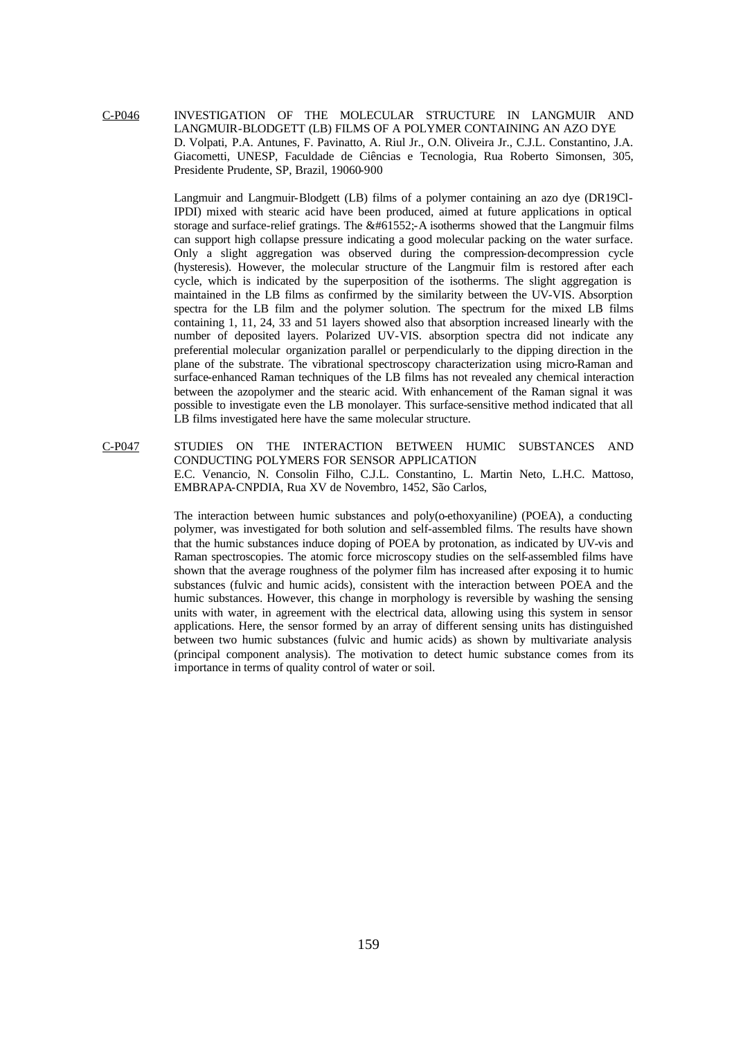C-P046 INVESTIGATION OF THE MOLECULAR STRUCTURE IN LANGMUIR AND LANGMUIR-BLODGETT (LB) FILMS OF A POLYMER CONTAINING AN AZO DYE

D. Volpati, P.A. Antunes, F. Pavinatto, A. Riul Jr., O.N. Oliveira Jr., C.J.L. Constantino, J.A. Giacometti, UNESP, Faculdade de Ciências e Tecnologia, Rua Roberto Simonsen, 305, Presidente Prudente, SP, Brazil, 19060-900

Langmuir and Langmuir-Blodgett (LB) films of a polymer containing an azo dye (DR19Cl-IPDI) mixed with stearic acid have been produced, aimed at future applications in optical storage and surface-relief gratings. The &#61552;-A isotherms showed that the Langmuir films can support high collapse pressure indicating a good molecular packing on the water surface. Only a slight aggregation was observed during the compression-decompression cycle (hysteresis). However, the molecular structure of the Langmuir film is restored after each cycle, which is indicated by the superposition of the isotherms. The slight aggregation is maintained in the LB films as confirmed by the similarity between the UV-VIS. Absorption spectra for the LB film and the polymer solution. The spectrum for the mixed LB films containing 1, 11, 24, 33 and 51 layers showed also that absorption increased linearly with the number of deposited layers. Polarized UV-VIS. absorption spectra did not indicate any preferential molecular organization parallel or perpendicularly to the dipping direction in the plane of the substrate. The vibrational spectroscopy characterization using micro-Raman and surface-enhanced Raman techniques of the LB films has not revealed any chemical interaction between the azopolymer and the stearic acid. With enhancement of the Raman signal it was possible to investigate even the LB monolayer. This surface-sensitive method indicated that all LB films investigated here have the same molecular structure.

C-P047 STUDIES ON THE INTERACTION BETWEEN HUMIC SUBSTANCES AND CONDUCTING POLYMERS FOR SENSOR APPLICATION

E.C. Venancio, N. Consolin Filho, C.J.L. Constantino, L. Martin Neto, L.H.C. Mattoso, EMBRAPA-CNPDIA, Rua XV de Novembro, 1452, São Carlos,

The interaction between humic substances and poly(o-ethoxyaniline) (POEA), a conducting polymer, was investigated for both solution and self-assembled films. The results have shown that the humic substances induce doping of POEA by protonation, as indicated by UV-vis and Raman spectroscopies. The atomic force microscopy studies on the self-assembled films have shown that the average roughness of the polymer film has increased after exposing it to humic substances (fulvic and humic acids), consistent with the interaction between POEA and the humic substances. However, this change in morphology is reversible by washing the sensing units with water, in agreement with the electrical data, allowing using this system in sensor applications. Here, the sensor formed by an array of different sensing units has distinguished between two humic substances (fulvic and humic acids) as shown by multivariate analysis (principal component analysis). The motivation to detect humic substance comes from its importance in terms of quality control of water or soil.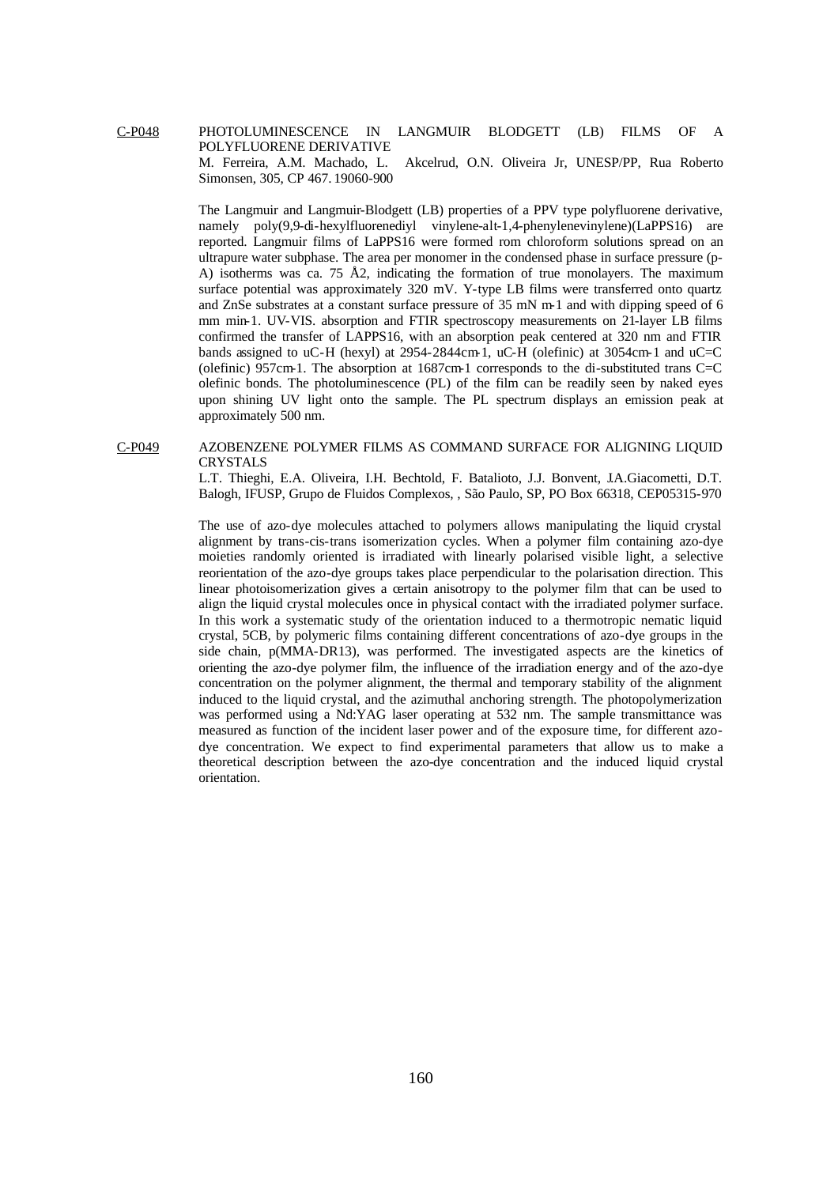C-P048 **PHOTOLUMINESCENCE IN LANGMUIR BLODGETT (LB) FILMS OF A POLYFLUORENE DERIVATIVE**

M. Ferreira, A.M. Machado, L. Akcelrud, O.N. Oliveira Jr, UNESP/PP, Rua Roberto Simonsen, 305, CP 467. 19060-900

The Langmuir and Langmuir-Blodgett (LB) properties of a PPV type polyfluorene derivative, namely poly(9,9-di-hexylfluorenediyl vinylene-alt-1,4-phenylenevinylene)(LaPPS16) are reported. Langmuir films of LaPPS16 were formed rom chloroform solutions spread on an ultrapure water subphase. The area per monomer in the condensed phase in surface pressure (p-A) isotherms was ca. 75 Å2, indicating the formation of true monolayers. The maximum surface potential was approximately 320 mV. Y-type LB films were transferred onto quartz and ZnSe substrates at a constant surface pressure of 35 mN m-1 and with dipping speed of 6 mm min-1. UV-VIS. absorption and FTIR spectroscopy measurements on 21-layer LB films confirmed the transfer of LAPPS16, with an absorption peak centered at 320 nm and FTIR bands assigned to uC-H (hexyl) at 2954-2844cm-1, uC-H (olefinic) at 3054cm-1 and uC=C (olefinic) 957cm-1. The absorption at 1687cm-1 corresponds to the di-substituted trans C=C olefinic bonds. The photoluminescence (PL) of the film can be readily seen by naked eyes upon shining UV light onto the sample. The PL spectrum displays an emission peak at approximately 500 nm.

C-P049 **AZOBENZENE POLYMER FILMS AS COMMAND SURFACE FOR ALIGNING LIQUID CRYSTALS**

L.T. Thieghi, E.A. Oliveira, I.H. Bechtold, F. Batalioto, J.J. Bonvent, J.A.Giacometti, D.T. Balogh, IFUSP, Grupo de Fluidos Complexos, , São Paulo, SP, PO Box 66318, CEP05315-970

The use of azo-dye molecules attached to polymers allows manipulating the liquid crystal alignment by trans-cis-trans isomerization cycles. When a polymer film containing azo-dye moieties randomly oriented is irradiated with linearly polarised visible light, a selective reorientation of the azo-dye groups takes place perpendicular to the polarisation direction. This linear photoisomerization gives a certain anisotropy to the polymer film that can be used to align the liquid crystal molecules once in physical contact with the irradiated polymer surface. In this work a systematic study of the orientation induced to a thermotropic nematic liquid crystal, 5CB, by polymeric films containing different concentrations of azo-dye groups in the side chain, p(MMA-DR13), was performed. The investigated aspects are the kinetics of orienting the azo-dye polymer film, the influence of the irradiation energy and of the azo-dye concentration on the polymer alignment, the thermal and temporary stability of the alignment induced to the liquid crystal, and the azimuthal anchoring strength. The photopolymerization was performed using a Nd:YAG laser operating at 532 nm. The sample transmittance was measured as function of the incident laser power and of the exposure time, for different azo-dye concentration. We expect to find experimental parameters that allow us to make a theoretical description between the azo-dye concentration and the induced liquid crystal orientation.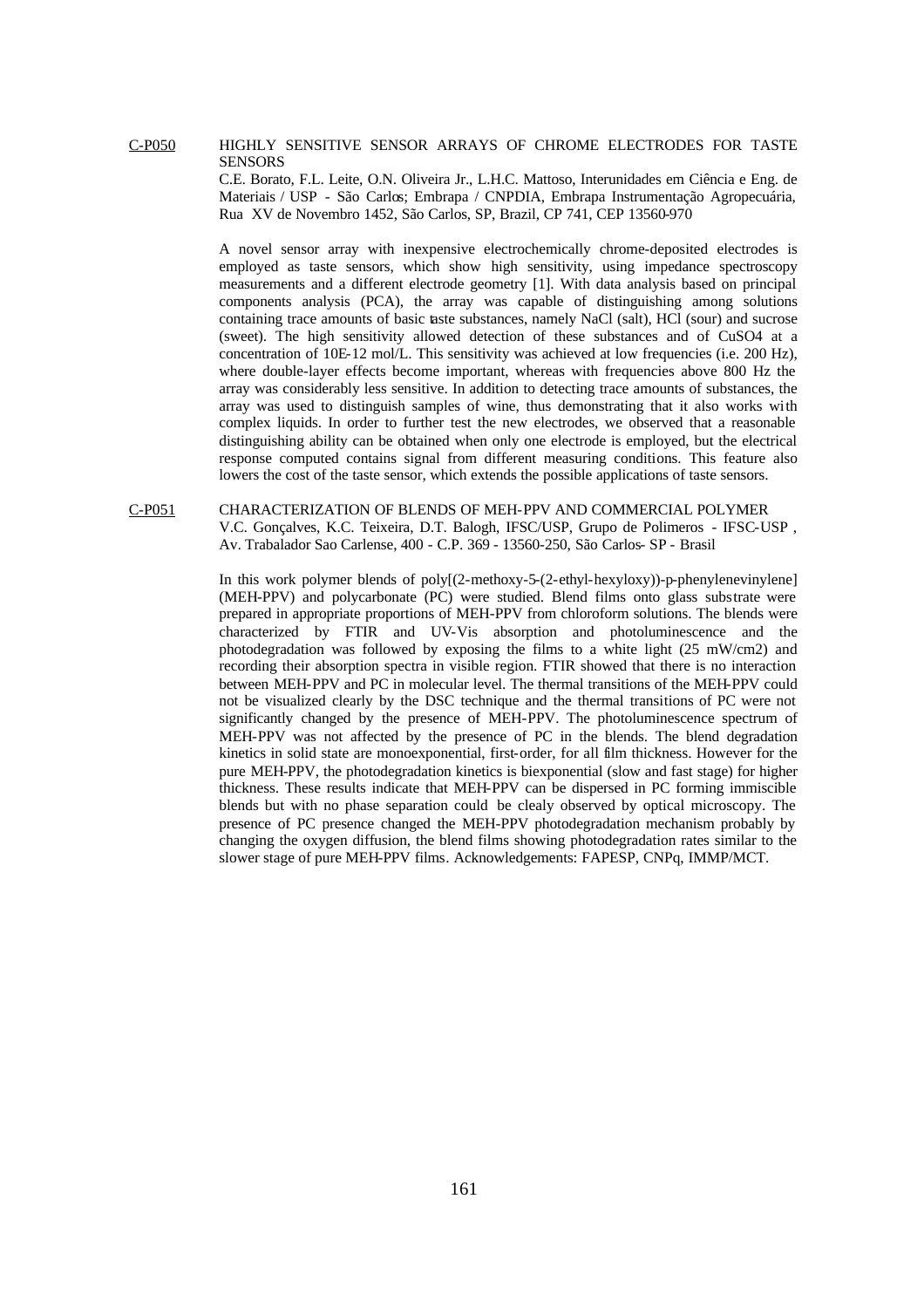## C-P050 HIGHLY SENSITIVE SENSOR ARRAYS OF CHROME ELECTRODES FOR TASTE SENSORS

C.E. Borato, F.L. Leite, O.N. Oliveira Jr., L.H.C. Mattoso, Interunidades em Ciência e Eng. de Materiais / USP - São Carlos; Embrapa / CNPDIA, Embrapa Instrumentação Agropecuária, Rua XV de Novembro 1452, São Carlos, SP, Brazil, CP 741, CEP 13560-970

A novel sensor array with inexpensive electrochemically chrome-deposited electrodes is employed as taste sensors, which show high sensitivity, using impedance spectroscopy measurements and a different electrode geometry [1]. With data analysis based on principal components analysis (PCA), the array was capable of distinguishing among solutions containing trace amounts of basic taste substances, namely NaCl (salt), HCl (sour) and sucrose (sweet). The high sensitivity allowed detection of these substances and of $CuSO_4$ at a concentration of 10E-12 mol/L. This sensitivity was achieved at low frequencies (i.e. 200 Hz), where double-layer effects become important, whereas with frequencies above 800 Hz the array was considerably less sensitive. In addition to detecting trace amounts of substances, the array was used to distinguish samples of wine, thus demonstrating that it also works with complex liquids. In order to further test the new electrodes, we observed that a reasonable distinguishing ability can be obtained when only one electrode is employed, but the electrical response computed contains signal from different measuring conditions. This feature also lowers the cost of the taste sensor, which extends the possible applications of taste sensors.

## C-P051 CHARACTERIZATION OF BLENDS OF MEH-PPV AND COMMERCIAL POLYMER

V.C. Gonçalves, K.C. Teixeira, D.T. Balogh, IFSC/USP, Grupo de Polimeros - IFSC-USP , Av. Trabalador Sao Carlense, 400 - C.P. 369 - 13560-250, São Carlos- SP - Brasil

In this work polymer blends of poly[(2-methoxy-5-(2-ethyl-hexyloxy))-p-phenylenevinylene] (MEH-PPV) and polycarbonate (PC) were studied. Blend films onto glass substrate were prepared in appropriate proportions of MEH-PPV from chloroform solutions. The blends were characterized by FTIR and UV-Vis absorption and photoluminescence and the photodegradation was followed by exposing the films to a white light (25 $mW/cm^2$) and recording their absorption spectra in visible region. FTIR showed that there is no interaction between MEH-PPV and PC in molecular level. The thermal transitions of the MEH-PPV could not be visualized clearly by the DSC technique and the thermal transitions of PC were not significantly changed by the presence of MEH-PPV. The photoluminescence spectrum of MEH-PPV was not affected by the presence of PC in the blends. The blend degradation kinetics in solid state are monoexponential, first-order, for all film thickness. However for the pure MEH-PPV, the photodegradation kinetics is biexponential (slow and fast stage) for higher thickness. These results indicate that MEH-PPV can be dispersed in PC forming immiscible blends but with no phase separation could be clealy observed by optical microscopy. The presence of PC presence changed the MEH-PPV photodegradation mechanism probably by changing the oxygen diffusion, the blend films showing photodegradation rates similar to the slower stage of pure MEH-PPV films. Acknowledgements: FAPESP, CNPq, IMMP/MCT.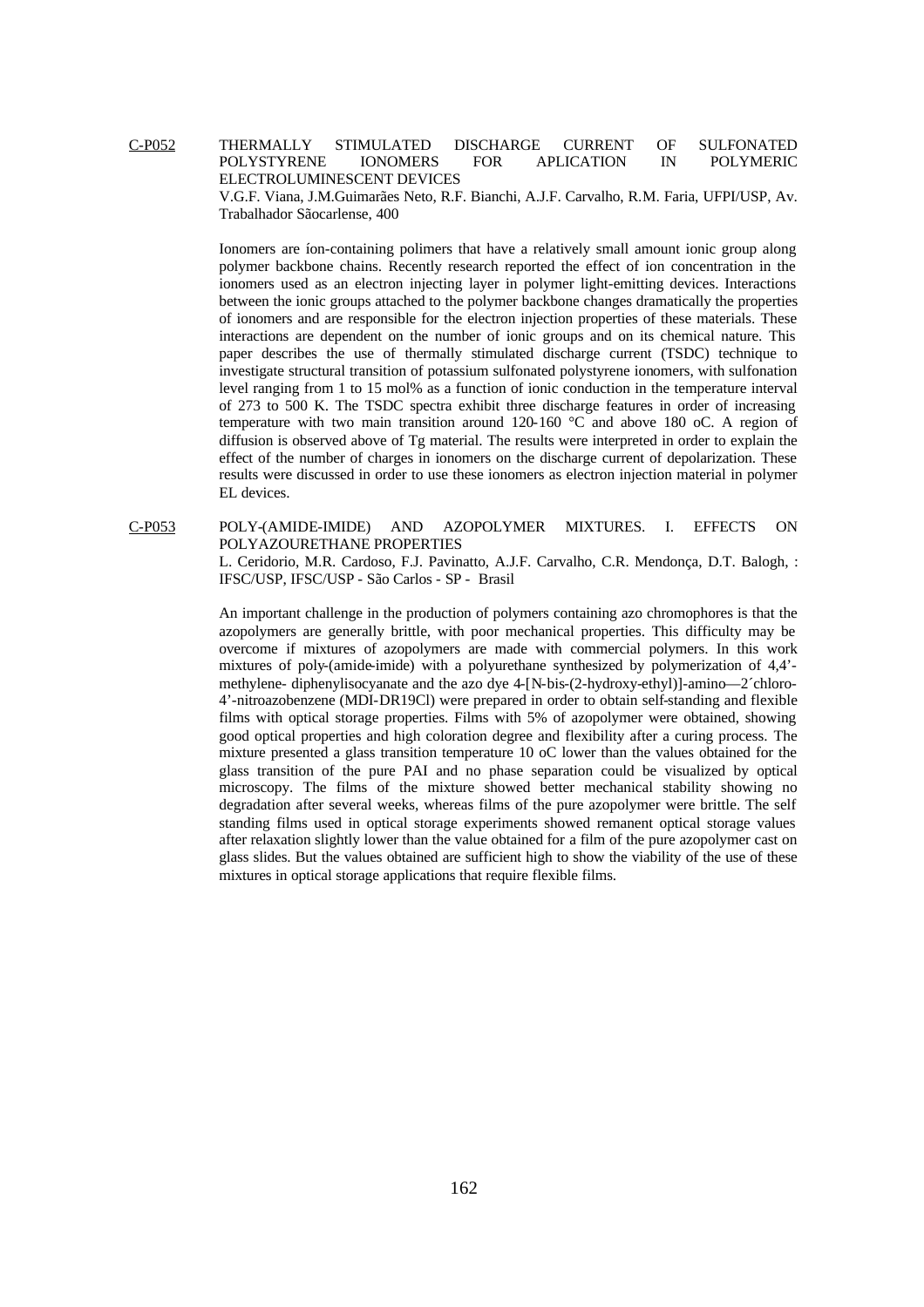C-P052 THERMALLY STIMULATED DISCHARGE CURRENT OF SULFONATED POLYSTYRENE IONOMERS FOR APLICATION IN POLYMERIC ELECTROLUMINESCENT DEVICES

V.G.F. Viana, J.M.Guimarães Neto, R.F. Bianchi, A.J.F. Carvalho, R.M. Faria, UFPI/USP, Av. Trabalhador Sãocarlense, 400

Ionomers are íon-containing polimers that have a relatively small amount ionic group along polymer backbone chains. Recently research reported the effect of ion concentration in the ionomers used as an electron injecting layer in polymer light-emitting devices. Interactions between the ionic groups attached to the polymer backbone changes dramatically the properties of ionomers and are responsible for the electron injection properties of these materials. These interactions are dependent on the number of ionic groups and on its chemical nature. This paper describes the use of thermally stimulated discharge current (TSDC) technique to investigate structural transition of potassium sulfonated polystyrene ionomers, with sulfonation level ranging from 1 to 15 mol% as a function of ionic conduction in the temperature interval of 273 to 500 K. The TSDC spectra exhibit three discharge features in order of increasing temperature with two main transition around 120-160 °C and above 180 oC. A region of diffusion is observed above of Tg material. The results were interpreted in order to explain the effect of the number of charges in ionomers on the discharge current of depolarization. These results were discussed in order to use these ionomers as electron injection material in polymer EL devices.

C-P053 POLY-(AMIDE-IMIDE) AND AZOPOLYMER MIXTURES. I. EFFECTS ON POLYAZOURETHANE PROPERTIES

L. Ceridorio, M.R. Cardoso, F.J. Pavinatto, A.J.F. Carvalho, C.R. Mendonça, D.T. Balogh, : IFSC/USP, IFSC/USP - São Carlos - SP - Brasil

An important challenge in the production of polymers containing azo chromophores is that the azopolymers are generally brittle, with poor mechanical properties. This difficulty may be overcome if mixtures of azopolymers are made with commercial polymers. In this work mixtures of poly-(amide-imide) with a polyurethane synthesized by polymerization of 4,4'-methylene- diphenylisocyanate and the azo dye 4-[N-bis-(2-hydroxy-ethyl)]-amino—2´chloro-4'-nitroazobenzene (MDI-DR19Cl) were prepared in order to obtain self-standing and flexible films with optical storage properties. Films with 5% of azopolymer were obtained, showing good optical properties and high coloration degree and flexibility after a curing process. The mixture presented a glass transition temperature 10 oC lower than the values obtained for the glass transition of the pure PAI and no phase separation could be visualized by optical microscopy. The films of the mixture showed better mechanical stability showing no degradation after several weeks, whereas films of the pure azopolymer were brittle. The self standing films used in optical storage experiments showed remanent optical storage values after relaxation slightly lower than the value obtained for a film of the pure azopolymer cast on glass slides. But the values obtained are sufficient high to show the viability of the use of these mixtures in optical storage applications that require flexible films.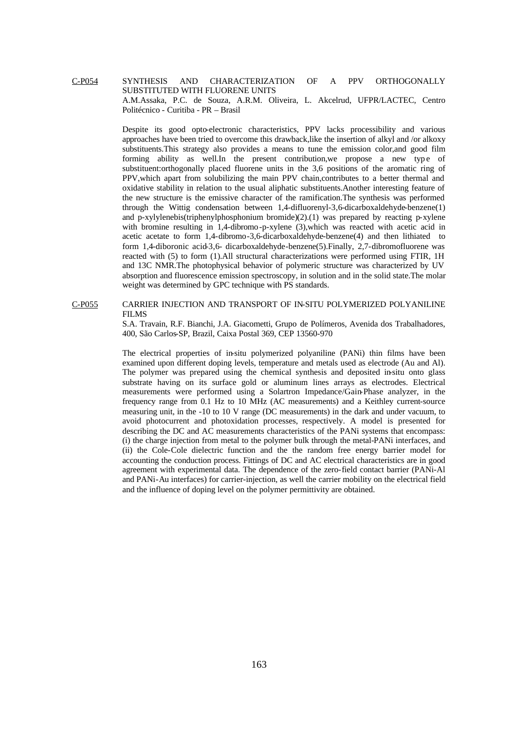C-P054 SYNTHESIS AND CHARACTERIZATION OF A PPV ORTHOGONALLY SUBSTITUTED WITH FLUORENE UNITS

A.M.Assaka, P.C. de Souza, A.R.M. Oliveira, L. Akcelrud, UFPR/LACTEC, Centro Politécnico - Curitiba - PR – Brasil

Despite its good opto-electronic characteristics, PPV lacks processibility and various approaches have been tried to overcome this drawback,like the insertion of alkyl and /or alkoxy substituents.This strategy also provides a means to tune the emission color,and good film forming ability as well.In the present contribution,we propose a new type of substituent:orthogonally placed fluorene units in the 3,6 positions of the aromatic ring of PPV,which apart from solubilizing the main PPV chain,contributes to a better thermal and oxidative stability in relation to the usual aliphatic substituents.Another interesting feature of the new structure is the emissive character of the ramification.The synthesis was performed through the Wittig condensation between 1,4-difluorenyl-3,6-dicarboxaldehyde-benzene(1) and p-xylylenebis(triphenylphosphonium bromide)(2).(1) was prepared by reacting p-xylene with bromine resulting in 1,4-dibromo-p-xylene (3),which was reacted with acetic acid in acetic acetate to form 1,4-dibromo-3,6-dicarboxaldehyde-benzene(4) and then lithiated to form 1,4-diboronic acid-3,6- dicarboxaldehyde-benzene(5).Finally, 2,7-dibromofluorene was reacted with (5) to form (1).All structural characterizations were performed using FTIR, 1H and 13C NMR.The photophysical behavior of polymeric structure was characterized by UV absorption and fluorescence emission spectroscopy, in solution and in the solid state.The molar weight was determined by GPC technique with PS standards.

C-P055 CARRIER INJECTION AND TRANSPORT OF IN-SITU POLYMERIZED POLYANILINE FILMS

S.A. Travain, R.F. Bianchi, J.A. Giacometti, Grupo de Polímeros, Avenida dos Trabalhadores, 400, São Carlos-SP, Brazil, Caixa Postal 369, CEP 13560-970

The electrical properties of in-situ polymerized polyaniline (PANi) thin films have been examined upon different doping levels, temperature and metals used as electrode (Au and Al). The polymer was prepared using the chemical synthesis and deposited in-situ onto glass substrate having on its surface gold or aluminum lines arrays as electrodes. Electrical measurements were performed using a Solartron Impedance/Gain-Phase analyzer, in the frequency range from 0.1 Hz to 10 MHz (AC measurements) and a Keithley current-source measuring unit, in the -10 to 10 V range (DC measurements) in the dark and under vacuum, to avoid photocurrent and photoxidation processes, respectively. A model is presented for describing the DC and AC measurements characteristics of the PANi systems that encompass: (i) the charge injection from metal to the polymer bulk through the metal-PANi interfaces, and (ii) the Cole-Cole dielectric function and the the random free energy barrier model for accounting the conduction process. Fittings of DC and AC electrical characteristics are in good agreement with experimental data. The dependence of the zero-field contact barrier (PANi-Al and PANi-Au interfaces) for carrier-injection, as well the carrier mobility on the electrical field and the influence of doping level on the polymer permittivity are obtained.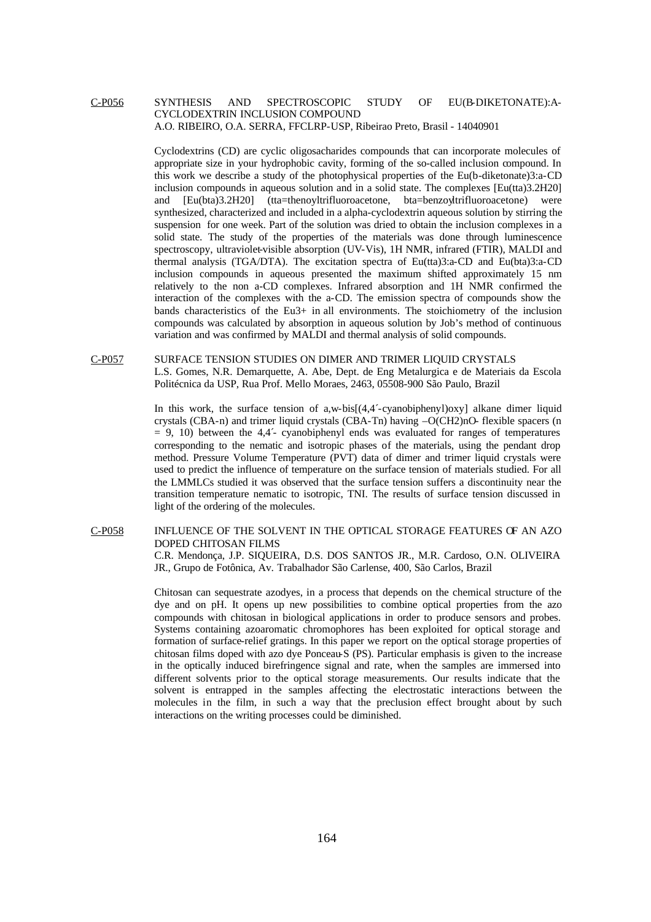C-P056 SYNTHESIS AND SPECTROSCOPIC STUDY OF EU(B-DIKETONATE):A-CYCLODEXTRIN INCLUSION COMPOUND

A.O. RIBEIRO, O.A. SERRA, FFCLRP-USP, Ribeirao Preto, Brasil - 14040901

Cyclodextrins (CD) are cyclic oligosacharides compounds that can incorporate molecules of appropriate size in your hydrophobic cavity, forming of the so-called inclusion compound. In this work we describe a study of the photophysical properties of the Eu(b-diketonate)3:a-CD inclusion compounds in aqueous solution and in a solid state. The complexes [Eu(tta)3.2H20] and [Eu(bta)3.2H20] (tta=thenoyltrifluoroacetone, bta=benzoyltrifluoroacetone) were synthesized, characterized and included in a alpha-cyclodextrin aqueous solution by stirring the suspension for one week. Part of the solution was dried to obtain the inclusion complexes in a solid state. The study of the properties of the materials was done through luminescence spectroscopy, ultraviolet-visible absorption (UV-Vis), 1H NMR, infrared (FTIR), MALDI and thermal analysis (TGA/DTA). The excitation spectra of Eu(tta)3:a-CD and Eu(bta)3:a-CD inclusion compounds in aqueous presented the maximum shifted approximately 15 nm relatively to the non a-CD complexes. Infrared absorption and 1H NMR confirmed the interaction of the complexes with the a-CD. The emission spectra of compounds show the bands characteristics of the Eu3+ in all environments. The stoichiometry of the inclusion compounds was calculated by absorption in aqueous solution by Job's method of continuous variation and was confirmed by MALDI and thermal analysis of solid compounds.

C-P057 SURFACE TENSION STUDIES ON DIMER AND TRIMER LIQUID CRYSTALS

L.S. Gomes, N.R. Demarquette, A. Abe, Dept. de Eng Metalurgica e de Materiais da Escola Politécnica da USP, Rua Prof. Mello Moraes, 2463, 05508-900 São Paulo, Brazil

In this work, the surface tension of a,w-bis[(4,4´-cyanobiphenyl)oxy] alkane dimer liquid crystals (CBA-n) and trimer liquid crystals (CBA-Tn) having –O(CH2)nO- flexible spacers (n = 9, 10) between the 4,4´- cyanobiphenyl ends was evaluated for ranges of temperatures corresponding to the nematic and isotropic phases of the materials, using the pendant drop method. Pressure Volume Temperature (PVT) data of dimer and trimer liquid crystals were used to predict the influence of temperature on the surface tension of materials studied. For all the LMMLCs studied it was observed that the surface tension suffers a discontinuity near the transition temperature nematic to isotropic, TNI. The results of surface tension discussed in light of the ordering of the molecules.

C-P058 INFLUENCE OF THE SOLVENT IN THE OPTICAL STORAGE FEATURES OF AN AZO DOPED CHITOSAN FILMS

C.R. Mendonça, J.P. SIQUEIRA, D.S. DOS SANTOS JR., M.R. Cardoso, O.N. OLIVEIRA JR., Grupo de Fotônica, Av. Trabalhador São Carlense, 400, São Carlos, Brazil

Chitosan can sequestrate azodyes, in a process that depends on the chemical structure of the dye and on pH. It opens up new possibilities to combine optical properties from the azo compounds with chitosan in biological applications in order to produce sensors and probes. Systems containing azoaromatic chromophores has been exploited for optical storage and formation of surface-relief gratings. In this paper we report on the optical storage properties of chitosan films doped with azo dye Ponceau-S (PS). Particular emphasis is given to the increase in the optically induced birefringence signal and rate, when the samples are immersed into different solvents prior to the optical storage measurements. Our results indicate that the solvent is entrapped in the samples affecting the electrostatic interactions between the molecules in the film, in such a way that the preclusion effect brought about by such interactions on the writing processes could be diminished.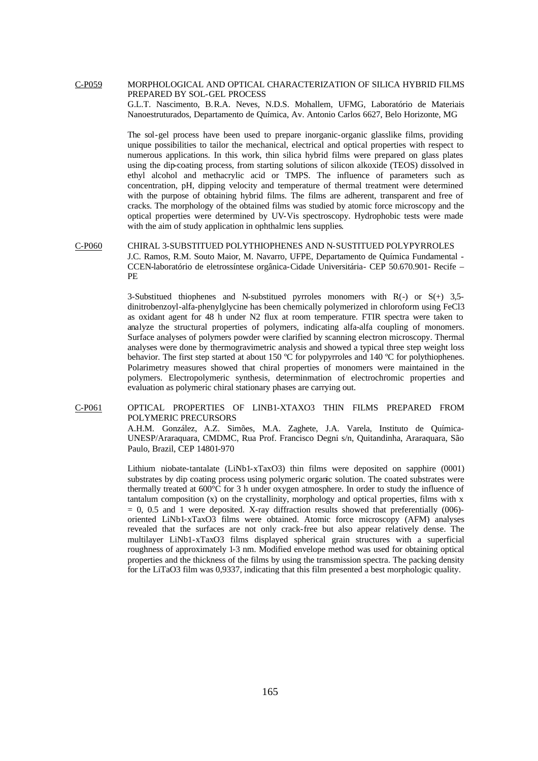C-P059 MORPHOLOGICAL AND OPTICAL CHARACTERIZATION OF SILICA HYBRID FILMS PREPARED BY SOL-GEL PROCESS

G.L.T. Nascimento, B.R.A. Neves, N.D.S. Mohallem, UFMG, Laboratório de Materiais Nanoestruturados, Departamento de Química, Av. Antonio Carlos 6627, Belo Horizonte, MG

The sol-gel process have been used to prepare inorganic-organic glasslike films, providing unique possibilities to tailor the mechanical, electrical and optical properties with respect to numerous applications. In this work, thin silica hybrid films were prepared on glass plates using the dip-coating process, from starting solutions of silicon alkoxide (TEOS) dissolved in ethyl alcohol and methacrylic acid or TMPS. The influence of parameters such as concentration, pH, dipping velocity and temperature of thermal treatment were determined with the purpose of obtaining hybrid films. The films are adherent, transparent and free of cracks. The morphology of the obtained films was studied by atomic force microscopy and the optical properties were determined by UV-Vis spectroscopy. Hydrophobic tests were made with the aim of study application in ophthalmic lens supplies.

C-P060 CHIRAL 3-SUBSTITUED POLYTHIOPHENES AND N-SUSTITUED POLYPYRROLES

J.C. Ramos, R.M. Souto Maior, M. Navarro, UFPE, Departamento de Química Fundamental - CCEN-laboratório de eletrossíntese orgânica-Cidade Universitária- CEP 50.670.901- Recife – PE

3-Substitued thiophenes and N-substitued pyrroles monomers with R(-) or S(+) 3,5-dinitrobenzoyl-alfa-phenylglycine has been chemically polymerized in chloroform using $FeCl_3$ as oxidant agent for 48 h under $N_2$ flux at room temperature. FTIR spectra were taken to analyze the structural properties of polymers, indicating alfa-alfa coupling of monomers. Surface analyses of polymers powder were clarified by scanning electron microscopy. Thermal analyses were done by thermogravimetric analysis and showed a typical three step weight loss behavior. The first step started at about 150 ºC for polypyrroles and 140 ºC for polythiophenes. Polarimetry measures showed that chiral properties of monomers were maintained in the polymers. Electropolymeric synthesis, determinmation of electrochromic properties and evaluation as polymeric chiral stationary phases are carrying out.

C-P061 OPTICAL PROPERTIES OF $LINB_{1-X}TA_XO_3$ THIN FILMS PREPARED FROM POLYMERIC PRECURSORS

A.H.M. González, A.Z. Simões, M.A. Zaghete, J.A. Varela, Instituto de Química-UNESP/Araraquara, CMDMC, Rua Prof. Francisco Degni s/n, Quitandinha, Araraquara, São Paulo, Brazil, CEP 14801-970

Lithium niobate-tantalate ($LiNb_{1-x}Ta_xO_3$) thin films were deposited on sapphire (0001) substrates by dip coating process using polymeric organic solution. The coated substrates were thermally treated at 600°C for 3 h under oxygen atmosphere. In order to study the influence of tantalum composition (x) on the crystallinity, morphology and optical properties, films with x = 0, 0.5 and 1 were deposited. X-ray diffraction results showed that preferentially (006)-oriented $LiNb_{1-x}Ta_xO_3$ films were obtained. Atomic force microscopy (AFM) analyses revealed that the surfaces are not only crack-free but also appear relatively dense. The multilayer $LiNb_{1-x}Ta_xO_3$ films displayed spherical grain structures with a superficial roughness of approximately 1-3 nm. Modified envelope method was used for obtaining optical properties and the thickness of the films by using the transmission spectra. The packing density for the $LiTaO_3$ film was 0,9337, indicating that this film presented a best morphologic quality.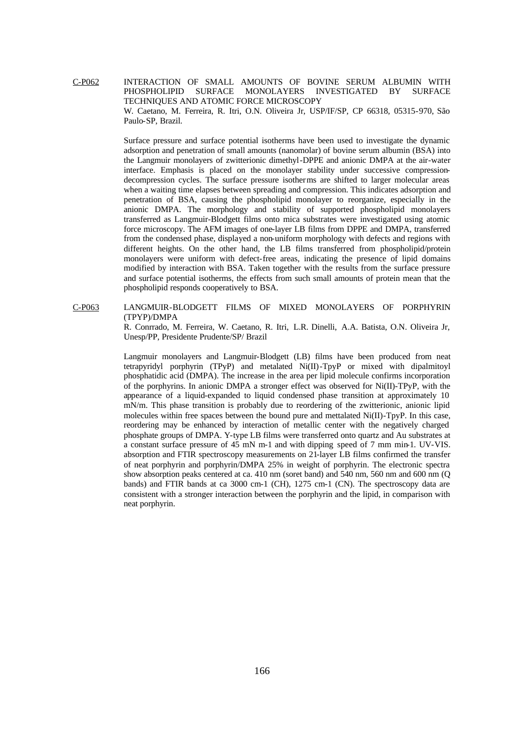C-P062 **INTERACTION OF SMALL AMOUNTS OF BOVINE SERUM ALBUMIN WITH PHOSPHOLIPID SURFACE MONOLAYERS INVESTIGATED BY SURFACE TECHNIQUES AND ATOMIC FORCE MICROSCOPY**

W. Caetano, M. Ferreira, R. Itri, O.N. Oliveira Jr, USP/IF/SP, CP 66318, 05315-970, São Paulo-SP, Brazil.

Surface pressure and surface potential isotherms have been used to investigate the dynamic adsorption and penetration of small amounts (nanomolar) of bovine serum albumin (BSA) into the Langmuir monolayers of zwitterionic dimethyl-DPPE and anionic DMPA at the air-water interface. Emphasis is placed on the monolayer stability under successive compression-decompression cycles. The surface pressure isotherms are shifted to larger molecular areas when a waiting time elapses between spreading and compression. This indicates adsorption and penetration of BSA, causing the phospholipid monolayer to reorganize, especially in the anionic DMPA. The morphology and stability of supported phospholipid monolayers transferred as Langmuir-Blodgett films onto mica substrates were investigated using atomic force microscopy. The AFM images of one-layer LB films from DPPE and DMPA, transferred from the condensed phase, displayed a non-uniform morphology with defects and regions with different heights. On the other hand, the LB films transferred from phospholipid/protein monolayers were uniform with defect-free areas, indicating the presence of lipid domains modified by interaction with BSA. Taken together with the results from the surface pressure and surface potential isotherms, the effects from such small amounts of protein mean that the phospholipid responds cooperatively to BSA.

C-P063 **LANGMUIR-BLODGETT FILMS OF MIXED MONOLAYERS OF PORPHYRIN (TPYP)/DMPA**

R. Conrrado, M. Ferreira, W. Caetano, R. Itri, L.R. Dinelli, A.A. Batista, O.N. Oliveira Jr, Unesp/PP, Presidente Prudente/SP/ Brazil

Langmuir monolayers and Langmuir-Blodgett (LB) films have been produced from neat tetrapyridyl porphyrin (TPyP) and metalated Ni(II)-TpyP or mixed with dipalmitoyl phosphatidic acid (DMPA). The increase in the area per lipid molecule confirms incorporation of the porphyrins. In anionic DMPA a stronger effect was observed for Ni(II)-TPyP, with the appearance of a liquid-expanded to liquid condensed phase transition at approximately 10 mN/m. This phase transition is probably due to reordering of the zwitterionic, anionic lipid molecules within free spaces between the bound pure and mettalated Ni(II)-TpyP. In this case, reordering may be enhanced by interaction of metallic center with the negatively charged phosphate groups of DMPA. Y-type LB films were transferred onto quartz and Au substrates at a constant surface pressure of 45 mN m-1 and with dipping speed of 7 mm min-1. UV-VIS. absorption and FTIR spectroscopy measurements on 21-layer LB films confirmed the transfer of neat porphyrin and porphyrin/DMPA 25% in weight of porphyrin. The electronic spectra show absorption peaks centered at ca. 410 nm (soret band) and 540 nm, 560 nm and 600 nm (Q bands) and FTIR bands at ca 3000 cm-1 (CH), 1275 cm-1 (CN). The spectroscopy data are consistent with a stronger interaction between the porphyrin and the lipid, in comparison with neat porphyrin.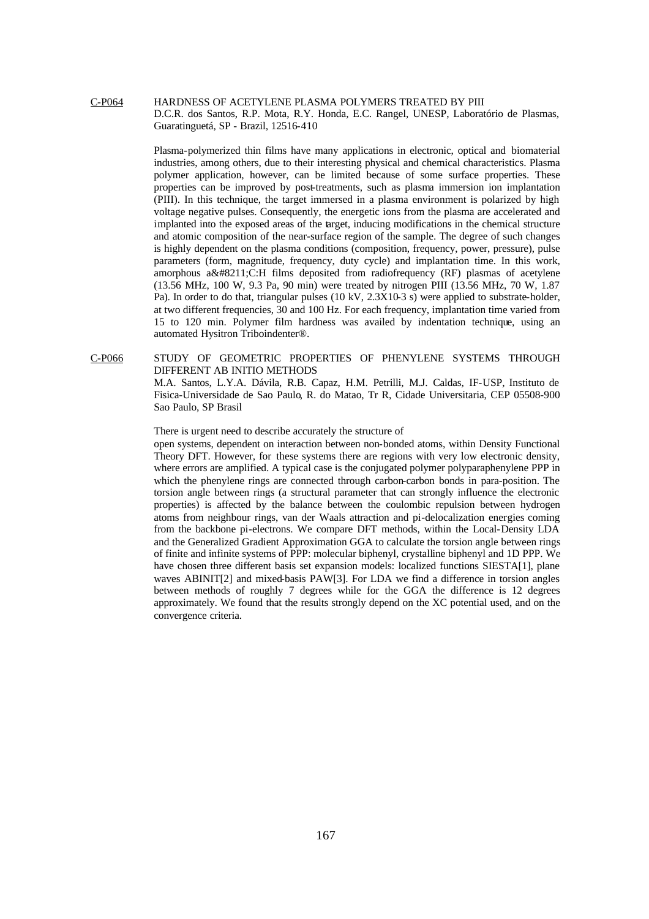C-P064 HARDNESS OF ACETYLENE PLASMA POLYMERS TREATED BY PIII

D.C.R. dos Santos, R.P. Mota, R.Y. Honda, E.C. Rangel, UNESP, Laboratório de Plasmas, Guaratinguetá, SP - Brazil, 12516-410

Plasma-polymerized thin films have many applications in electronic, optical and biomaterial industries, among others, due to their interesting physical and chemical characteristics. Plasma polymer application, however, can be limited because of some surface properties. These properties can be improved by post-treatments, such as plasma immersion ion implantation (PIII). In this technique, the target immersed in a plasma environment is polarized by high voltage negative pulses. Consequently, the energetic ions from the plasma are accelerated and implanted into the exposed areas of the target, inducing modifications in the chemical structure and atomic composition of the near-surface region of the sample. The degree of such changes is highly dependent on the plasma conditions (composition, frequency, power, pressure), pulse parameters (form, magnitude, frequency, duty cycle) and implantation time. In this work, amorphous a&#8211;C:H films deposited from radiofrequency (RF) plasmas of acetylene (13.56 MHz, 100 W, 9.3 Pa, 90 min) were treated by nitrogen PIII (13.56 MHz, 70 W, 1.87 Pa). In order to do that, triangular pulses (10 kV, 2.3X10-3 s) were applied to substrate-holder, at two different frequencies, 30 and 100 Hz. For each frequency, implantation time varied from 15 to 120 min. Polymer film hardness was availed by indentation technique, using an automated Hysitron Triboindenter®.

C-P066 STUDY OF GEOMETRIC PROPERTIES OF PHENYLENE SYSTEMS THROUGH DIFFERENT AB INITIO METHODS

M.A. Santos, L.Y.A. Dávila, R.B. Capaz, H.M. Petrilli, M.J. Caldas, IF-USP, Instituto de Fisica-Universidade de Sao Paulo, R. do Matao, Tr R, Cidade Universitaria, CEP 05508-900 Sao Paulo, SP Brasil

There is urgent need to describe accurately the structure of
open systems, dependent on interaction between non-bonded atoms, within Density Functional Theory DFT. However, for these systems there are regions with very low electronic density, where errors are amplified. A typical case is the conjugated polymer polyparaphenylene PPP in which the phenylene rings are connected through carbon-carbon bonds in para-position. The torsion angle between rings (a structural parameter that can strongly influence the electronic properties) is affected by the balance between the coulombic repulsion between hydrogen atoms from neighbour rings, van der Waals attraction and pi-delocalization energies coming from the backbone pi-electrons. We compare DFT methods, within the Local-Density LDA and the Generalized Gradient Approximation GGA to calculate the torsion angle between rings of finite and infinite systems of PPP: molecular biphenyl, crystalline biphenyl and 1D PPP. We have chosen three different basis set expansion models: localized functions SIESTA[1], plane waves ABINIT[2] and mixed-basis PAW[3]. For LDA we find a difference in torsion angles between methods of roughly 7 degrees while for the GGA the difference is 12 degrees approximately. We found that the results strongly depend on the XC potential used, and on the convergence criteria.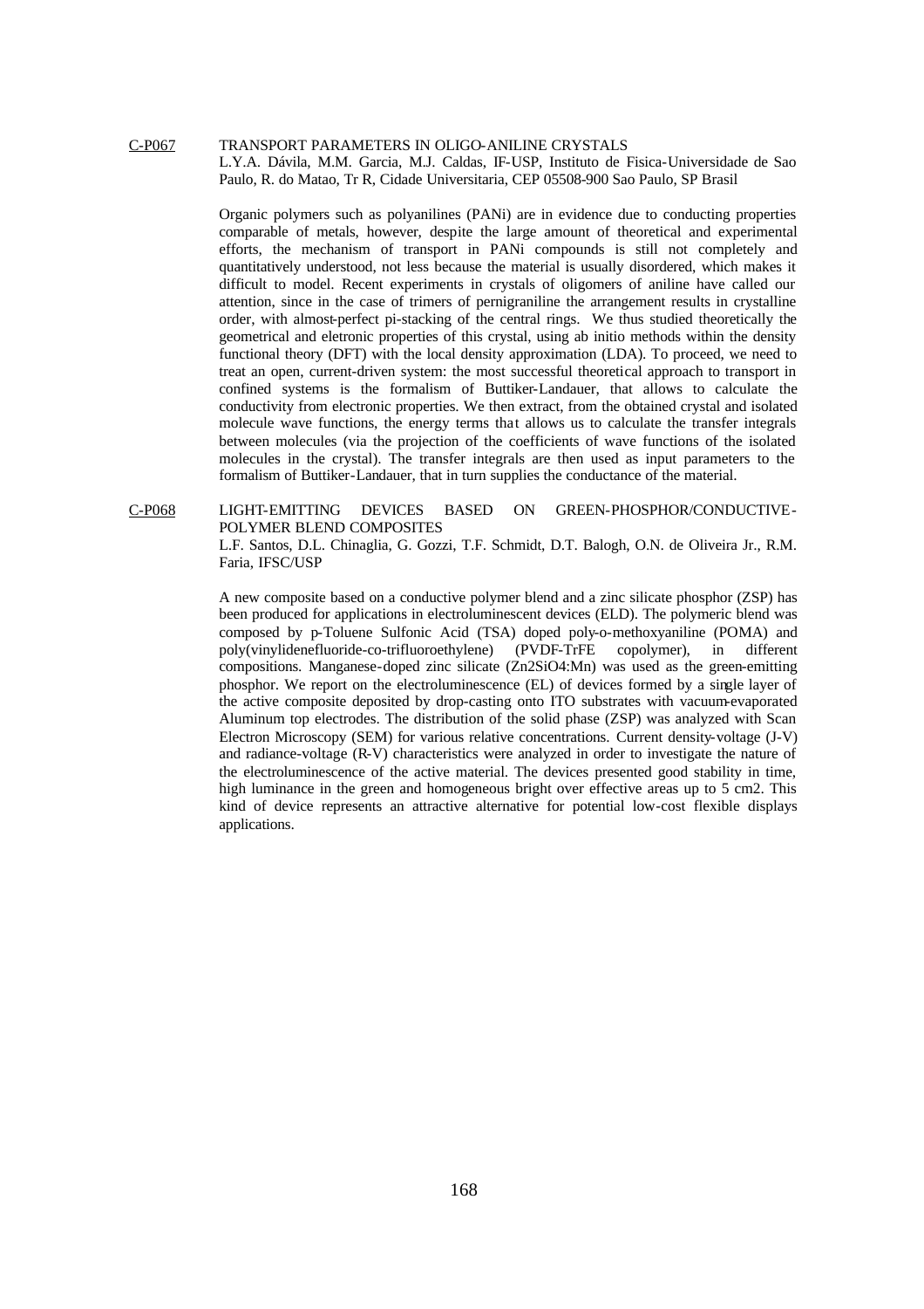C-P067 TRANSPORT PARAMETERS IN OLIGO-ANILINE CRYSTALS

L.Y.A. Dávila, M.M. Garcia, M.J. Caldas, IF-USP, Instituto de Fisica-Universidade de Sao Paulo, R. do Matao, Tr R, Cidade Universitaria, CEP 05508-900 Sao Paulo, SP Brasil

Organic polymers such as polyanilines (PANi) are in evidence due to conducting properties comparable of metals, however, despite the large amount of theoretical and experimental efforts, the mechanism of transport in PANi compounds is still not completely and quantitatively understood, not less because the material is usually disordered, which makes it difficult to model. Recent experiments in crystals of oligomers of aniline have called our attention, since in the case of trimers of pernigraniline the arrangement results in crystalline order, with almost-perfect pi-stacking of the central rings. We thus studied theoretically the geometrical and eletronic properties of this crystal, using ab initio methods within the density functional theory (DFT) with the local density approximation (LDA). To proceed, we need to treat an open, current-driven system: the most successful theoretical approach to transport in confined systems is the formalism of Buttiker-Landauer, that allows to calculate the conductivity from electronic properties. We then extract, from the obtained crystal and isolated molecule wave functions, the energy terms that allows us to calculate the transfer integrals between molecules (via the projection of the coefficients of wave functions of the isolated molecules in the crystal). The transfer integrals are then used as input parameters to the formalism of Buttiker-Landauer, that in turn supplies the conductance of the material.

C-P068 LIGHT-EMITTING DEVICES BASED ON GREEN-PHOSPHOR/CONDUCTIVE-POLYMER BLEND COMPOSITES

L.F. Santos, D.L. Chinaglia, G. Gozzi, T.F. Schmidt, D.T. Balogh, O.N. de Oliveira Jr., R.M. Faria, IFSC/USP

A new composite based on a conductive polymer blend and a zinc silicate phosphor (ZSP) has been produced for applications in electroluminescent devices (ELD). The polymeric blend was composed by p-Toluene Sulfonic Acid (TSA) doped poly-o-methoxyaniline (POMA) and poly(vinylidenefluoride-co-trifluoroethylene) (PVDF-TrFE copolymer), in different compositions. Manganese-doped zinc silicate ($Zn_2SiO_4$:Mn) was used as the green-emitting phosphor. We report on the electroluminescence (EL) of devices formed by a single layer of the active composite deposited by drop-casting onto ITO substrates with vacuum-evaporated Aluminum top electrodes. The distribution of the solid phase (ZSP) was analyzed with Scan Electron Microscopy (SEM) for various relative concentrations. Current density-voltage (J-V) and radiance-voltage (R-V) characteristics were analyzed in order to investigate the nature of the electroluminescence of the active material. The devices presented good stability in time, high luminance in the green and homogeneous bright over effective areas up to 5 $cm^2$. This kind of device represents an attractive alternative for potential low-cost flexible displays applications.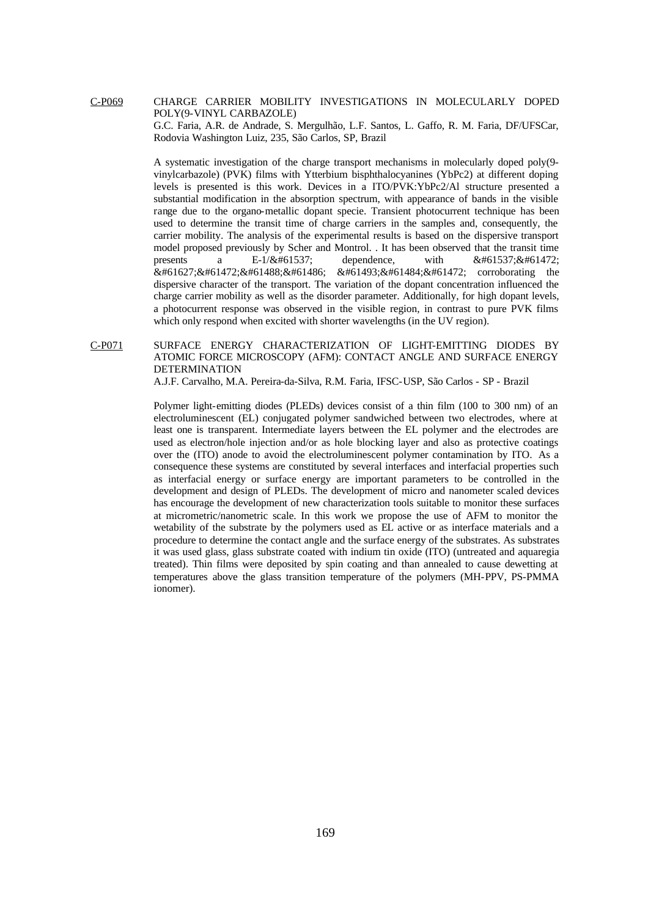C-P069 CHARGE CARRIER MOBILITY INVESTIGATIONS IN MOLECULARLY DOPED POLY(9-VINYL CARBAZOLE)

G.C. Faria, A.R. de Andrade, S. Mergulhão, L.F. Santos, L. Gaffo, R. M. Faria, DF/UFSCar, Rodovia Washington Luiz, 235, São Carlos, SP, Brazil

A systematic investigation of the charge transport mechanisms in molecularly doped poly(9-vinylcarbazole) (PVK) films with Ytterbium bisphthalocyanines (YbPc2) at different doping levels is presented is this work. Devices in a ITO/PVK:YbPc2/Al structure presented a substantial modification in the absorption spectrum, with appearance of bands in the visible range due to the organo-metallic dopant specie. Transient photocurrent technique has been used to determine the transit time of charge carriers in the samples and, consequently, the carrier mobility. The analysis of the experimental results is based on the dispersive transport model proposed previously by Scher and Montrol. . It has been observed that the transit time presents a E-1/&#61537; dependence, with &#61537;&#61472; &#61627;&#61472;&#61488;&#61486; &#61493;&#61484;&#61472; corroborating the dispersive character of the transport. The variation of the dopant concentration influenced the charge carrier mobility as well as the disorder parameter. Additionally, for high dopant levels, a photocurrent response was observed in the visible region, in contrast to pure PVK films which only respond when excited with shorter wavelengths (in the UV region).

C-P071 SURFACE ENERGY CHARACTERIZATION OF LIGHT-EMITTING DIODES BY ATOMIC FORCE MICROSCOPY (AFM): CONTACT ANGLE AND SURFACE ENERGY DETERMINATION

A.J.F. Carvalho, M.A. Pereira-da-Silva, R.M. Faria, IFSC-USP, São Carlos - SP - Brazil

Polymer light-emitting diodes (PLEDs) devices consist of a thin film (100 to 300 nm) of an electroluminescent (EL) conjugated polymer sandwiched between two electrodes, where at least one is transparent. Intermediate layers between the EL polymer and the electrodes are used as electron/hole injection and/or as hole blocking layer and also as protective coatings over the (ITO) anode to avoid the electroluminescent polymer contamination by ITO. As a consequence these systems are constituted by several interfaces and interfacial properties such as interfacial energy or surface energy are important parameters to be controlled in the development and design of PLEDs. The development of micro and nanometer scaled devices has encourage the development of new characterization tools suitable to monitor these surfaces at micrometric/nanometric scale. In this work we propose the use of AFM to monitor the wetability of the substrate by the polymers used as EL active or as interface materials and a procedure to determine the contact angle and the surface energy of the substrates. As substrates it was used glass, glass substrate coated with indium tin oxide (ITO) (untreated and aquaregia treated). Thin films were deposited by spin coating and than annealed to cause dewetting at temperatures above the glass transition temperature of the polymers (MH-PPV, PS-PMMA ionomer).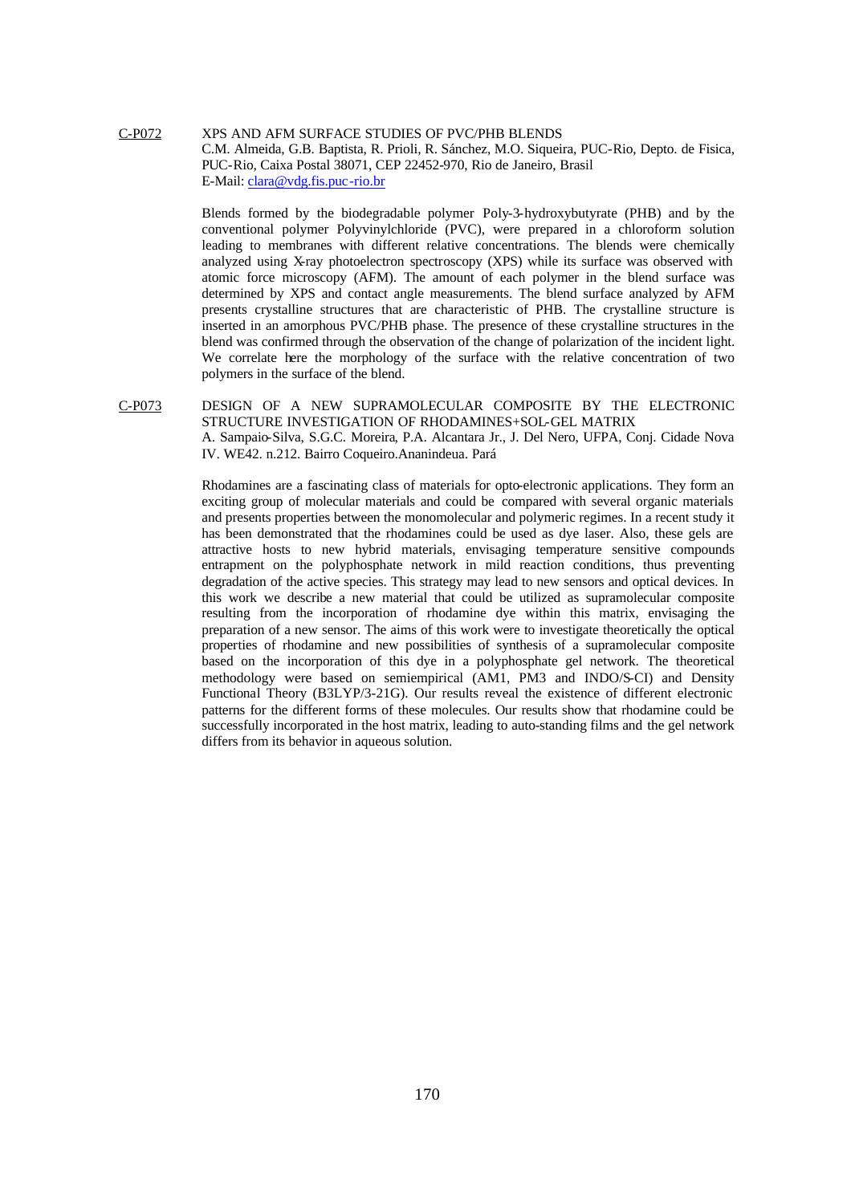C-P072 XPS AND AFM SURFACE STUDIES OF PVC/PHB BLENDS

C.M. Almeida, G.B. Baptista, R. Prioli, R. Sánchez, M.O. Siqueira, PUC-Rio, Depto. de Fisica, PUC-Rio, Caixa Postal 38071, CEP 22452-970, Rio de Janeiro, Brasil

E-Mail: clara@vdg.fis.puc-rio.br

Blends formed by the biodegradable polymer Poly-3-hydroxybutyrate (PHB) and by the conventional polymer Polyvinylchloride (PVC), were prepared in a chloroform solution leading to membranes with different relative concentrations. The blends were chemically analyzed using X-ray photoelectron spectroscopy (XPS) while its surface was observed with atomic force microscopy (AFM). The amount of each polymer in the blend surface was determined by XPS and contact angle measurements. The blend surface analyzed by AFM presents crystalline structures that are characteristic of PHB. The crystalline structure is inserted in an amorphous PVC/PHB phase. The presence of these crystalline structures in the blend was confirmed through the observation of the change of polarization of the incident light. We correlate here the morphology of the surface with the relative concentration of two polymers in the surface of the blend.

C-P073 DESIGN OF A NEW SUPRAMOLECULAR COMPOSITE BY THE ELECTRONIC STRUCTURE INVESTIGATION OF RHODAMINES+SOL-GEL MATRIX

A. Sampaio-Silva, S.G.C. Moreira, P.A. Alcantara Jr., J. Del Nero, UFPA, Conj. Cidade Nova IV. WE42. n.212. Bairro Coqueiro.Ananindeua. Pará

Rhodamines are a fascinating class of materials for opto-electronic applications. They form an exciting group of molecular materials and could be compared with several organic materials and presents properties between the monomolecular and polymeric regimes. In a recent study it has been demonstrated that the rhodamines could be used as dye laser. Also, these gels are attractive hosts to new hybrid materials, envisaging temperature sensitive compounds entrapment on the polyphosphate network in mild reaction conditions, thus preventing degradation of the active species. This strategy may lead to new sensors and optical devices. In this work we describe a new material that could be utilized as supramolecular composite resulting from the incorporation of rhodamine dye within this matrix, envisaging the preparation of a new sensor. The aims of this work were to investigate theoretically the optical properties of rhodamine and new possibilities of synthesis of a supramolecular composite based on the incorporation of this dye in a polyphosphate gel network. The theoretical methodology were based on semiempirical (AM1, PM3 and INDO/S-CI) and Density Functional Theory (B3LYP/3-21G). Our results reveal the existence of different electronic patterns for the different forms of these molecules. Our results show that rhodamine could be successfully incorporated in the host matrix, leading to auto-standing films and the gel network differs from its behavior in aqueous solution.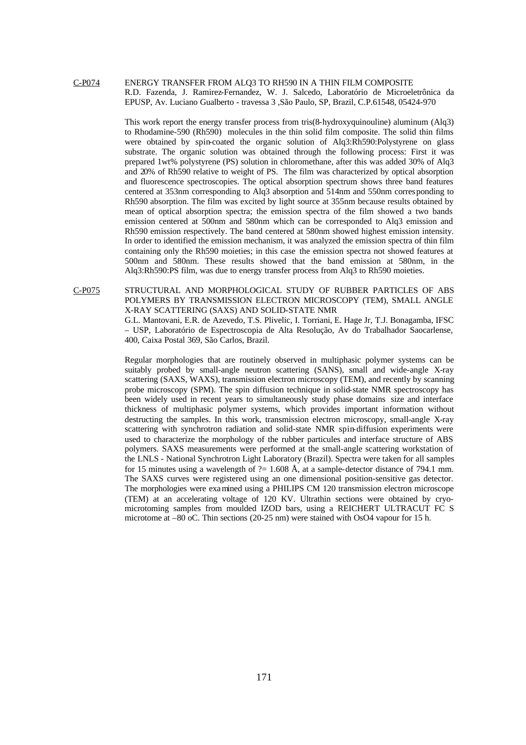C-P074 ENERGY TRANSFER FROM ALQ3 TO RH590 IN A THIN FILM COMPOSITE
R.D. Fazenda, J. Ramirez-Fernandez, W. J. Salcedo, Laboratório de Microeletrônica da EPUSP, Av. Luciano Gualberto - travessa 3 ,São Paulo, SP, Brazil, C.P.61548, 05424-970

This work report the energy transfer process from tris(8-hydroxyquinouline) aluminum (Alq3) to Rhodamine-590 (Rh590) molecules in the thin solid film composite. The solid thin films were obtained by spin-coated the organic solution of Alq3:Rh590:Polystyrene on glass substrate. The organic solution was obtained through the following process: First it was prepared 1wt% polystyrene (PS) solution in chloromethane, after this was added 30% of Alq3 and 20% of Rh590 relative to weight of PS. The film was characterized by optical absorption and fluorescence spectroscopies. The optical absorption spectrum shows three band features centered at 353nm corresponding to Alq3 absorption and 514nm and 550nm corresponding to Rh590 absorption. The film was excited by light source at 355nm because results obtained by mean of optical absorption spectra; the emission spectra of the film showed a two bands emission centered at 500nm and 580nm which can be corresponded to Alq3 emission and Rh590 emission respectively. The band centered at 580nm showed highest emission intensity. In order to identified the emission mechanism, it was analyzed the emission spectra of thin film containing only the Rh590 moieties; in this case the emission spectra not showed features at 500nm and 580nm. These results showed that the band emission at 580nm, in the Alq3:Rh590:PS film, was due to energy transfer process from Alq3 to Rh590 moieties.

C-P075 STRUCTURAL AND MORPHOLOGICAL STUDY OF RUBBER PARTICLES OF ABS POLYMERS BY TRANSMISSION ELECTRON MICROSCOPY (TEM), SMALL ANGLE X-RAY SCATTERING (SAXS) AND SOLID-STATE NMR
G.L. Mantovani, E.R. de Azevedo, T.S. Plivelic, I. Torriani, E. Hage Jr, T.J. Bonagamba, IFSC – USP, Laboratório de Espectroscopia de Alta Resolução, Av do Trabalhador Saocarlense, 400, Caixa Postal 369, São Carlos, Brazil.

Regular morphologies that are routinely observed in multiphasic polymer systems can be suitably probed by small-angle neutron scattering (SANS), small and wide-angle X-ray scattering (SAXS, WAXS), transmission electron microscopy (TEM), and recently by scanning probe microscopy (SPM). The spin diffusion technique in solid-state NMR spectroscopy has been widely used in recent years to simultaneously study phase domains size and interface thickness of multiphasic polymer systems, which provides important information without destructing the samples. In this work, transmission electron microscopy, small-angle X-ray scattering with synchrotron radiation and solid-state NMR spin-diffusion experiments were used to characterize the morphology of the rubber particules and interface structure of ABS polymers. SAXS measurements were performed at the small-angle scattering workstation of the LNLS - National Synchrotron Light Laboratory (Brazil). Spectra were taken for all samples for 15 minutes using a wavelength of ?= 1.608 Å, at a sample-detector distance of 794.1 mm. The SAXS curves were registered using an one dimensional position-sensitive gas detector. The morphologies were examined using a PHILIPS CM 120 transmission electron microscope (TEM) at an accelerating voltage of 120 KV. Ultrathin sections were obtained by cryo-microtoming samples from moulded IZOD bars, using a REICHERT ULTRACUT FC S microtome at –80 oC. Thin sections (20-25 nm) were stained with OsO4 vapour for 15 h.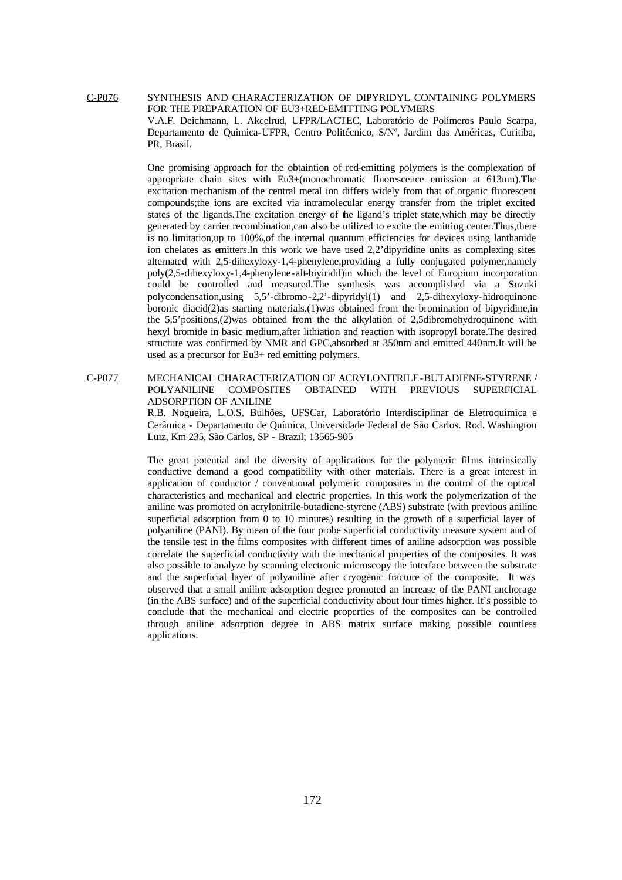C-P076 SYNTHESIS AND CHARACTERIZATION OF DIPYRIDYL CONTAINING POLYMERS FOR THE PREPARATION OF EU3+RED-EMITTING POLYMERS

V.A.F. Deichmann, L. Akcelrud, UFPR/LACTEC, Laboratório de Polímeros Paulo Scarpa, Departamento de Quimica-UFPR, Centro Politécnico, S/Nº, Jardim das Américas, Curitiba, PR, Brasil.

One promising approach for the obtaintion of red-emitting polymers is the complexation of appropriate chain sites with $Eu^{3+}$(monochromatic fluorescence emission at 613nm).The excitation mechanism of the central metal ion differs widely from that of organic fluorescent compounds;the ions are excited via intramolecular energy transfer from the triplet excited states of the ligands.The excitation energy of the ligand's triplet state,which may be directly generated by carrier recombination,can also be utilized to excite the emitting center.Thus,there is no limitation,up to 100%,of the internal quantum efficiencies for devices using lanthanide ion chelates as emitters.In this work we have used 2,2'dipyridine units as complexing sites alternated with 2,5-dihexyloxy-1,4-phenylene,providing a fully conjugated polymer,namely poly(2,5-dihexyloxy-1,4-phenylene-alt-biyiridil)in which the level of Europium incorporation could be controlled and measured.The synthesis was accomplished via a Suzuki polycondensation,using 5,5'-dibromo-2,2'-dipyridyl(1) and 2,5-dihexyloxy-hidroquinone boronic diacid(2)as starting materials.(1)was obtained from the bromination of bipyridine,in the 5,5'positions,(2)was obtained from the the alkylation of 2,5dibromohydroquinone with hexyl bromide in basic medium,after lithiation and reaction with isopropyl borate.The desired structure was confirmed by NMR and GPC,absorbed at 350nm and emitted 440nm.It will be used as a precursor for $Eu^{3+}$ red emitting polymers.

C-P077 MECHANICAL CHARACTERIZATION OF ACRYLONITRILE-BUTADIENE-STYRENE / POLYANILINE COMPOSITES OBTAINED WITH PREVIOUS SUPERFICIAL ADSORPTION OF ANILINE

R.B. Nogueira, L.O.S. Bulhões, UFSCar, Laboratório Interdisciplinar de Eletroquímica e Cerâmica - Departamento de Química, Universidade Federal de São Carlos. Rod. Washington Luiz, Km 235, São Carlos, SP - Brazil; 13565-905

The great potential and the diversity of applications for the polymeric films intrinsically conductive demand a good compatibility with other materials. There is a great interest in application of conductor / conventional polymeric composites in the control of the optical characteristics and mechanical and electric properties. In this work the polymerization of the aniline was promoted on acrylonitrile-butadiene-styrene (ABS) substrate (with previous aniline superficial adsorption from 0 to 10 minutes) resulting in the growth of a superficial layer of polyaniline (PANI). By mean of the four probe superficial conductivity measure system and of the tensile test in the films composites with different times of aniline adsorption was possible correlate the superficial conductivity with the mechanical properties of the composites. It was also possible to analyze by scanning electronic microscopy the interface between the substrate and the superficial layer of polyaniline after cryogenic fracture of the composite. It was observed that a small aniline adsorption degree promoted an increase of the PANI anchorage (in the ABS surface) and of the superficial conductivity about four times higher. It´s possible to conclude that the mechanical and electric properties of the composites can be controlled through aniline adsorption degree in ABS matrix surface making possible countless applications.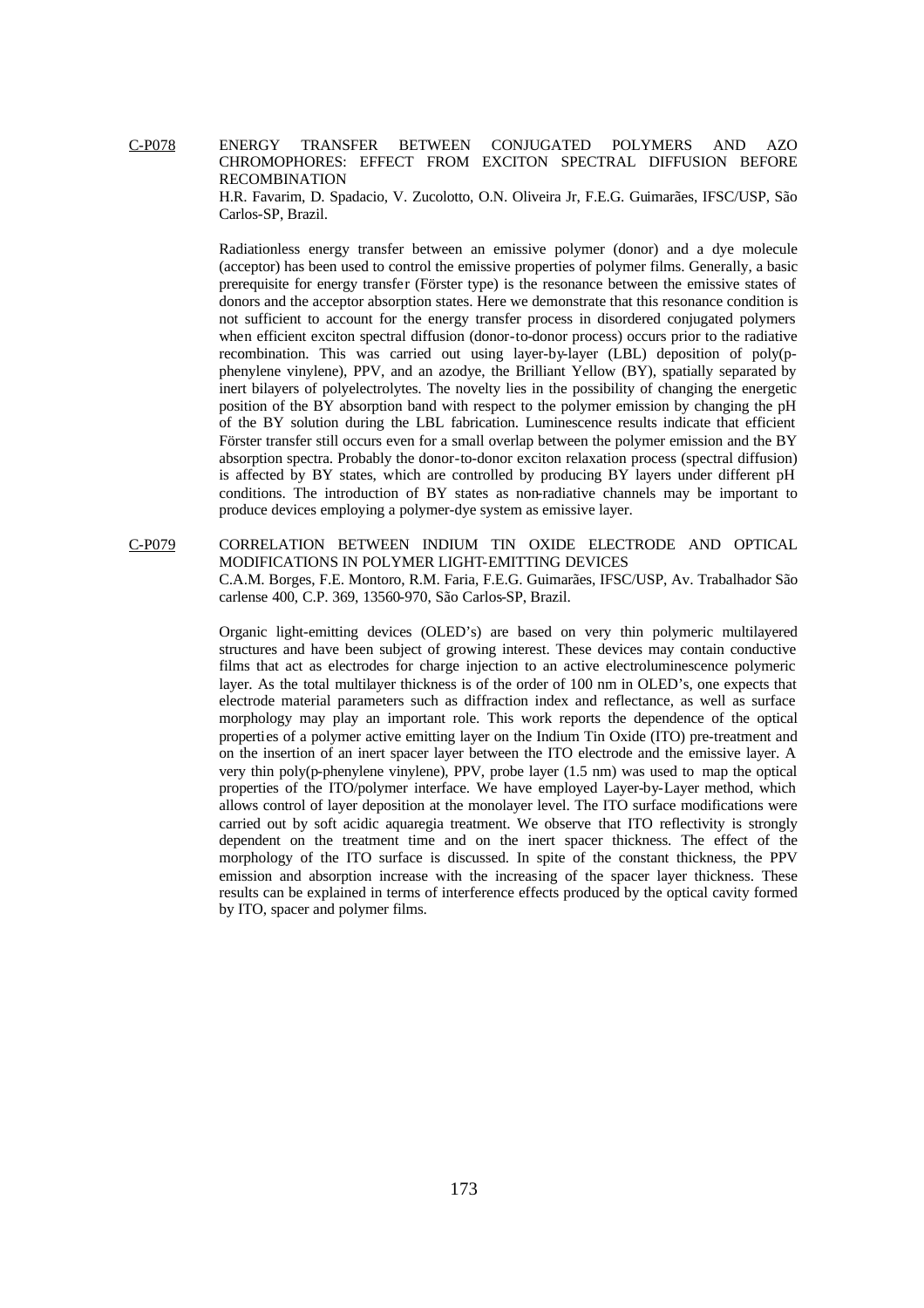**C-P078** ENERGY TRANSFER BETWEEN CONJUGATED POLYMERS AND AZO CHROMOPHORES: EFFECT FROM EXCITON SPECTRAL DIFFUSION BEFORE RECOMBINATION

H.R. Favarim, D. Spadacio, V. Zucolotto, O.N. Oliveira Jr, F.E.G. Guimarães, IFSC/USP, São Carlos-SP, Brazil.

Radiationless energy transfer between an emissive polymer (donor) and a dye molecule (acceptor) has been used to control the emissive properties of polymer films. Generally, a basic prerequisite for energy transfer (Förster type) is the resonance between the emissive states of donors and the acceptor absorption states. Here we demonstrate that this resonance condition is not sufficient to account for the energy transfer process in disordered conjugated polymers when efficient exciton spectral diffusion (donor-to-donor process) occurs prior to the radiative recombination. This was carried out using layer-by-layer (LBL) deposition of poly(p-phenylene vinylene), PPV, and an azodye, the Brilliant Yellow (BY), spatially separated by inert bilayers of polyelectrolytes. The novelty lies in the possibility of changing the energetic position of the BY absorption band with respect to the polymer emission by changing the pH of the BY solution during the LBL fabrication. Luminescence results indicate that efficient Förster transfer still occurs even for a small overlap between the polymer emission and the BY absorption spectra. Probably the donor-to-donor exciton relaxation process (spectral diffusion) is affected by BY states, which are controlled by producing BY layers under different pH conditions. The introduction of BY states as non-radiative channels may be important to produce devices employing a polymer-dye system as emissive layer.

**C-P079** CORRELATION BETWEEN INDIUM TIN OXIDE ELECTRODE AND OPTICAL MODIFICATIONS IN POLYMER LIGHT-EMITTING DEVICES

C.A.M. Borges, F.E. Montoro, R.M. Faria, F.E.G. Guimarães, IFSC/USP, Av. Trabalhador São carlense 400, C.P. 369, 13560-970, São Carlos-SP, Brazil.

Organic light-emitting devices (OLED's) are based on very thin polymeric multilayered structures and have been subject of growing interest. These devices may contain conductive films that act as electrodes for charge injection to an active electroluminescence polymeric layer. As the total multilayer thickness is of the order of 100 nm in OLED's, one expects that electrode material parameters such as diffraction index and reflectance, as well as surface morphology may play an important role. This work reports the dependence of the optical properties of a polymer active emitting layer on the Indium Tin Oxide (ITO) pre-treatment and on the insertion of an inert spacer layer between the ITO electrode and the emissive layer. A very thin poly(p-phenylene vinylene), PPV, probe layer (1.5 nm) was used to map the optical properties of the ITO/polymer interface. We have employed Layer-by-Layer method, which allows control of layer deposition at the monolayer level. The ITO surface modifications were carried out by soft acidic aquaregia treatment. We observe that ITO reflectivity is strongly dependent on the treatment time and on the inert spacer thickness. The effect of the morphology of the ITO surface is discussed. In spite of the constant thickness, the PPV emission and absorption increase with the increasing of the spacer layer thickness. These results can be explained in terms of interference effects produced by the optical cavity formed by ITO, spacer and polymer films.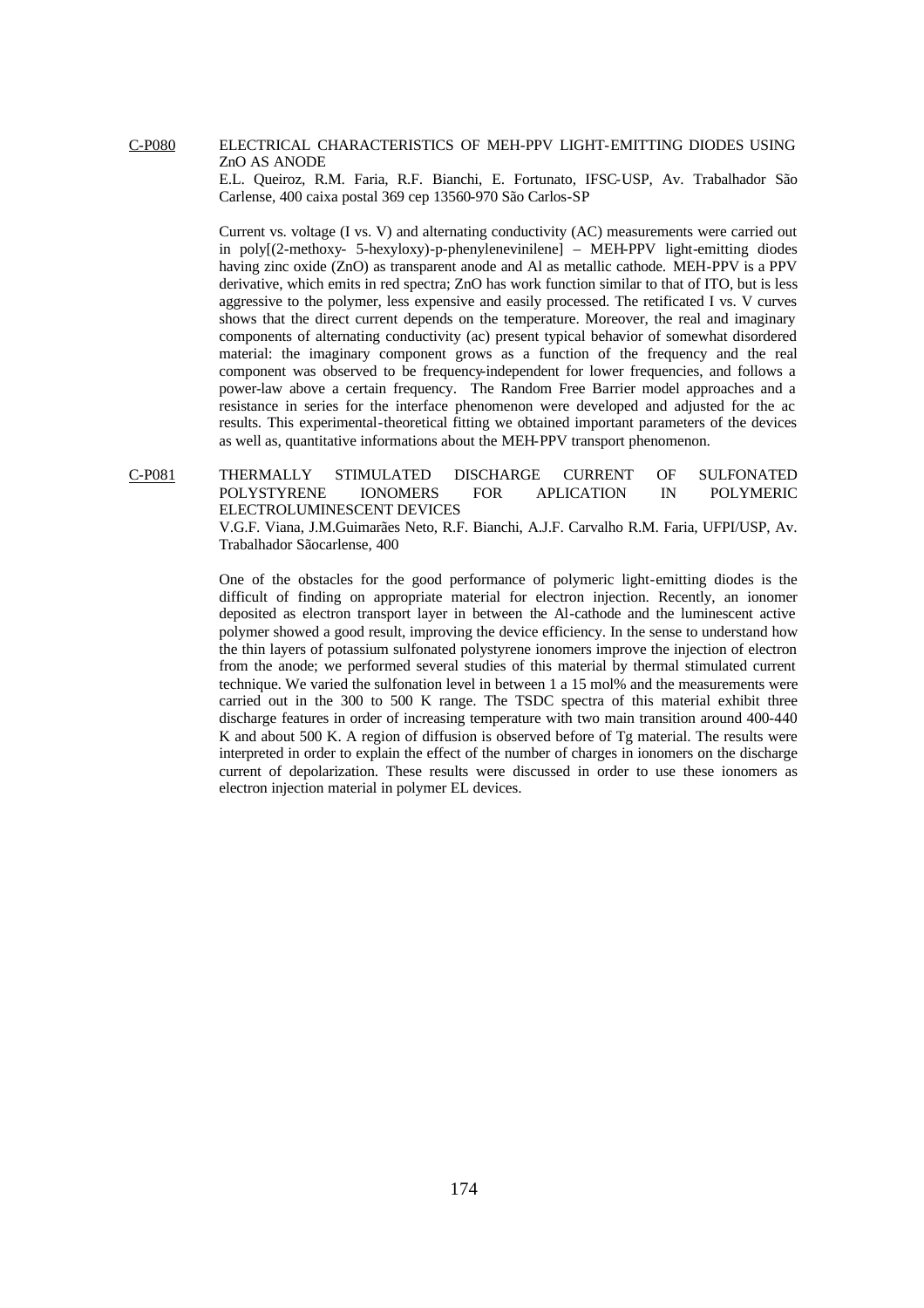C-P080 ELECTRICAL CHARACTERISTICS OF MEH-PPV LIGHT-EMITTING DIODES USING ZnO AS ANODE

E.L. Queiroz, R.M. Faria, R.F. Bianchi, E. Fortunato, IFSC-USP, Av. Trabalhador São Carlense, 400 caixa postal 369 cep 13560-970 São Carlos-SP

Current vs. voltage (I vs. V) and alternating conductivity (AC) measurements were carried out in poly[(2-methoxy- 5-hexyloxy)-p-phenylenevinilene] – MEH-PPV light-emitting diodes having zinc oxide (ZnO) as transparent anode and Al as metallic cathode. MEH-PPV is a PPV derivative, which emits in red spectra; ZnO has work function similar to that of ITO, but is less aggressive to the polymer, less expensive and easily processed. The retificated I vs. V curves shows that the direct current depends on the temperature. Moreover, the real and imaginary components of alternating conductivity (ac) present typical behavior of somewhat disordered material: the imaginary component grows as a function of the frequency and the real component was observed to be frequency-independent for lower frequencies, and follows a power-law above a certain frequency. The Random Free Barrier model approaches and a resistance in series for the interface phenomenon were developed and adjusted for the ac results. This experimental-theoretical fitting we obtained important parameters of the devices as well as, quantitative informations about the MEH-PPV transport phenomenon.

C-P081 THERMALLY STIMULATED DISCHARGE CURRENT OF SULFONATED POLYSTYRENE IONOMERS FOR APLICATION IN POLYMERIC ELECTROLUMINESCENT DEVICES

V.G.F. Viana, J.M.Guimarães Neto, R.F. Bianchi, A.J.F. Carvalho R.M. Faria, UFPI/USP, Av. Trabalhador Sãocarlense, 400

One of the obstacles for the good performance of polymeric light-emitting diodes is the difficult of finding on appropriate material for electron injection. Recently, an ionomer deposited as electron transport layer in between the Al-cathode and the luminescent active polymer showed a good result, improving the device efficiency. In the sense to understand how the thin layers of potassium sulfonated polystyrene ionomers improve the injection of electron from the anode; we performed several studies of this material by thermal stimulated current technique. We varied the sulfonation level in between 1 a 15 mol% and the measurements were carried out in the 300 to 500 K range. The TSDC spectra of this material exhibit three discharge features in order of increasing temperature with two main transition around 400-440 K and about 500 K. A region of diffusion is observed before of Tg material. The results were interpreted in order to explain the effect of the number of charges in ionomers on the discharge current of depolarization. These results were discussed in order to use these ionomers as electron injection material in polymer EL devices.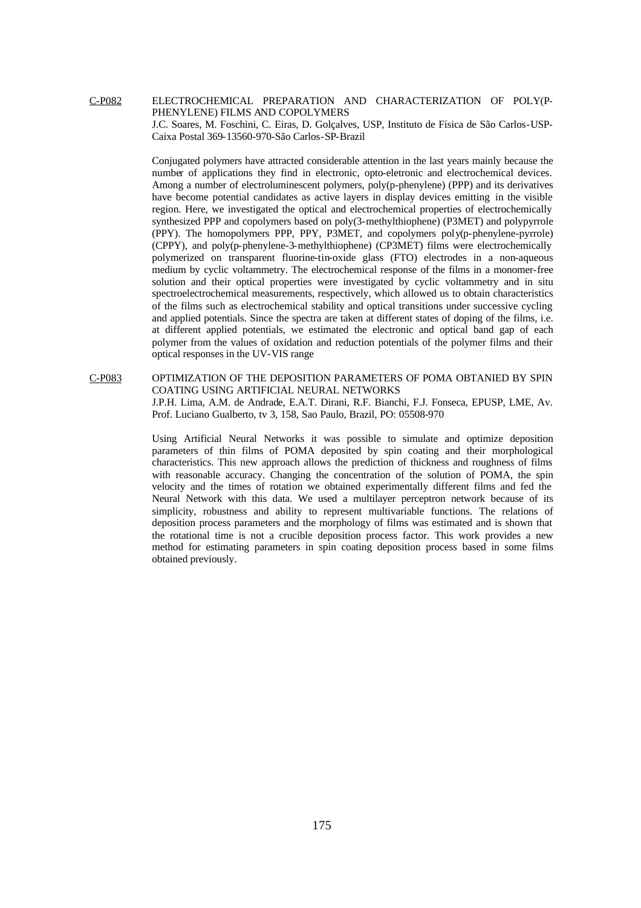C-P082 ELECTROCHEMICAL PREPARATION AND CHARACTERIZATION OF POLY(P-PHENYLENE) FILMS AND COPOLYMERS

J.C. Soares, M. Foschini, C. Eiras, D. Golçalves, USP, Instituto de Física de São Carlos-USP-Caixa Postal 369-13560-970-São Carlos-SP-Brazil

Conjugated polymers have attracted considerable attention in the last years mainly because the number of applications they find in electronic, opto-eletronic and electrochemical devices. Among a number of electroluminescent polymers, poly(p-phenylene) (PPP) and its derivatives have become potential candidates as active layers in display devices emitting in the visible region. Here, we investigated the optical and electrochemical properties of electrochemically synthesized PPP and copolymers based on poly(3-methylthiophene) (P3MET) and polypyrrole (PPY). The homopolymers PPP, PPY, P3MET, and copolymers poly(p-phenylene-pyrrole) (CPPY), and poly(p-phenylene-3-methylthiophene) (CP3MET) films were electrochemically polymerized on transparent fluorine-tin-oxide glass (FTO) electrodes in a non-aqueous medium by cyclic voltammetry. The electrochemical response of the films in a monomer-free solution and their optical properties were investigated by cyclic voltammetry and in situ spectroelectrochemical measurements, respectively, which allowed us to obtain characteristics of the films such as electrochemical stability and optical transitions under successive cycling and applied potentials. Since the spectra are taken at different states of doping of the films, i.e. at different applied potentials, we estimated the electronic and optical band gap of each polymer from the values of oxidation and reduction potentials of the polymer films and their optical responses in the UV-VIS range

C-P083 OPTIMIZATION OF THE DEPOSITION PARAMETERS OF POMA OBTANIED BY SPIN COATING USING ARTIFICIAL NEURAL NETWORKS

J.P.H. Lima, A.M. de Andrade, E.A.T. Dirani, R.F. Bianchi, F.J. Fonseca, EPUSP, LME, Av. Prof. Luciano Gualberto, tv 3, 158, Sao Paulo, Brazil, PO: 05508-970

Using Artificial Neural Networks it was possible to simulate and optimize deposition parameters of thin films of POMA deposited by spin coating and their morphological characteristics. This new approach allows the prediction of thickness and roughness of films with reasonable accuracy. Changing the concentration of the solution of POMA, the spin velocity and the times of rotation we obtained experimentally different films and fed the Neural Network with this data. We used a multilayer perceptron network because of its simplicity, robustness and ability to represent multivariable functions. The relations of deposition process parameters and the morphology of films was estimated and is shown that the rotational time is not a crucible deposition process factor. This work provides a new method for estimating parameters in spin coating deposition process based in some films obtained previously.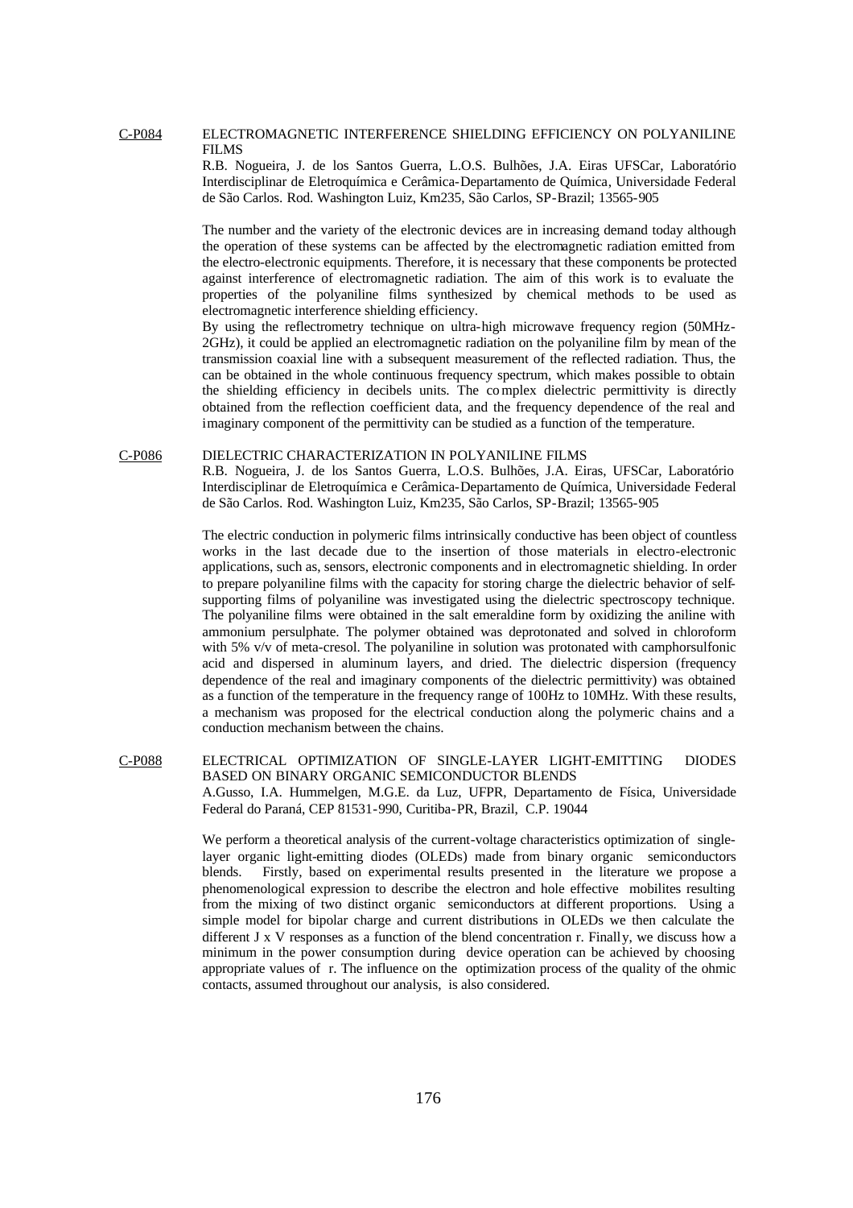C-P084 ELECTROMAGNETIC INTERFERENCE SHIELDING EFFICIENCY ON POLYANILINE FILMS

R.B. Nogueira, J. de los Santos Guerra, L.O.S. Bulhões, J.A. Eiras UFSCar, Laboratório Interdisciplinar de Eletroquímica e Cerâmica-Departamento de Química, Universidade Federal de São Carlos. Rod. Washington Luiz, Km235, São Carlos, SP-Brazil; 13565-905

The number and the variety of the electronic devices are in increasing demand today although the operation of these systems can be affected by the electromagnetic radiation emitted from the electro-electronic equipments. Therefore, it is necessary that these components be protected against interference of electromagnetic radiation. The aim of this work is to evaluate the properties of the polyaniline films synthesized by chemical methods to be used as electromagnetic interference shielding efficiency.

By using the reflectrometry technique on ultra-high microwave frequency region (50MHz-2GHz), it could be applied an electromagnetic radiation on the polyaniline film by mean of the transmission coaxial line with a subsequent measurement of the reflected radiation. Thus, the can be obtained in the whole continuous frequency spectrum, which makes possible to obtain the shielding efficiency in decibels units. The complex dielectric permittivity is directly obtained from the reflection coefficient data, and the frequency dependence of the real and imaginary component of the permittivity can be studied as a function of the temperature.

C-P086 DIELECTRIC CHARACTERIZATION IN POLYANILINE FILMS

R.B. Nogueira, J. de los Santos Guerra, L.O.S. Bulhões, J.A. Eiras, UFSCar, Laboratório Interdisciplinar de Eletroquímica e Cerâmica-Departamento de Química, Universidade Federal de São Carlos. Rod. Washington Luiz, Km235, São Carlos, SP-Brazil; 13565-905

The electric conduction in polymeric films intrinsically conductive has been object of countless works in the last decade due to the insertion of those materials in electro-electronic applications, such as, sensors, electronic components and in electromagnetic shielding. In order to prepare polyaniline films with the capacity for storing charge the dielectric behavior of self-supporting films of polyaniline was investigated using the dielectric spectroscopy technique. The polyaniline films were obtained in the salt emeraldine form by oxidizing the aniline with ammonium persulphate. The polymer obtained was deprotonated and solved in chloroform with 5% v/v of meta-cresol. The polyaniline in solution was protonated with camphorsulfonic acid and dispersed in aluminum layers, and dried. The dielectric dispersion (frequency dependence of the real and imaginary components of the dielectric permittivity) was obtained as a function of the temperature in the frequency range of 100Hz to 10MHz. With these results, a mechanism was proposed for the electrical conduction along the polymeric chains and a conduction mechanism between the chains.

C-P088 ELECTRICAL OPTIMIZATION OF SINGLE-LAYER LIGHT-EMITTING DIODES BASED ON BINARY ORGANIC SEMICONDUCTOR BLENDS

A.Gusso, I.A. Hummelgen, M.G.E. da Luz, UFPR, Departamento de Física, Universidade Federal do Paraná, CEP 81531-990, Curitiba-PR, Brazil, C.P. 19044

We perform a theoretical analysis of the current-voltage characteristics optimization of single-layer organic light-emitting diodes (OLEDs) made from binary organic semiconductors blends. Firstly, based on experimental results presented in the literature we propose a phenomenological expression to describe the electron and hole effective mobilites resulting from the mixing of two distinct organic semiconductors at different proportions. Using a simple model for bipolar charge and current distributions in OLEDs we then calculate the different J x V responses as a function of the blend concentration r. Finally, we discuss how a minimum in the power consumption during device operation can be achieved by choosing appropriate values of r. The influence on the optimization process of the quality of the ohmic contacts, assumed throughout our analysis, is also considered.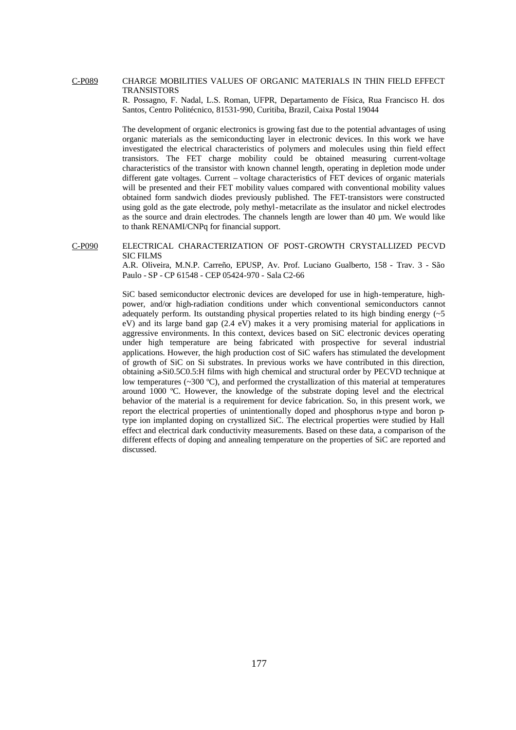## C-P089 CHARGE MOBILITIES VALUES OF ORGANIC MATERIALS IN THIN FIELD EFFECT TRANSISTORS

R. Possagno, F. Nadal, L.S. Roman, UFPR, Departamento de Física, Rua Francisco H. dos Santos, Centro Politécnico, 81531-990, Curitiba, Brazil, Caixa Postal 19044

The development of organic electronics is growing fast due to the potential advantages of using organic materials as the semiconducting layer in electronic devices. In this work we have investigated the electrical characteristics of polymers and molecules using thin field effect transistors. The FET charge mobility could be obtained measuring current-voltage characteristics of the transistor with known channel length, operating in depletion mode under different gate voltages. Current – voltage characteristics of FET devices of organic materials will be presented and their FET mobility values compared with conventional mobility values obtained form sandwich diodes previously published. The FET-transistors were constructed using gold as the gate electrode, poly methyl-metacrilate as the insulator and nickel electrodes as the source and drain electrodes. The channels length are lower than 40 µm. We would like to thank RENAMI/CNPq for financial support.

## C-P090 ELECTRICAL CHARACTERIZATION OF POST-GROWTH CRYSTALLIZED PECVD SIC FILMS

A.R. Oliveira, M.N.P. Carreño, EPUSP, Av. Prof. Luciano Gualberto, 158 - Trav. 3 - São Paulo - SP - CP 61548 - CEP 05424-970 - Sala C2-66

SiC based semiconductor electronic devices are developed for use in high-temperature, high-power, and/or high-radiation conditions under which conventional semiconductors cannot adequately perform. Its outstanding physical properties related to its high binding energy (~5 eV) and its large band gap (2.4 eV) makes it a very promising material for applications in aggressive environments. In this context, devices based on SiC electronic devices operating under high temperature are being fabricated with prospective for several industrial applications. However, the high production cost of SiC wafers has stimulated the development of growth of SiC on Si substrates. In previous works we have contributed in this direction, obtaining a-$Si_{0.5}C_{0.5}$:H films with high chemical and structural order by PECVD technique at low temperatures (~300 ºC), and performed the crystallization of this material at temperatures around 1000 ºC. However, the knowledge of the substrate doping level and the electrical behavior of the material is a requirement for device fabrication. So, in this present work, we report the electrical properties of unintentionally doped and phosphorus n-type and boron p-type ion implanted doping on crystallized SiC. The electrical properties were studied by Hall effect and electrical dark conductivity measurements. Based on these data, a comparison of the different effects of doping and annealing temperature on the properties of SiC are reported and discussed.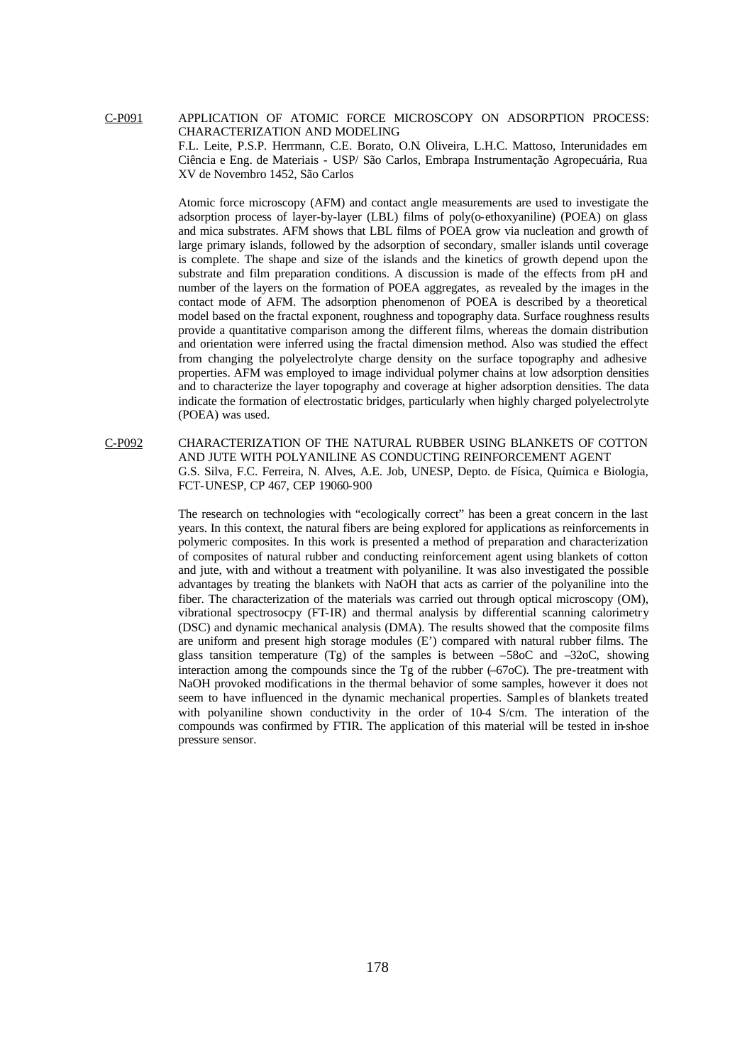C-P091 APPLICATION OF ATOMIC FORCE MICROSCOPY ON ADSORPTION PROCESS: CHARACTERIZATION AND MODELING

F.L. Leite, P.S.P. Herrmann, C.E. Borato, O.N. Oliveira, L.H.C. Mattoso, Interunidades em Ciência e Eng. de Materiais - USP/ São Carlos, Embrapa Instrumentação Agropecuária, Rua XV de Novembro 1452, São Carlos

Atomic force microscopy (AFM) and contact angle measurements are used to investigate the adsorption process of layer-by-layer (LBL) films of poly(o-ethoxyaniline) (POEA) on glass and mica substrates. AFM shows that LBL films of POEA grow via nucleation and growth of large primary islands, followed by the adsorption of secondary, smaller islands until coverage is complete. The shape and size of the islands and the kinetics of growth depend upon the substrate and film preparation conditions. A discussion is made of the effects from pH and number of the layers on the formation of POEA aggregates, as revealed by the images in the contact mode of AFM. The adsorption phenomenon of POEA is described by a theoretical model based on the fractal exponent, roughness and topography data. Surface roughness results provide a quantitative comparison among the different films, whereas the domain distribution and orientation were inferred using the fractal dimension method. Also was studied the effect from changing the polyelectrolyte charge density on the surface topography and adhesive properties. AFM was employed to image individual polymer chains at low adsorption densities and to characterize the layer topography and coverage at higher adsorption densities. The data indicate the formation of electrostatic bridges, particularly when highly charged polyelectrolyte (POEA) was used.

C-P092 CHARACTERIZATION OF THE NATURAL RUBBER USING BLANKETS OF COTTON AND JUTE WITH POLYANILINE AS CONDUCTING REINFORCEMENT AGENT

G.S. Silva, F.C. Ferreira, N. Alves, A.E. Job, UNESP, Depto. de Física, Química e Biologia, FCT-UNESP, CP 467, CEP 19060-900

The research on technologies with "ecologically correct" has been a great concern in the last years. In this context, the natural fibers are being explored for applications as reinforcements in polymeric composites. In this work is presented a method of preparation and characterization of composites of natural rubber and conducting reinforcement agent using blankets of cotton and jute, with and without a treatment with polyaniline. It was also investigated the possible advantages by treating the blankets with NaOH that acts as carrier of the polyaniline into the fiber. The characterization of the materials was carried out through optical microscopy (OM), vibrational spectrosocpy (FT-IR) and thermal analysis by differential scanning calorimetry (DSC) and dynamic mechanical analysis (DMA). The results showed that the composite films are uniform and present high storage modules (E') compared with natural rubber films. The glass tansition temperature (Tg) of the samples is between –58oC and –32oC, showing interaction among the compounds since the Tg of the rubber (–67oC). The pre-treatment with NaOH provoked modifications in the thermal behavior of some samples, however it does not seem to have influenced in the dynamic mechanical properties. Samples of blankets treated with polyaniline shown conductivity in the order of 10-4 S/cm. The interation of the compounds was confirmed by FTIR. The application of this material will be tested in in-shoe pressure sensor.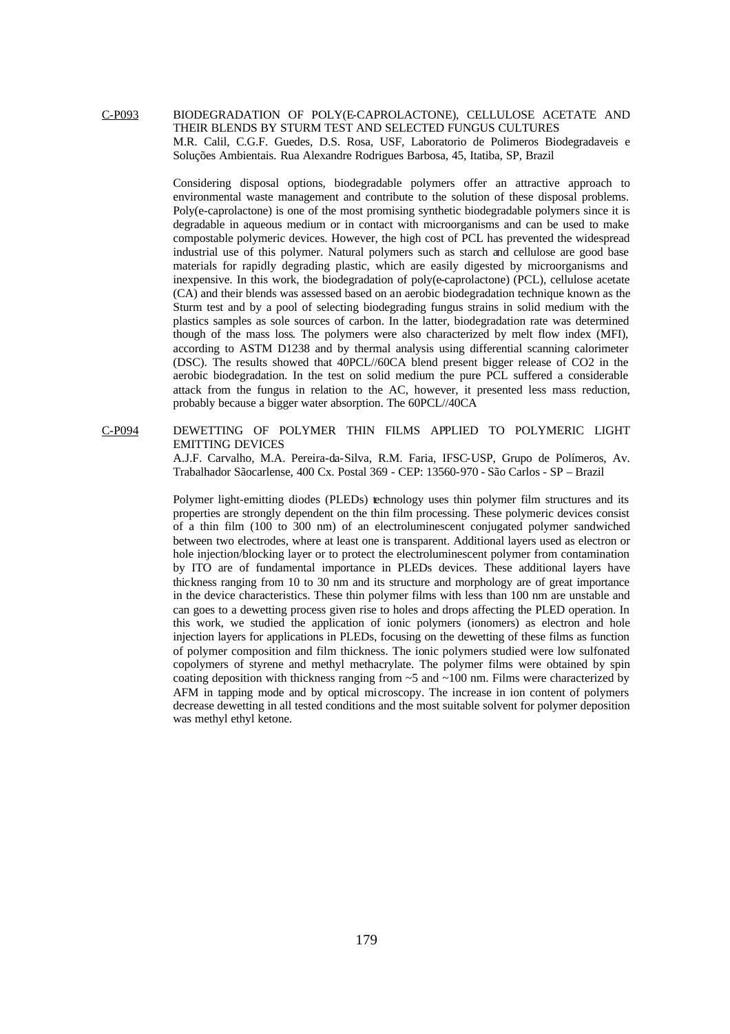C-P093 BIODEGRADATION OF POLY(E-CAPROLACTONE), CELLULOSE ACETATE AND THEIR BLENDS BY STURM TEST AND SELECTED FUNGUS CULTURES

M.R. Calil, C.G.F. Guedes, D.S. Rosa, USF, Laboratorio de Polimeros Biodegradaveis e Soluções Ambientais. Rua Alexandre Rodrigues Barbosa, 45, Itatiba, SP, Brazil

Considering disposal options, biodegradable polymers offer an attractive approach to environmental waste management and contribute to the solution of these disposal problems. Poly(e-caprolactone) is one of the most promising synthetic biodegradable polymers since it is degradable in aqueous medium or in contact with microorganisms and can be used to make compostable polymeric devices. However, the high cost of PCL has prevented the widespread industrial use of this polymer. Natural polymers such as starch and cellulose are good base materials for rapidly degrading plastic, which are easily digested by microorganisms and inexpensive. In this work, the biodegradation of poly(e-caprolactone) (PCL), cellulose acetate (CA) and their blends was assessed based on an aerobic biodegradation technique known as the Sturm test and by a pool of selecting biodegrading fungus strains in solid medium with the plastics samples as sole sources of carbon. In the latter, biodegradation rate was determined though of the mass loss. The polymers were also characterized by melt flow index (MFI), according to ASTM D1238 and by thermal analysis using differential scanning calorimeter (DSC). The results showed that 40PCL//60CA blend present bigger release of $CO_2$ in the aerobic biodegradation. In the test on solid medium the pure PCL suffered a considerable attack from the fungus in relation to the AC, however, it presented less mass reduction, probably because a bigger water absorption. The 60PCL//40CA

C-P094 DEWETTING OF POLYMER THIN FILMS APPLIED TO POLYMERIC LIGHT EMITTING DEVICES

A.J.F. Carvalho, M.A. Pereira-da-Silva, R.M. Faria, IFSC-USP, Grupo de Polímeros, Av. Trabalhador Sãocarlense, 400 Cx. Postal 369 - CEP: 13560-970 - São Carlos - SP – Brazil

Polymer light-emitting diodes (PLEDs) technology uses thin polymer film structures and its properties are strongly dependent on the thin film processing. These polymeric devices consist of a thin film (100 to 300 nm) of an electroluminescent conjugated polymer sandwiched between two electrodes, where at least one is transparent. Additional layers used as electron or hole injection/blocking layer or to protect the electroluminescent polymer from contamination by ITO are of fundamental importance in PLEDs devices. These additional layers have thickness ranging from 10 to 30 nm and its structure and morphology are of great importance in the device characteristics. These thin polymer films with less than 100 nm are unstable and can goes to a dewetting process given rise to holes and drops affecting the PLED operation. In this work, we studied the application of ionic polymers (ionomers) as electron and hole injection layers for applications in PLEDs, focusing on the dewetting of these films as function of polymer composition and film thickness. The ionic polymers studied were low sulfonated copolymers of styrene and methyl methacrylate. The polymer films were obtained by spin coating deposition with thickness ranging from ~5 and ~100 nm. Films were characterized by AFM in tapping mode and by optical microscopy. The increase in ion content of polymers decrease dewetting in all tested conditions and the most suitable solvent for polymer deposition was methyl ethyl ketone.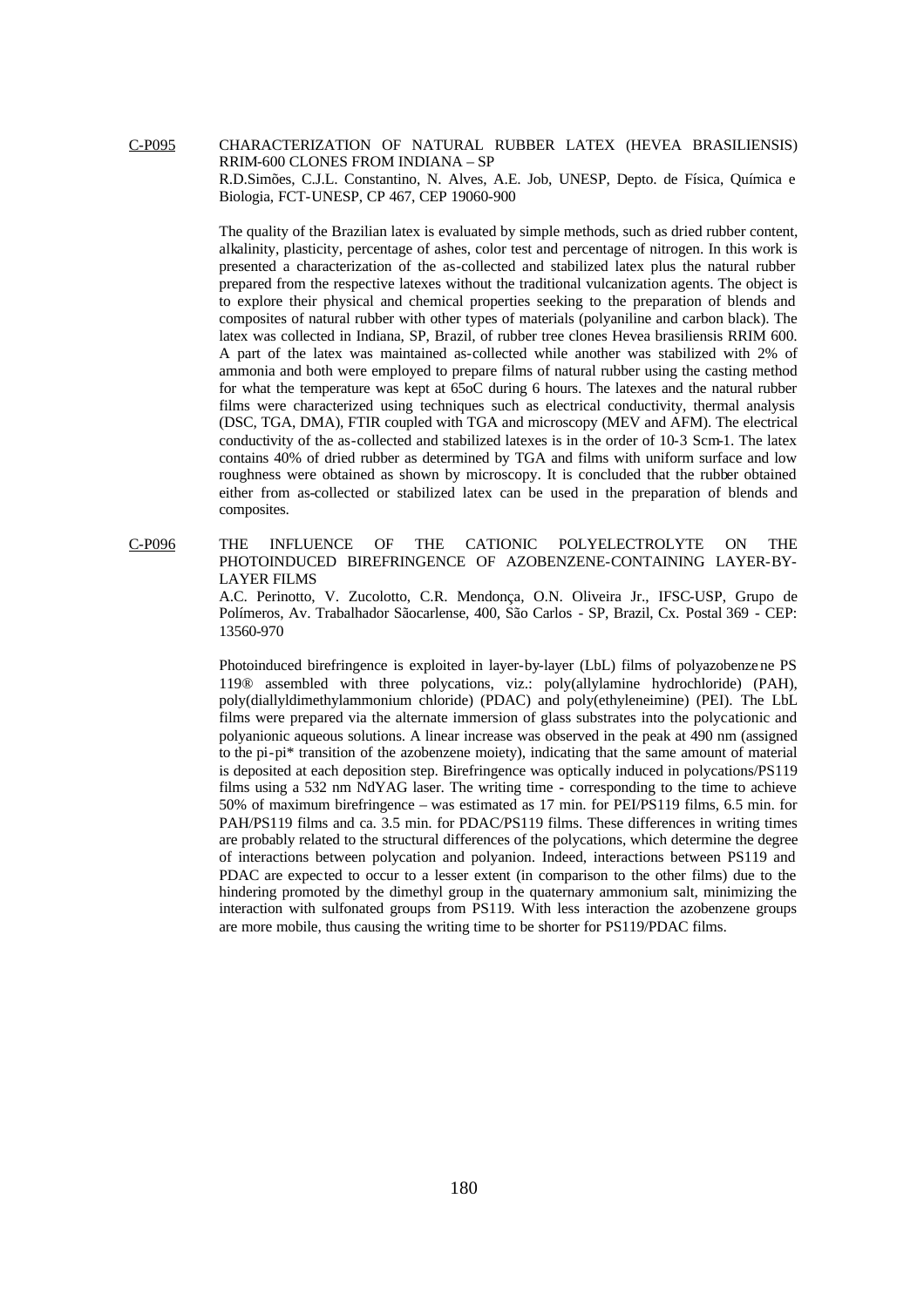C-P095 CHARACTERIZATION OF NATURAL RUBBER LATEX (HEVEA BRASILIENSIS) RRIM-600 CLONES FROM INDIANA – SP

R.D.Simões, C.J.L. Constantino, N. Alves, A.E. Job, UNESP, Depto. de Física, Química e Biologia, FCT-UNESP, CP 467, CEP 19060-900

The quality of the Brazilian latex is evaluated by simple methods, such as dried rubber content, alkalinity, plasticity, percentage of ashes, color test and percentage of nitrogen. In this work is presented a characterization of the as-collected and stabilized latex plus the natural rubber prepared from the respective latexes without the traditional vulcanization agents. The object is to explore their physical and chemical properties seeking to the preparation of blends and composites of natural rubber with other types of materials (polyaniline and carbon black). The latex was collected in Indiana, SP, Brazil, of rubber tree clones Hevea brasiliensis RRIM 600. A part of the latex was maintained as-collected while another was stabilized with 2% of ammonia and both were employed to prepare films of natural rubber using the casting method for what the temperature was kept at 65oC during 6 hours. The latexes and the natural rubber films were characterized using techniques such as electrical conductivity, thermal analysis (DSC, TGA, DMA), FTIR coupled with TGA and microscopy (MEV and AFM). The electrical conductivity of the as-collected and stabilized latexes is in the order of 10-3 Scm-1. The latex contains 40% of dried rubber as determined by TGA and films with uniform surface and low roughness were obtained as shown by microscopy. It is concluded that the rubber obtained either from as-collected or stabilized latex can be used in the preparation of blends and composites.

C-P096 THE INFLUENCE OF THE CATIONIC POLYELECTROLYTE ON THE PHOTOINDUCED BIREFRINGENCE OF AZOBENZENE-CONTAINING LAYER-BY-LAYER FILMS

A.C. Perinotto, V. Zucolotto, C.R. Mendonça, O.N. Oliveira Jr., IFSC-USP, Grupo de Polímeros, Av. Trabalhador Sãocarlense, 400, São Carlos - SP, Brazil, Cx. Postal 369 - CEP: 13560-970

Photoinduced birefringence is exploited in layer-by-layer (LbL) films of polyazobenzene PS 119® assembled with three polycations, viz.: poly(allylamine hydrochloride) (PAH), poly(diallyldimethylammonium chloride) (PDAC) and poly(ethyleneimine) (PEI). The LbL films were prepared via the alternate immersion of glass substrates into the polycationic and polyanionic aqueous solutions. A linear increase was observed in the peak at 490 nm (assigned to the pi-pi* transition of the azobenzene moiety), indicating that the same amount of material is deposited at each deposition step. Birefringence was optically induced in polycations/PS119 films using a 532 nm NdYAG laser. The writing time - corresponding to the time to achieve 50% of maximum birefringence – was estimated as 17 min. for PEI/PS119 films, 6.5 min. for PAH/PS119 films and ca. 3.5 min. for PDAC/PS119 films. These differences in writing times are probably related to the structural differences of the polycations, which determine the degree of interactions between polycation and polyanion. Indeed, interactions between PS119 and PDAC are expected to occur to a lesser extent (in comparison to the other films) due to the hindering promoted by the dimethyl group in the quaternary ammonium salt, minimizing the interaction with sulfonated groups from PS119. With less interaction the azobenzene groups are more mobile, thus causing the writing time to be shorter for PS119/PDAC films.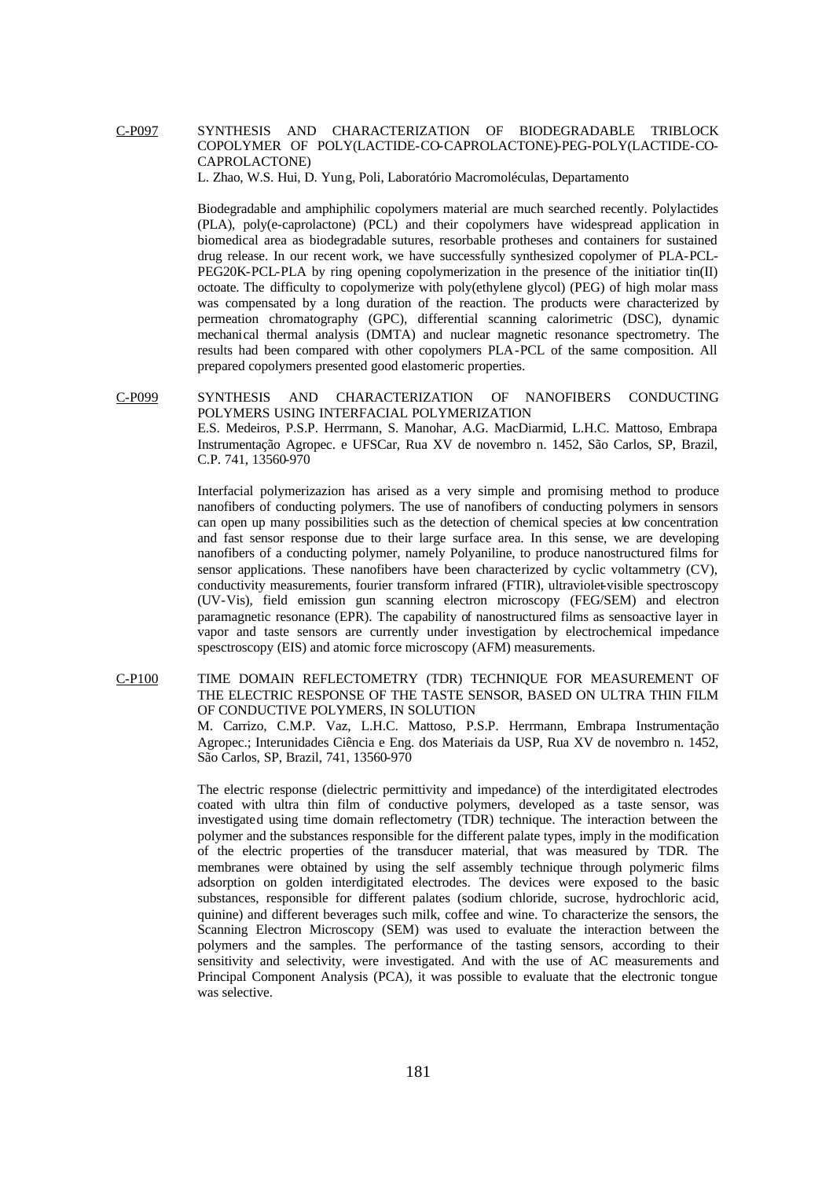**C-P097** SYNTHESIS AND CHARACTERIZATION OF BIODEGRADABLE TRIBLOCK COPOLYMER OF POLY(LACTIDE-CO-CAPROLACTONE)-PEG-POLY(LACTIDE-CO-CAPROLACTONE)

L. Zhao, W.S. Hui, D. Yung, Poli, Laboratório Macromoléculas, Departamento

Biodegradable and amphiphilic copolymers material are much searched recently. Polylactides (PLA), poly(e-caprolactone) (PCL) and their copolymers have widespread application in biomedical area as biodegradable sutures, resorbable protheses and containers for sustained drug release. In our recent work, we have successfully synthesized copolymer of PLA-PCL-PEG20K-PCL-PLA by ring opening copolymerization in the presence of the initiatior tin(II) octoate. The difficulty to copolymerize with poly(ethylene glycol) (PEG) of high molar mass was compensated by a long duration of the reaction. The products were characterized by permeation chromatography (GPC), differential scanning calorimetric (DSC), dynamic mechanical thermal analysis (DMTA) and nuclear magnetic resonance spectrometry. The results had been compared with other copolymers PLA-PCL of the same composition. All prepared copolymers presented good elastomeric properties.

**C-P099** SYNTHESIS AND CHARACTERIZATION OF NANOFIBERS CONDUCTING POLYMERS USING INTERFACIAL POLYMERIZATION

E.S. Medeiros, P.S.P. Herrmann, S. Manohar, A.G. MacDiarmid, L.H.C. Mattoso, Embrapa Instrumentação Agropec. e UFSCar, Rua XV de novembro n. 1452, São Carlos, SP, Brazil, C.P. 741, 13560-970

Interfacial polymerizazion has arised as a very simple and promising method to produce nanofibers of conducting polymers. The use of nanofibers of conducting polymers in sensors can open up many possibilities such as the detection of chemical species at low concentration and fast sensor response due to their large surface area. In this sense, we are developing nanofibers of a conducting polymer, namely Polyaniline, to produce nanostructured films for sensor applications. These nanofibers have been characterized by cyclic voltammetry (CV), conductivity measurements, fourier transform infrared (FTIR), ultraviolet-visible spectroscopy (UV-Vis), field emission gun scanning electron microscopy (FEG/SEM) and electron paramagnetic resonance (EPR). The capability of nanostructured films as sensoactive layer in vapor and taste sensors are currently under investigation by electrochemical impedance spesctroscopy (EIS) and atomic force microscopy (AFM) measurements.

**C-P100** TIME DOMAIN REFLECTOMETRY (TDR) TECHNIQUE FOR MEASUREMENT OF THE ELECTRIC RESPONSE OF THE TASTE SENSOR, BASED ON ULTRA THIN FILM OF CONDUCTIVE POLYMERS, IN SOLUTION

M. Carrizo, C.M.P. Vaz, L.H.C. Mattoso, P.S.P. Herrmann, Embrapa Instrumentação Agropec.; Interunidades Ciência e Eng. dos Materiais da USP, Rua XV de novembro n. 1452, São Carlos, SP, Brazil, 741, 13560-970

The electric response (dielectric permittivity and impedance) of the interdigitated electrodes coated with ultra thin film of conductive polymers, developed as a taste sensor, was investigated using time domain reflectometry (TDR) technique. The interaction between the polymer and the substances responsible for the different palate types, imply in the modification of the electric properties of the transducer material, that was measured by TDR. The membranes were obtained by using the self assembly technique through polymeric films adsorption on golden interdigitated electrodes. The devices were exposed to the basic substances, responsible for different palates (sodium chloride, sucrose, hydrochloric acid, quinine) and different beverages such milk, coffee and wine. To characterize the sensors, the Scanning Electron Microscopy (SEM) was used to evaluate the interaction between the polymers and the samples. The performance of the tasting sensors, according to their sensitivity and selectivity, were investigated. And with the use of AC measurements and Principal Component Analysis (PCA), it was possible to evaluate that the electronic tongue was selective.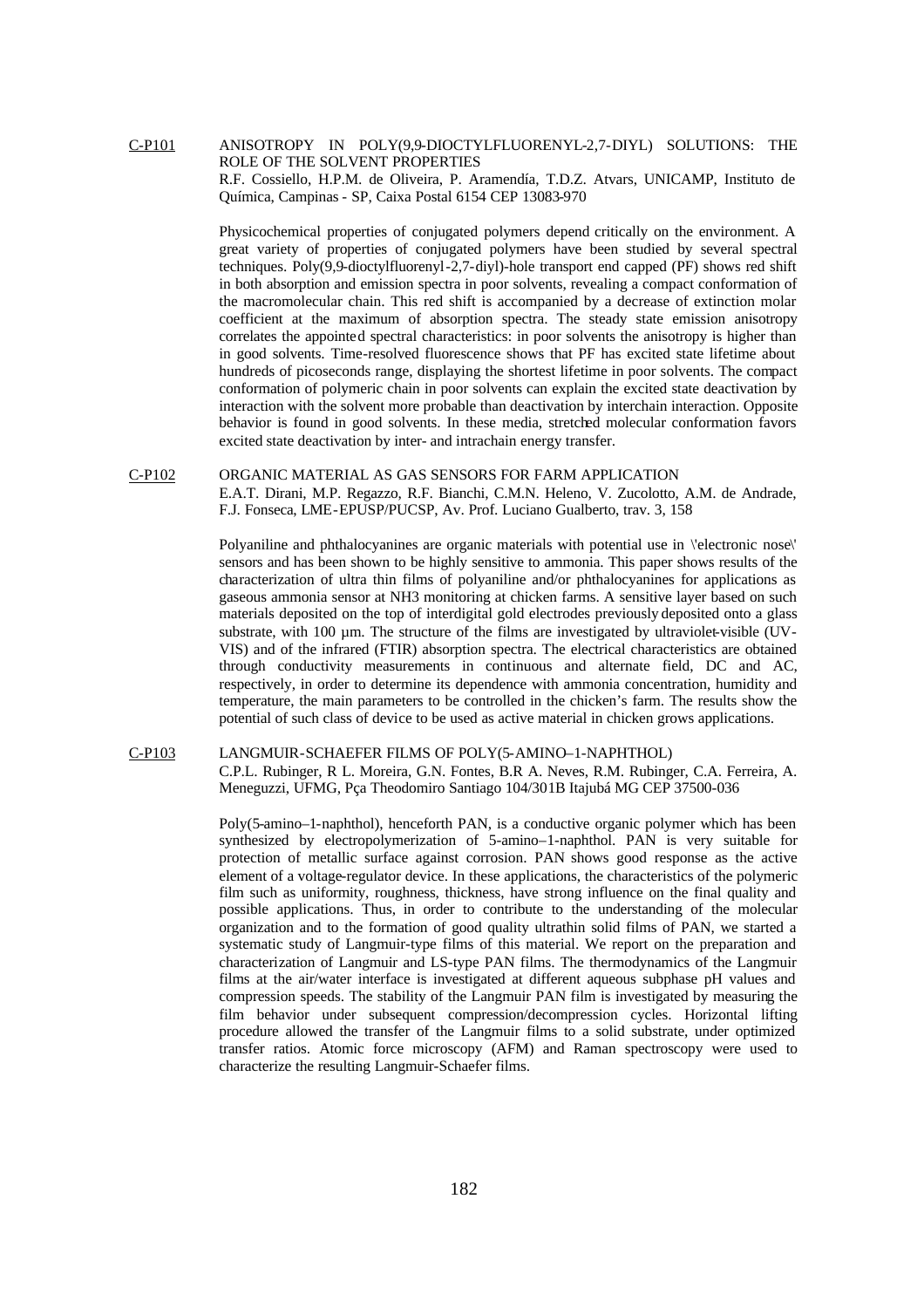**C-P101** ANISOTROPY IN POLY(9,9-DIOCTYLFLUORENYL-2,7-DIYL) SOLUTIONS: THE ROLE OF THE SOLVENT PROPERTIES

R.F. Cossiello, H.P.M. de Oliveira, P. Aramendía, T.D.Z. Atvars, UNICAMP, Instituto de Química, Campinas - SP, Caixa Postal 6154 CEP 13083-970

Physicochemical properties of conjugated polymers depend critically on the environment. A great variety of properties of conjugated polymers have been studied by several spectral techniques. Poly(9,9-dioctylfluorenyl-2,7-diyl)-hole transport end capped (PF) shows red shift in both absorption and emission spectra in poor solvents, revealing a compact conformation of the macromolecular chain. This red shift is accompanied by a decrease of extinction molar coefficient at the maximum of absorption spectra. The steady state emission anisotropy correlates the appointed spectral characteristics: in poor solvents the anisotropy is higher than in good solvents. Time-resolved fluorescence shows that PF has excited state lifetime about hundreds of picoseconds range, displaying the shortest lifetime in poor solvents. The compact conformation of polymeric chain in poor solvents can explain the excited state deactivation by interaction with the solvent more probable than deactivation by interchain interaction. Opposite behavior is found in good solvents. In these media, stretched molecular conformation favors excited state deactivation by inter- and intrachain energy transfer.

**C-P102** ORGANIC MATERIAL AS GAS SENSORS FOR FARM APPLICATION

E.A.T. Dirani, M.P. Regazzo, R.F. Bianchi, C.M.N. Heleno, V. Zucolotto, A.M. de Andrade, F.J. Fonseca, LME-EPUSP/PUCSP, Av. Prof. Luciano Gualberto, trav. 3, 158

Polyaniline and phthalocyanines are organic materials with potential use in \'electronic nose\' sensors and has been shown to be highly sensitive to ammonia. This paper shows results of the characterization of ultra thin films of polyaniline and/or phthalocyanines for applications as gaseous ammonia sensor at NH3 monitoring at chicken farms. A sensitive layer based on such materials deposited on the top of interdigital gold electrodes previously deposited onto a glass substrate, with 100 µm. The structure of the films are investigated by ultraviolet-visible (UV-VIS) and of the infrared (FTIR) absorption spectra. The electrical characteristics are obtained through conductivity measurements in continuous and alternate field, DC and AC, respectively, in order to determine its dependence with ammonia concentration, humidity and temperature, the main parameters to be controlled in the chicken's farm. The results show the potential of such class of device to be used as active material in chicken grows applications.

**C-P103** LANGMUIR-SCHAEFER FILMS OF POLY(5-AMINO–1-NAPHTHOL)

C.P.L. Rubinger, R L. Moreira, G.N. Fontes, B.R A. Neves, R.M. Rubinger, C.A. Ferreira, A. Meneguzzi, UFMG, Pça Theodomiro Santiago 104/301B Itajubá MG CEP 37500-036

Poly(5-amino–1-naphthol), henceforth PAN, is a conductive organic polymer which has been synthesized by electropolymerization of 5-amino–1-naphthol. PAN is very suitable for protection of metallic surface against corrosion. PAN shows good response as the active element of a voltage-regulator device. In these applications, the characteristics of the polymeric film such as uniformity, roughness, thickness, have strong influence on the final quality and possible applications. Thus, in order to contribute to the understanding of the molecular organization and to the formation of good quality ultrathin solid films of PAN, we started a systematic study of Langmuir-type films of this material. We report on the preparation and characterization of Langmuir and LS-type PAN films. The thermodynamics of the Langmuir films at the air/water interface is investigated at different aqueous subphase pH values and compression speeds. The stability of the Langmuir PAN film is investigated by measuring the film behavior under subsequent compression/decompression cycles. Horizontal lifting procedure allowed the transfer of the Langmuir films to a solid substrate, under optimized transfer ratios. Atomic force microscopy (AFM) and Raman spectroscopy were used to characterize the resulting Langmuir-Schaefer films.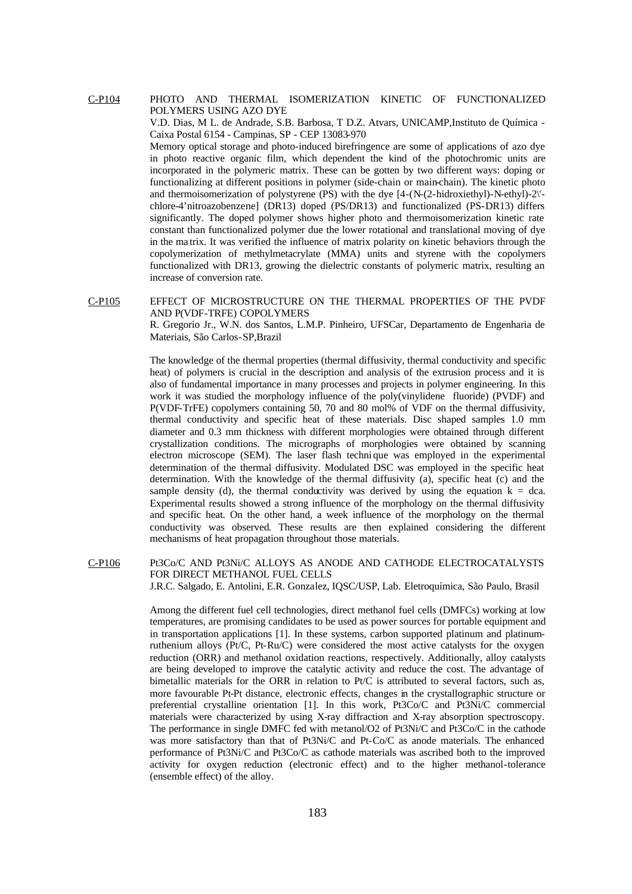C-P104 PHOTO AND THERMAL ISOMERIZATION KINETIC OF FUNCTIONALIZED POLYMERS USING AZO DYE

V.D. Dias, M L. de Andrade, S.B. Barbosa, T D.Z. Atvars, UNICAMP,Instituto de Química - Caixa Postal 6154 - Campinas, SP - CEP 13083-970

Memory optical storage and photo-induced birefringence are some of applications of azo dye in photo reactive organic film, which dependent the kind of the photochromic units are incorporated in the polymeric matrix. These can be gotten by two different ways: doping or functionalizing at different positions in polymer (side-chain or main-chain). The kinetic photo and thermoisomerization of polystyrene (PS) with the dye [4-(N-(2-hidroxiethyl)-N-ethyl)-2\'-chlore-4'nitroazobenzene] (DR13) doped (PS/DR13) and functionalized (PS-DR13) differs significantly. The doped polymer shows higher photo and thermoisomerization kinetic rate constant than functionalized polymer due the lower rotational and translational moving of dye in the matrix. It was verified the influence of matrix polarity on kinetic behaviors through the copolymerization of methylmetacrylate (MMA) units and styrene with the copolymers functionalized with DR13, growing the dielectric constants of polymeric matrix, resulting an increase of conversion rate.

C-P105 EFFECT OF MICROSTRUCTURE ON THE THERMAL PROPERTIES OF THE PVDF AND P(VDF-TRFE) COPOLYMERS

R. Gregorio Jr., W.N. dos Santos, L.M.P. Pinheiro, UFSCar, Departamento de Engenharia de Materiais, São Carlos-SP,Brazil

The knowledge of the thermal properties (thermal diffusivity, thermal conductivity and specific heat) of polymers is crucial in the description and analysis of the extrusion process and it is also of fundamental importance in many processes and projects in polymer engineering. In this work it was studied the morphology influence of the poly(vinylidene fluoride) (PVDF) and P(VDF-TrFE) copolymers containing 50, 70 and 80 mol% of VDF on the thermal diffusivity, thermal conductivity and specific heat of these materials. Disc shaped samples 1.0 mm diameter and 0.3 mm thickness with different morphologies were obtained through different crystallization conditions. The micrographs of morphologies were obtained by scanning electron microscope (SEM). The laser flash technique was employed in the experimental determination of the thermal diffusivity. Modulated DSC was employed in the specific heat determination. With the knowledge of the thermal diffusivity (a), specific heat (c) and the sample density (d), the thermal conductivity was derived by using the equation $k = dca$. Experimental results showed a strong influence of the morphology on the thermal diffusivity and specific heat. On the other hand, a week influence of the morphology on the thermal conductivity was observed. These results are then explained considering the different mechanisms of heat propagation throughout those materials.

C-P106 $Pt_3Co/C$ AND $Pt_3Ni/C$ ALLOYS AS ANODE AND CATHODE ELECTROCATALYSTS FOR DIRECT METHANOL FUEL CELLS

J.R.C. Salgado, E. Antolini, E.R. Gonzalez, IQSC/USP, Lab. Eletroquímica, São Paulo, Brasil

Among the different fuel cell technologies, direct methanol fuel cells (DMFCs) working at low temperatures, are promising candidates to be used as power sources for portable equipment and in transportation applications [1]. In these systems, carbon supported platinum and platinum-ruthenium alloys (Pt/C, Pt-Ru/C) were considered the most active catalysts for the oxygen reduction (ORR) and methanol oxidation reactions, respectively. Additionally, alloy catalysts are being developed to improve the catalytic activity and reduce the cost. The advantage of bimetallic materials for the ORR in relation to Pt/C is attributed to several factors, such as, more favourable Pt-Pt distance, electronic effects, changes in the crystallographic structure or preferential crystalline orientation [1]. In this work, $Pt_3Co/C$ and $Pt_3Ni/C$ commercial materials were characterized by using X-ray diffraction and X-ray absorption spectroscopy. The performance in single DMFC fed with metanol/$O_2$ of $Pt_3Ni/C$ and $Pt_3Co/C$ in the cathode was more satisfactory than that of $Pt_3Ni/C$ and Pt-Co/C as anode materials. The enhanced performance of $Pt_3Ni/C$ and $Pt_3Co/C$ as cathode materials was ascribed both to the improved activity for oxygen reduction (electronic effect) and to the higher methanol-tolerance (ensemble effect) of the alloy.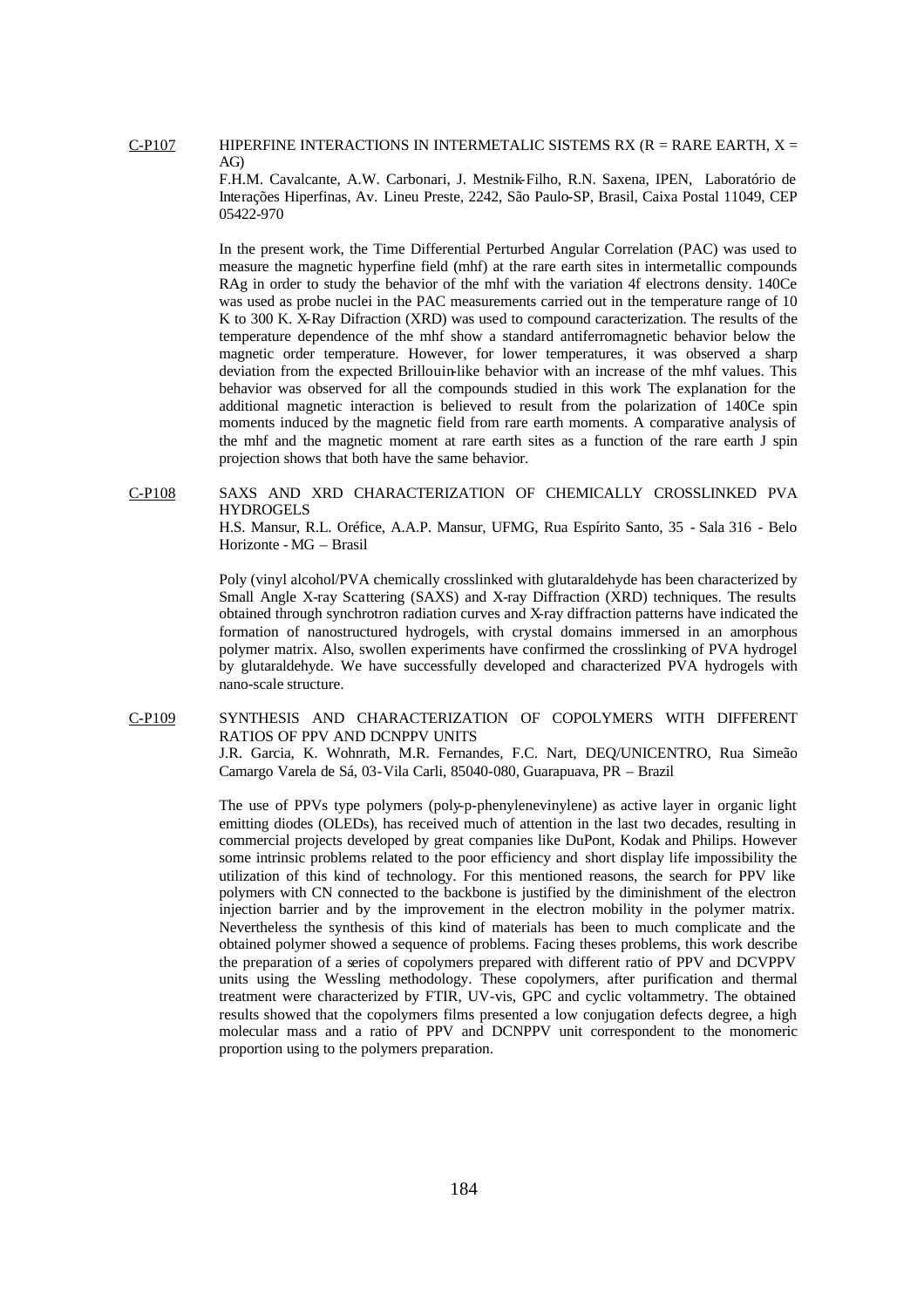C-P107 HIPERFINE INTERACTIONS IN INTERMETALIC SISTEMS RX (R = RARE EARTH, X = AG)

F.H.M. Cavalcante, A.W. Carbonari, J. Mestnik-Filho, R.N. Saxena, IPEN, Laboratório de Interações Hiperfinas, Av. Lineu Preste, 2242, São Paulo-SP, Brasil, Caixa Postal 11049, CEP 05422-970

In the present work, the Time Differential Perturbed Angular Correlation (PAC) was used to measure the magnetic hyperfine field (mhf) at the rare earth sites in intermetallic compounds RAg in order to study the behavior of the mhf with the variation 4f electrons density. 140Ce was used as probe nuclei in the PAC measurements carried out in the temperature range of 10 K to 300 K. X-Ray Difraction (XRD) was used to compound caracterization. The results of the temperature dependence of the mhf show a standard antiferromagnetic behavior below the magnetic order temperature. However, for lower temperatures, it was observed a sharp deviation from the expected Brillouin-like behavior with an increase of the mhf values. This behavior was observed for all the compounds studied in this work The explanation for the additional magnetic interaction is believed to result from the polarization of 140Ce spin moments induced by the magnetic field from rare earth moments. A comparative analysis of the mhf and the magnetic moment at rare earth sites as a function of the rare earth J spin projection shows that both have the same behavior.

C-P108 SAXS AND XRD CHARACTERIZATION OF CHEMICALLY CROSSLINKED PVA HYDROGELS

H.S. Mansur, R.L. Oréfice, A.A.P. Mansur, UFMG, Rua Espírito Santo, 35 - Sala 316 - Belo Horizonte - MG – Brasil

Poly (vinyl alcohol/PVA chemically crosslinked with glutaraldehyde has been characterized by Small Angle X-ray Scattering (SAXS) and X-ray Diffraction (XRD) techniques. The results obtained through synchrotron radiation curves and X-ray diffraction patterns have indicated the formation of nanostructured hydrogels, with crystal domains immersed in an amorphous polymer matrix. Also, swollen experiments have confirmed the crosslinking of PVA hydrogel by glutaraldehyde. We have successfully developed and characterized PVA hydrogels with nano-scale structure.

C-P109 SYNTHESIS AND CHARACTERIZATION OF COPOLYMERS WITH DIFFERENT RATIOS OF PPV AND DCNPPV UNITS

J.R. Garcia, K. Wohnrath, M.R. Fernandes, F.C. Nart, DEQ/UNICENTRO, Rua Simeão Camargo Varela de Sá, 03-Vila Carli, 85040-080, Guarapuava, PR – Brazil

The use of PPVs type polymers (poly-p-phenylenevinylene) as active layer in organic light emitting diodes (OLEDs), has received much of attention in the last two decades, resulting in commercial projects developed by great companies like DuPont, Kodak and Philips. However some intrinsic problems related to the poor efficiency and short display life impossibility the utilization of this kind of technology. For this mentioned reasons, the search for PPV like polymers with CN connected to the backbone is justified by the diminishment of the electron injection barrier and by the improvement in the electron mobility in the polymer matrix. Nevertheless the synthesis of this kind of materials has been to much complicate and the obtained polymer showed a sequence of problems. Facing theses problems, this work describe the preparation of a series of copolymers prepared with different ratio of PPV and DCVPPV units using the Wessling methodology. These copolymers, after purification and thermal treatment were characterized by FTIR, UV-vis, GPC and cyclic voltammetry. The obtained results showed that the copolymers films presented a low conjugation defects degree, a high molecular mass and a ratio of PPV and DCNPPV unit correspondent to the monomeric proportion using to the polymers preparation.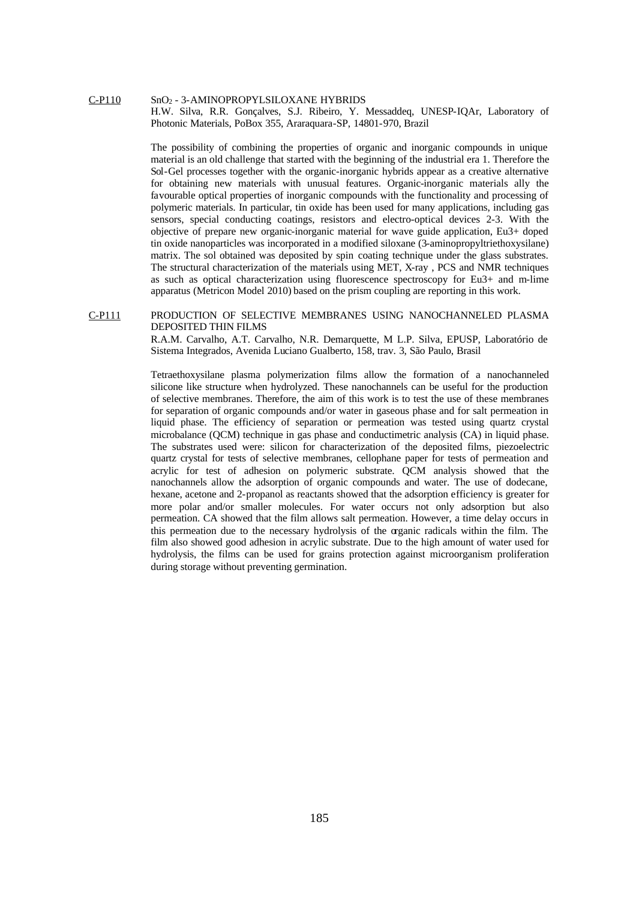C-P110 $SnO_2$ - 3-AMINOPROPYLSILOXANE HYBRIDS

H.W. Silva, R.R. Gonçalves, S.J. Ribeiro, Y. Messaddeq, UNESP-IQAr, Laboratory of Photonic Materials, PoBox 355, Araraquara-SP, 14801-970, Brazil

The possibility of combining the properties of organic and inorganic compounds in unique material is an old challenge that started with the beginning of the industrial era 1. Therefore the Sol-Gel processes together with the organic-inorganic hybrids appear as a creative alternative for obtaining new materials with unusual features. Organic-inorganic materials ally the favourable optical properties of inorganic compounds with the functionality and processing of polymeric materials. In particular, tin oxide has been used for many applications, including gas sensors, special conducting coatings, resistors and electro-optical devices 2-3. With the objective of prepare new organic-inorganic material for wave guide application, $Eu^{3+}$ doped tin oxide nanoparticles was incorporated in a modified siloxane (3-aminopropyltriethoxysilane) matrix. The sol obtained was deposited by spin coating technique under the glass substrates. The structural characterization of the materials using MET, X-ray , PCS and NMR techniques as such as optical characterization using fluorescence spectroscopy for $Eu^{3+}$ and m-lime apparatus (Metricon Model 2010) based on the prism coupling are reporting in this work.

C-P111 PRODUCTION OF SELECTIVE MEMBRANES USING NANOCHANNELED PLASMA DEPOSITED THIN FILMS

R.A.M. Carvalho, A.T. Carvalho, N.R. Demarquette, M L.P. Silva, EPUSP, Laboratório de Sistema Integrados, Avenida Luciano Gualberto, 158, trav. 3, São Paulo, Brasil

Tetraethoxysilane plasma polymerization films allow the formation of a nanochanneled silicone like structure when hydrolyzed. These nanochannels can be useful for the production of selective membranes. Therefore, the aim of this work is to test the use of these membranes for separation of organic compounds and/or water in gaseous phase and for salt permeation in liquid phase. The efficiency of separation or permeation was tested using quartz crystal microbalance (QCM) technique in gas phase and conductimetric analysis (CA) in liquid phase. The substrates used were: silicon for characterization of the deposited films, piezoelectric quartz crystal for tests of selective membranes, cellophane paper for tests of permeation and acrylic for test of adhesion on polymeric substrate. QCM analysis showed that the nanochannels allow the adsorption of organic compounds and water. The use of dodecane, hexane, acetone and 2-propanol as reactants showed that the adsorption efficiency is greater for more polar and/or smaller molecules. For water occurs not only adsorption but also permeation. CA showed that the film allows salt permeation. However, a time delay occurs in this permeation due to the necessary hydrolysis of the organic radicals within the film. The film also showed good adhesion in acrylic substrate. Due to the high amount of water used for hydrolysis, the films can be used for grains protection against microorganism proliferation during storage without preventing germination.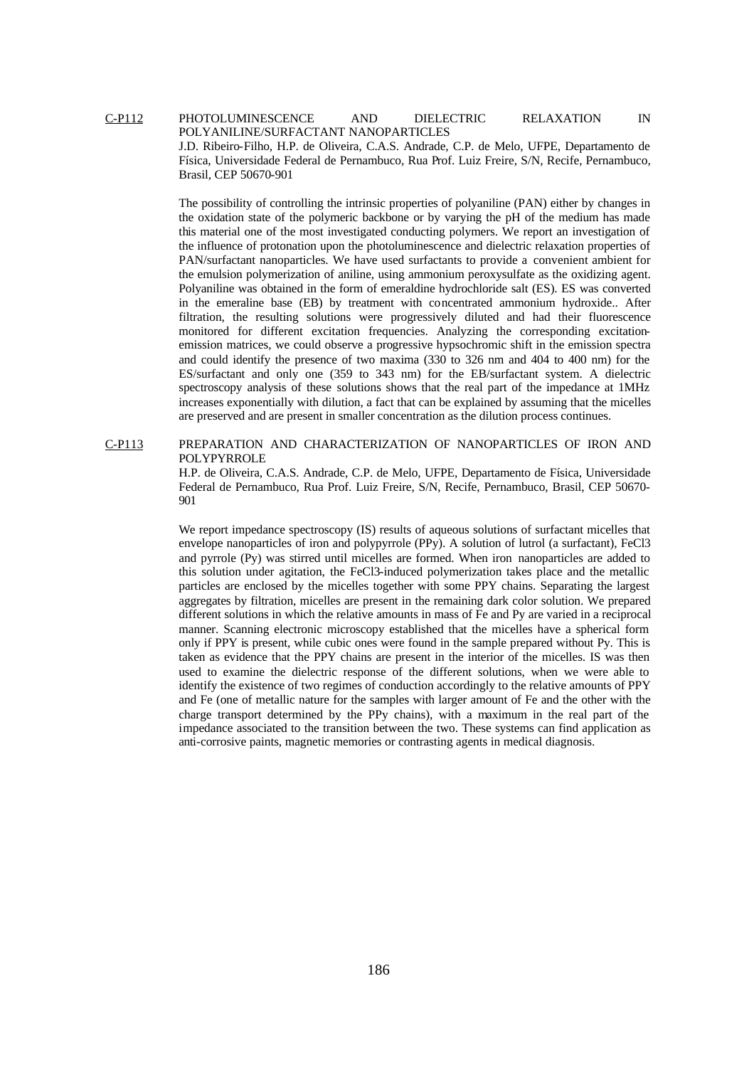## C-P112 PHOTOLUMINESCENCE AND DIELECTRIC RELAXATION IN POLYANILINE/SURFACTANT NANOPARTICLES

J.D. Ribeiro-Filho, H.P. de Oliveira, C.A.S. Andrade, C.P. de Melo, UFPE, Departamento de Física, Universidade Federal de Pernambuco, Rua Prof. Luiz Freire, S/N, Recife, Pernambuco, Brasil, CEP 50670-901

The possibility of controlling the intrinsic properties of polyaniline (PAN) either by changes in the oxidation state of the polymeric backbone or by varying the pH of the medium has made this material one of the most investigated conducting polymers. We report an investigation of the influence of protonation upon the photoluminescence and dielectric relaxation properties of PAN/surfactant nanoparticles. We have used surfactants to provide a convenient ambient for the emulsion polymerization of aniline, using ammonium peroxysulfate as the oxidizing agent. Polyaniline was obtained in the form of emeraldine hydrochloride salt (ES). ES was converted in the emeraline base (EB) by treatment with concentrated ammonium hydroxide.. After filtration, the resulting solutions were progressively diluted and had their fluorescence monitored for different excitation frequencies. Analyzing the corresponding excitation-emission matrices, we could observe a progressive hypsochromic shift in the emission spectra and could identify the presence of two maxima (330 to 326 nm and 404 to 400 nm) for the ES/surfactant and only one (359 to 343 nm) for the EB/surfactant system. A dielectric spectroscopy analysis of these solutions shows that the real part of the impedance at 1MHz increases exponentially with dilution, a fact that can be explained by assuming that the micelles are preserved and are present in smaller concentration as the dilution process continues.

## C-P113 PREPARATION AND CHARACTERIZATION OF NANOPARTICLES OF IRON AND POLYPYRROLE

H.P. de Oliveira, C.A.S. Andrade, C.P. de Melo, UFPE, Departamento de Física, Universidade Federal de Pernambuco, Rua Prof. Luiz Freire, S/N, Recife, Pernambuco, Brasil, CEP 50670-901

We report impedance spectroscopy (IS) results of aqueous solutions of surfactant micelles that envelope nanoparticles of iron and polypyrrole (PPy). A solution of lutrol (a surfactant), $FeCl_3$ and pyrrole (Py) was stirred until micelles are formed. When iron nanoparticles are added to this solution under agitation, the $FeCl_3$-induced polymerization takes place and the metallic particles are enclosed by the micelles together with some PPY chains. Separating the largest aggregates by filtration, micelles are present in the remaining dark color solution. We prepared different solutions in which the relative amounts in mass of Fe and Py are varied in a reciprocal manner. Scanning electronic microscopy established that the micelles have a spherical form only if PPY is present, while cubic ones were found in the sample prepared without Py. This is taken as evidence that the PPY chains are present in the interior of the micelles. IS was then used to examine the dielectric response of the different solutions, when we were able to identify the existence of two regimes of conduction accordingly to the relative amounts of PPY and Fe (one of metallic nature for the samples with larger amount of Fe and the other with the charge transport determined by the PPy chains), with a maximum in the real part of the impedance associated to the transition between the two. These systems can find application as anti-corrosive paints, magnetic memories or contrasting agents in medical diagnosis.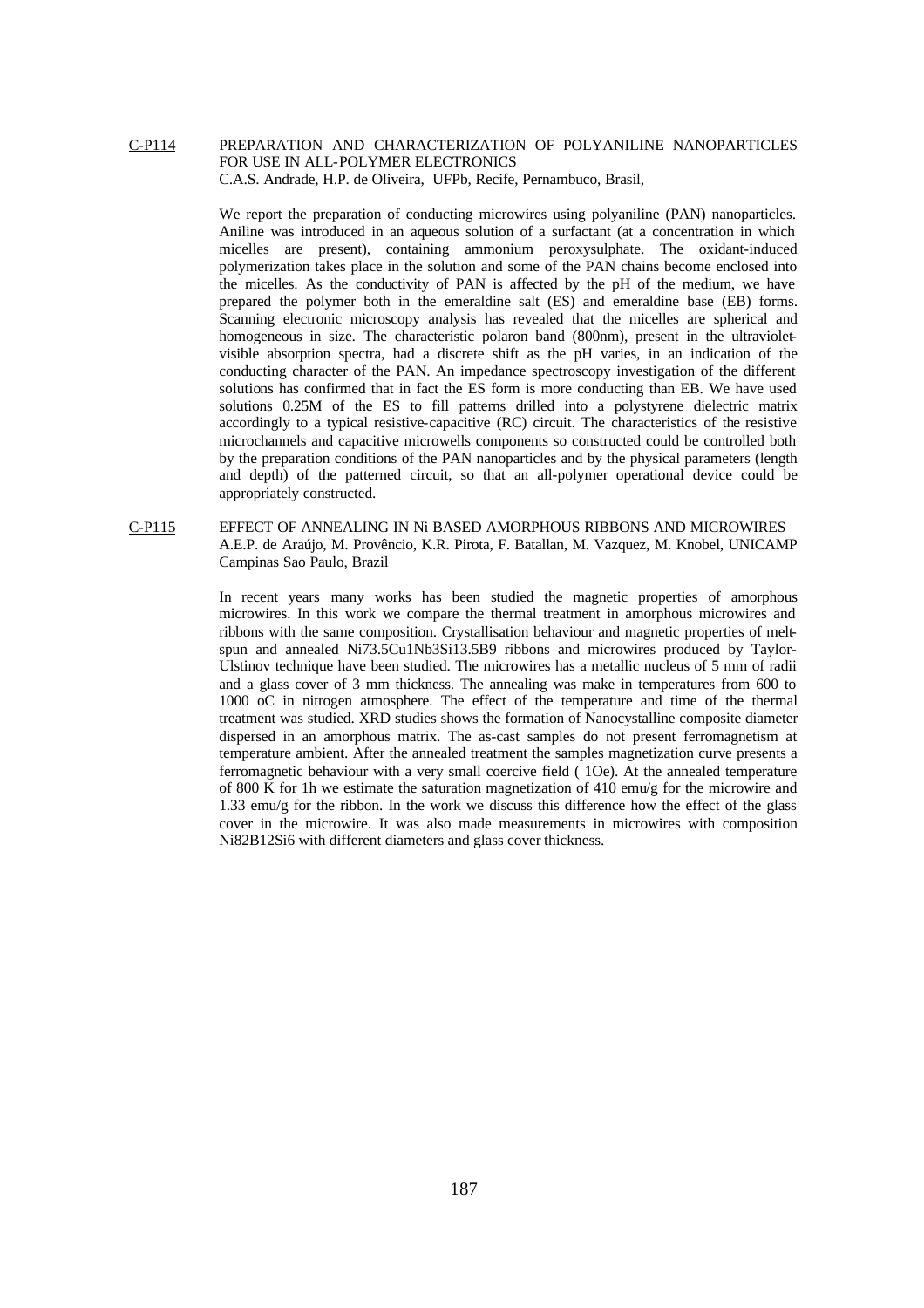C-P114 PREPARATION AND CHARACTERIZATION OF POLYANILINE NANOPARTICLES FOR USE IN ALL-POLYMER ELECTRONICS
C.A.S. Andrade, H.P. de Oliveira, UFPb, Recife, Pernambuco, Brasil,

We report the preparation of conducting microwires using polyaniline (PAN) nanoparticles. Aniline was introduced in an aqueous solution of a surfactant (at a concentration in which micelles are present), containing ammonium peroxysulphate. The oxidant-induced polymerization takes place in the solution and some of the PAN chains become enclosed into the micelles. As the conductivity of PAN is affected by the pH of the medium, we have prepared the polymer both in the emeraldine salt (ES) and emeraldine base (EB) forms. Scanning electronic microscopy analysis has revealed that the micelles are spherical and homogeneous in size. The characteristic polaron band (800nm), present in the ultraviolet-visible absorption spectra, had a discrete shift as the pH varies, in an indication of the conducting character of the PAN. An impedance spectroscopy investigation of the different solutions has confirmed that in fact the ES form is more conducting than EB. We have used solutions 0.25M of the ES to fill patterns drilled into a polystyrene dielectric matrix accordingly to a typical resistive-capacitive (RC) circuit. The characteristics of the resistive microchannels and capacitive microwells components so constructed could be controlled both by the preparation conditions of the PAN nanoparticles and by the physical parameters (length and depth) of the patterned circuit, so that an all-polymer operational device could be appropriately constructed.

C-P115 EFFECT OF ANNEALING IN Ni BASED AMORPHOUS RIBBONS AND MICROWIRES
A.E.P. de Araújo, M. Provêncio, K.R. Pirota, F. Batallan, M. Vazquez, M. Knobel, UNICAMP Campinas Sao Paulo, Brazil

In recent years many works has been studied the magnetic properties of amorphous microwires. In this work we compare the thermal treatment in amorphous microwires and ribbons with the same composition. Crystallisation behaviour and magnetic properties of melt-spun and annealed $Ni_{73.5}Cu_1Nb_3Si_{13.5}B_9$ ribbons and microwires produced by Taylor-Ulstinov technique have been studied. The microwires has a metallic nucleus of 5 mm of radii and a glass cover of 3 mm thickness. The annealing was make in temperatures from 600 to 1000 oC in nitrogen atmosphere. The effect of the temperature and time of the thermal treatment was studied. XRD studies shows the formation of Nanocystalline composite diameter dispersed in an amorphous matrix. The as-cast samples do not present ferromagnetism at temperature ambient. After the annealed treatment the samples magnetization curve presents a ferromagnetic behaviour with a very small coercive field ( 1Oe). At the annealed temperature of 800 K for 1h we estimate the saturation magnetization of 410 emu/g for the microwire and 1.33 emu/g for the ribbon. In the work we discuss this difference how the effect of the glass cover in the microwire. It was also made measurements in microwires with composition $Ni_{82}B_{12}Si_6$ with different diameters and glass cover thickness.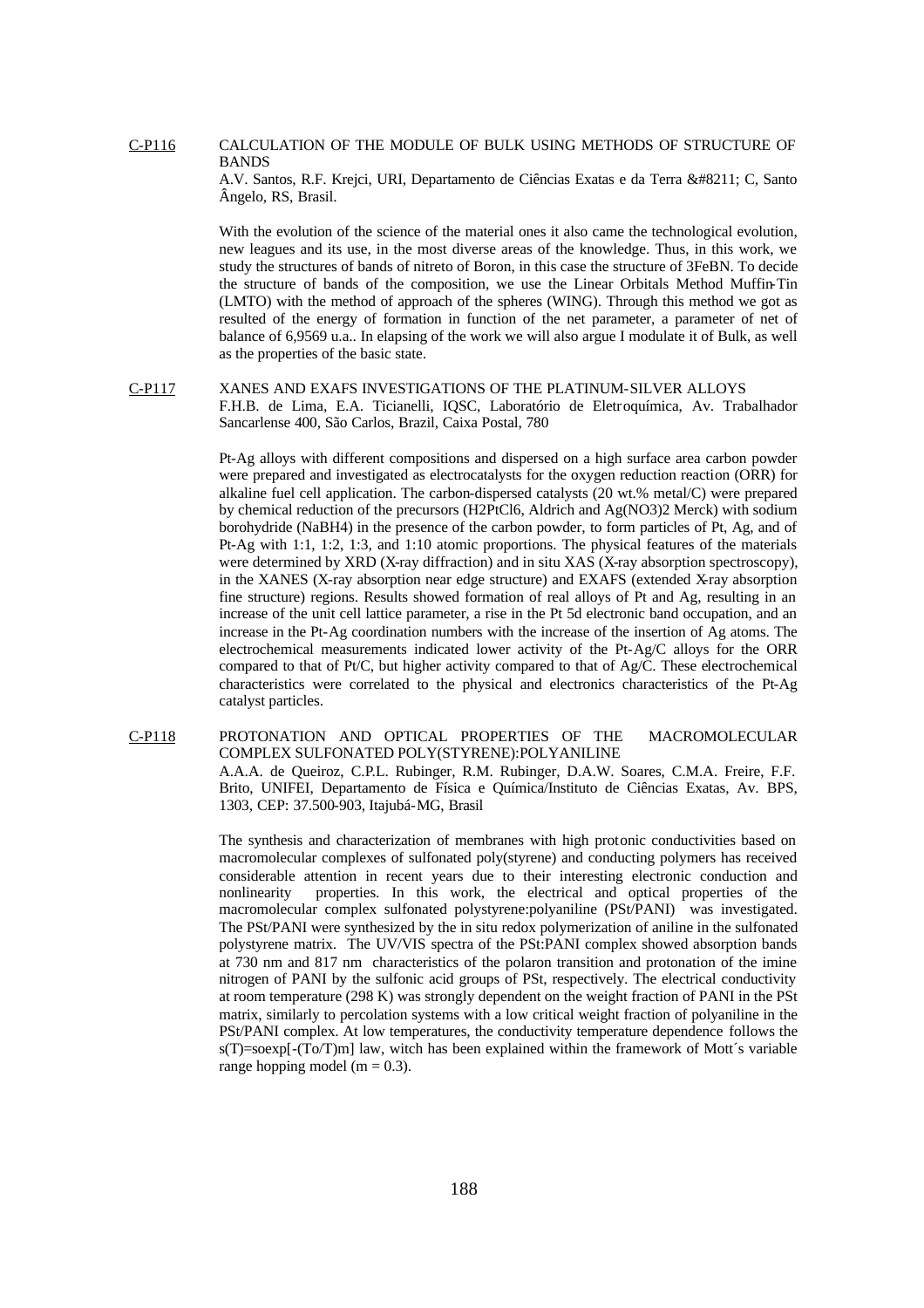C-P116 CALCULATION OF THE MODULE OF BULK USING METHODS OF STRUCTURE OF BANDS

A.V. Santos, R.F. Krejci, URI, Departamento de Ciências Exatas e da Terra &#8211; C, Santo Ângelo, RS, Brasil.

With the evolution of the science of the material ones it also came the technological evolution, new leagues and its use, in the most diverse areas of the knowledge. Thus, in this work, we study the structures of bands of nitreto of Boron, in this case the structure of 3FeBN. To decide the structure of bands of the composition, we use the Linear Orbitals Method Muffin-Tin (LMTO) with the method of approach of the spheres (WING). Through this method we got as resulted of the energy of formation in function of the net parameter, a parameter of net of balance of 6,9569 u.a.. In elapsing of the work we will also argue I modulate it of Bulk, as well as the properties of the basic state.

C-P117 XANES AND EXAFS INVESTIGATIONS OF THE PLATINUM-SILVER ALLOYS

F.H.B. de Lima, E.A. Ticianelli, IQSC, Laboratório de Eletroquímica, Av. Trabalhador Sancarlense 400, São Carlos, Brazil, Caixa Postal, 780

Pt-Ag alloys with different compositions and dispersed on a high surface area carbon powder were prepared and investigated as electrocatalysts for the oxygen reduction reaction (ORR) for alkaline fuel cell application. The carbon-dispersed catalysts (20 wt.% metal/C) were prepared by chemical reduction of the precursors ($H_2PtCl_6$, Aldrich and $Ag(NO_3)_2$ Merck) with sodium borohydride ($NaBH_4$) in the presence of the carbon powder, to form particles of Pt, Ag, and of Pt-Ag with 1:1, 1:2, 1:3, and 1:10 atomic proportions. The physical features of the materials were determined by XRD (X-ray diffraction) and in situ XAS (X-ray absorption spectroscopy), in the XANES (X-ray absorption near edge structure) and EXAFS (extended X-ray absorption fine structure) regions. Results showed formation of real alloys of Pt and Ag, resulting in an increase of the unit cell lattice parameter, a rise in the Pt 5d electronic band occupation, and an increase in the Pt-Ag coordination numbers with the increase of the insertion of Ag atoms. The electrochemical measurements indicated lower activity of the Pt-Ag/C alloys for the ORR compared to that of Pt/C, but higher activity compared to that of Ag/C. These electrochemical characteristics were correlated to the physical and electronics characteristics of the Pt-Ag catalyst particles.

C-P118 PROTONATION AND OPTICAL PROPERTIES OF THE MACROMOLECULAR COMPLEX SULFONATED POLY(STYRENE):POLYANILINE

A.A.A. de Queiroz, C.P.L. Rubinger, R.M. Rubinger, D.A.W. Soares, C.M.A. Freire, F.F. Brito, UNIFEI, Departamento de Física e Química/Instituto de Ciências Exatas, Av. BPS, 1303, CEP: 37.500-903, Itajubá-MG, Brasil

The synthesis and characterization of membranes with high protonic conductivities based on macromolecular complexes of sulfonated poly(styrene) and conducting polymers has received considerable attention in recent years due to their interesting electronic conduction and nonlinearity properties. In this work, the electrical and optical properties of the macromolecular complex sulfonated polystyrene:polyaniline (PSt/PANI) was investigated. The PSt/PANI were synthesized by the in situ redox polymerization of aniline in the sulfonated polystyrene matrix. The UV/VIS spectra of the PSt:PANI complex showed absorption bands at 730 nm and 817 nm characteristics of the polaron transition and protonation of the imine nitrogen of PANI by the sulfonic acid groups of PSt, respectively. The electrical conductivity at room temperature (298 K) was strongly dependent on the weight fraction of PANI in the PSt matrix, similarly to percolation systems with a low critical weight fraction of polyaniline in the PSt/PANI complex. At low temperatures, the conductivity temperature dependence follows the $s(T)=s_o\exp[-(T_o/T)^m]$ law, witch has been explained within the framework of Mott´s variable range hopping model ($m = 0.3$).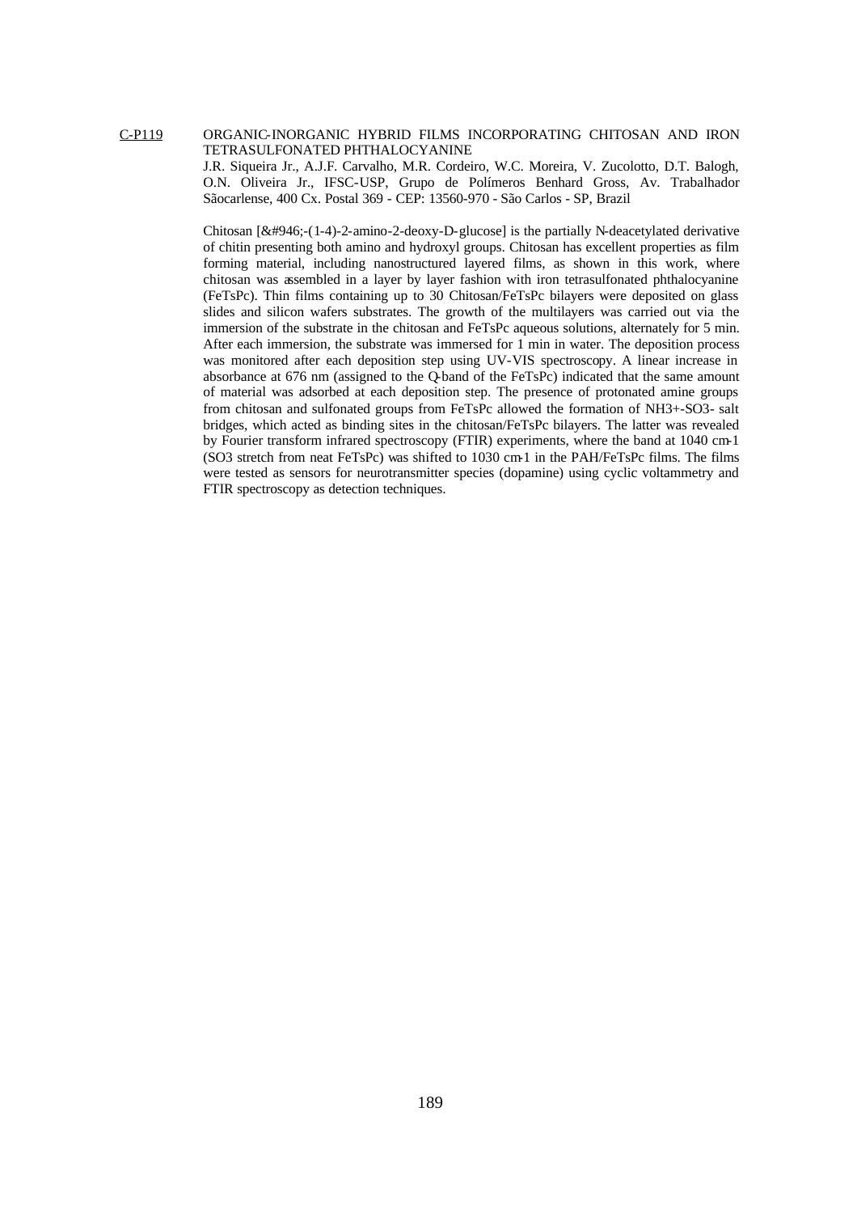C-P119 ORGANIC-INORGANIC HYBRID FILMS INCORPORATING CHITOSAN AND IRON TETRASULFONATED PHTHALOCYANINE

J.R. Siqueira Jr., A.J.F. Carvalho, M.R. Cordeiro, W.C. Moreira, V. Zucolotto, D.T. Balogh, O.N. Oliveira Jr., IFSC-USP, Grupo de Polímeros Benhard Gross, Av. Trabalhador Sãocarlense, 400 Cx. Postal 369 - CEP: 13560-970 - São Carlos - SP, Brazil

Chitosan [&#946;-(1-4)-2-amino-2-deoxy-D-glucose] is the partially N-deacetylated derivative of chitin presenting both amino and hydroxyl groups. Chitosan has excellent properties as film forming material, including nanostructured layered films, as shown in this work, where chitosan was assembled in a layer by layer fashion with iron tetrasulfonated phthalocyanine (FeTsPc). Thin films containing up to 30 Chitosan/FeTsPc bilayers were deposited on glass slides and silicon wafers substrates. The growth of the multilayers was carried out via the immersion of the substrate in the chitosan and FeTsPc aqueous solutions, alternately for 5 min. After each immersion, the substrate was immersed for 1 min in water. The deposition process was monitored after each deposition step using UV-VIS spectroscopy. A linear increase in absorbance at 676 nm (assigned to the Q-band of the FeTsPc) indicated that the same amount of material was adsorbed at each deposition step. The presence of protonated amine groups from chitosan and sulfonated groups from FeTsPc allowed the formation of $NH_3^+$-$SO_3^-$ salt bridges, which acted as binding sites in the chitosan/FeTsPc bilayers. The latter was revealed by Fourier transform infrared spectroscopy (FTIR) experiments, where the band at 1040 $cm^{-1}$ ($SO_3$ stretch from neat FeTsPc) was shifted to 1030 $cm^{-1}$ in the PAH/FeTsPc films. The films were tested as sensors for neurotransmitter species (dopamine) using cyclic voltammetry and FTIR spectroscopy as detection techniques.